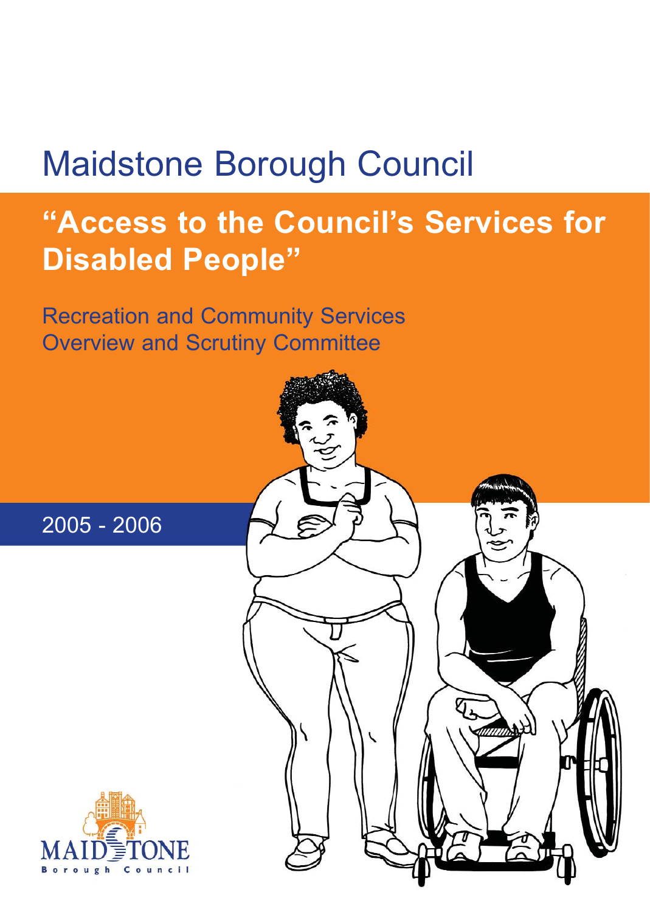# Maidstone Borough Council

## "Access to the Council's Services for Disabled People"

Recreation and Community Services Overview and Scrutiny Committee

2005 - 2006

MAIDSTONE Borough Council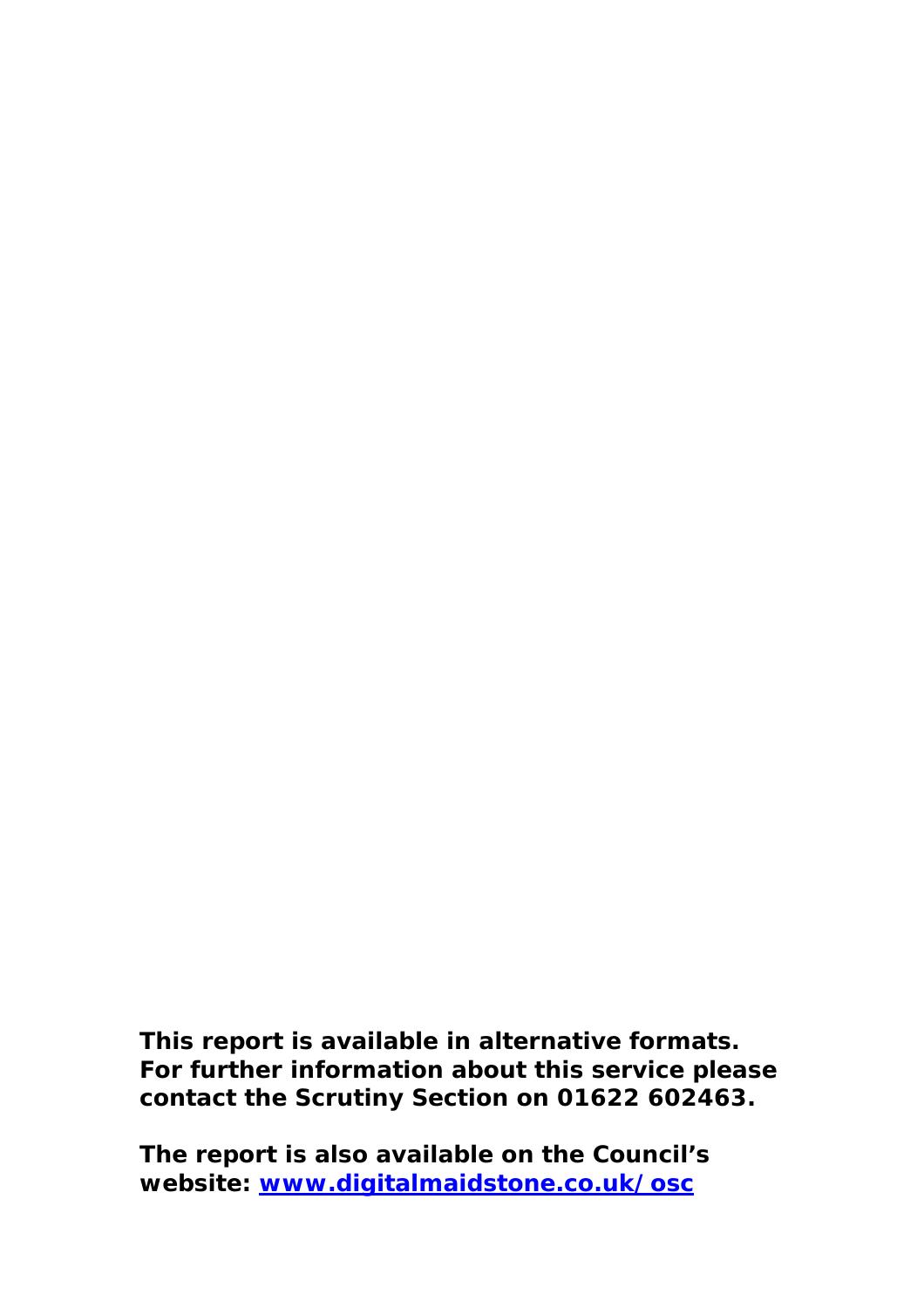**This report is available in alternative formats. For further information about this service please contact the Scrutiny Section on 01622 602463.**

**The report is also available on the Council's website: [www.digitalmaidstone.co.uk/osc](www.digitalmaidstone.co.uk/osc)**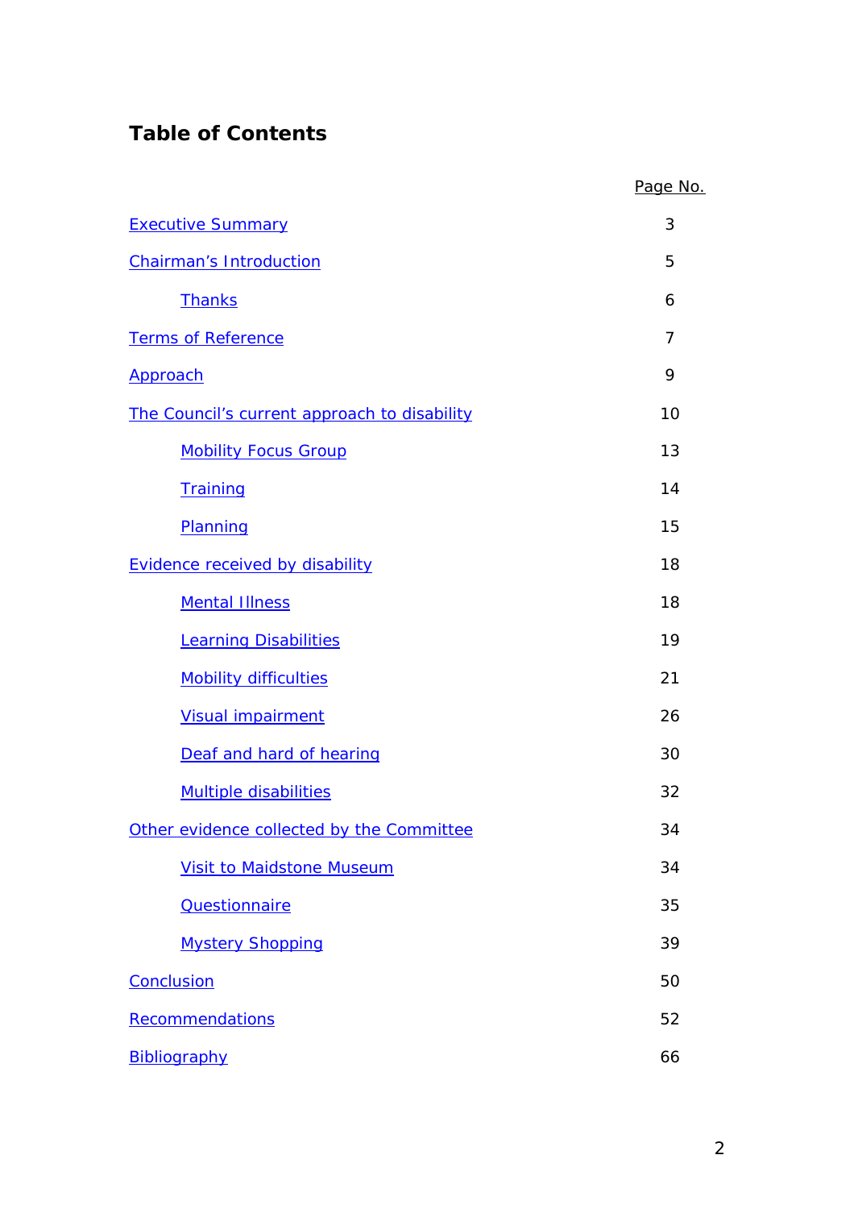## Table of Contents

| | Page No. |
|---|---|
| Executive Summary | 3 |
| Chairman's Introduction | 5 |
| &nbsp;&nbsp;&nbsp;&nbsp;Thanks | 6 |
| Terms of Reference | 7 |
| Approach | 9 |
| The Council's current approach to disability | 10 |
| &nbsp;&nbsp;&nbsp;&nbsp;Mobility Focus Group | 13 |
| &nbsp;&nbsp;&nbsp;&nbsp;Training | 14 |
| &nbsp;&nbsp;&nbsp;&nbsp;Planning | 15 |
| Evidence received by disability | 18 |
| &nbsp;&nbsp;&nbsp;&nbsp;Mental Illness | 18 |
| &nbsp;&nbsp;&nbsp;&nbsp;Learning Disabilities | 19 |
| &nbsp;&nbsp;&nbsp;&nbsp;Mobility difficulties | 21 |
| &nbsp;&nbsp;&nbsp;&nbsp;Visual impairment | 26 |
| &nbsp;&nbsp;&nbsp;&nbsp;Deaf and hard of hearing | 30 |
| &nbsp;&nbsp;&nbsp;&nbsp;Multiple disabilities | 32 |
| Other evidence collected by the Committee | 34 |
| &nbsp;&nbsp;&nbsp;&nbsp;Visit to Maidstone Museum | 34 |
| &nbsp;&nbsp;&nbsp;&nbsp;Questionnaire | 35 |
| &nbsp;&nbsp;&nbsp;&nbsp;Mystery Shopping | 39 |
| Conclusion | 50 |
| Recommendations | 52 |
| Bibliography | 66 |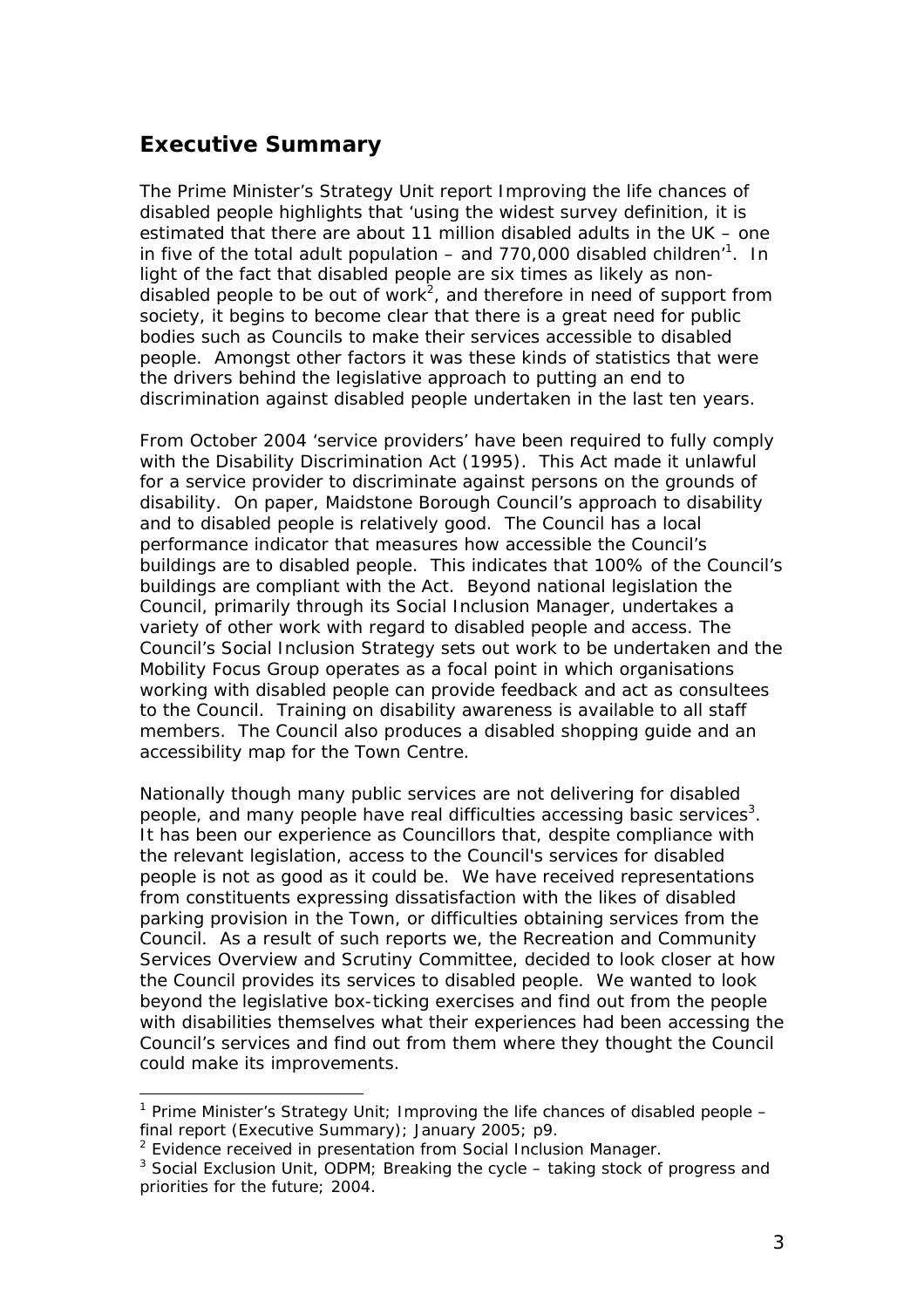## Executive Summary

The Prime Minister's Strategy Unit report Improving the life chances of disabled people highlights that 'using the widest survey definition, it is estimated that there are about 11 million disabled adults in the UK – one in five of the total adult population – and 770,000 disabled children'[1]. In light of the fact that disabled people are six times as likely as non-disabled people to be out of work[2], and therefore in need of support from society, it begins to become clear that there is a great need for public bodies such as Councils to make their services accessible to disabled people. Amongst other factors it was these kinds of statistics that were the drivers behind the legislative approach to putting an end to discrimination against disabled people undertaken in the last ten years.

From October 2004 'service providers' have been required to fully comply with the Disability Discrimination Act (1995). This Act made it unlawful for a service provider to discriminate against persons on the grounds of disability. On paper, Maidstone Borough Council's approach to disability and to disabled people is relatively good. The Council has a local performance indicator that measures how accessible the Council's buildings are to disabled people. This indicates that 100% of the Council's buildings are compliant with the Act. Beyond national legislation the Council, primarily through its Social Inclusion Manager, undertakes a variety of other work with regard to disabled people and access. The Council's Social Inclusion Strategy sets out work to be undertaken and the Mobility Focus Group operates as a focal point in which organisations working with disabled people can provide feedback and act as consultees to the Council. Training on disability awareness is available to all staff members. The Council also produces a disabled shopping guide and an accessibility map for the Town Centre.

Nationally though many public services are not delivering for disabled people, and many people have real difficulties accessing basic services[3]. It has been our experience as Councillors that, despite compliance with the relevant legislation, access to the Council's services for disabled people is not as good as it could be. We have received representations from constituents expressing dissatisfaction with the likes of disabled parking provision in the Town, or difficulties obtaining services from the Council. As a result of such reports we, the Recreation and Community Services Overview and Scrutiny Committee, decided to look closer at how the Council provides its services to disabled people. We wanted to look beyond the legislative box-ticking exercises and find out from the people with disabilities themselves what their experiences had been accessing the Council's services and find out from them where they thought the Council could make its improvements.

---

[1] Prime Minister's Strategy Unit; Improving the life chances of disabled people – final report (Executive Summary); January 2005; p9.

[2] Evidence received in presentation from Social Inclusion Manager.

[3] Social Exclusion Unit, ODPM; Breaking the cycle – taking stock of progress and priorities for the future; 2004.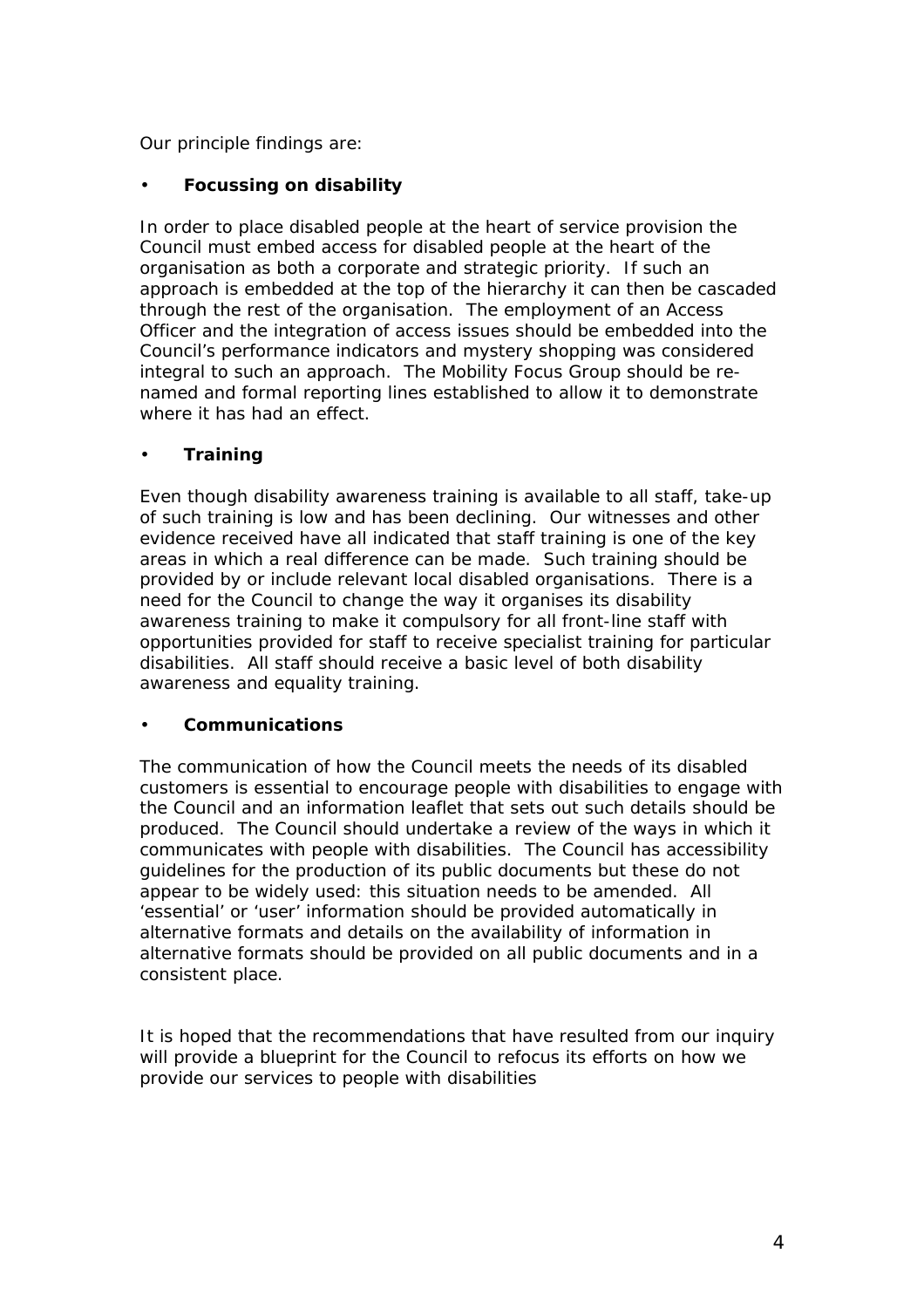Our principle findings are:

- **Focussing on disability**

In order to place disabled people at the heart of service provision the Council must embed access for disabled people at the heart of the organisation as both a corporate and strategic priority. If such an approach is embedded at the top of the hierarchy it can then be cascaded through the rest of the organisation. The employment of an Access Officer and the integration of access issues should be embedded into the Council's performance indicators and mystery shopping was considered integral to such an approach. The Mobility Focus Group should be re-named and formal reporting lines established to allow it to demonstrate where it has had an effect.

- **Training**

Even though disability awareness training is available to all staff, take-up of such training is low and has been declining. Our witnesses and other evidence received have all indicated that staff training is one of the key areas in which a real difference can be made. Such training should be provided by or include relevant local disabled organisations. There is a need for the Council to change the way it organises its disability awareness training to make it compulsory for all front-line staff with opportunities provided for staff to receive specialist training for particular disabilities. All staff should receive a basic level of both disability awareness and equality training.

- **Communications**

The communication of how the Council meets the needs of its disabled customers is essential to encourage people with disabilities to engage with the Council and an information leaflet that sets out such details should be produced. The Council should undertake a review of the ways in which it communicates with people with disabilities. The Council has accessibility guidelines for the production of its public documents but these do not appear to be widely used: this situation needs to be amended. All 'essential' or 'user' information should be provided automatically in alternative formats and details on the availability of information in alternative formats should be provided on all public documents and in a consistent place.

It is hoped that the recommendations that have resulted from our inquiry will provide a blueprint for the Council to refocus its efforts on how we provide our services to people with disabilities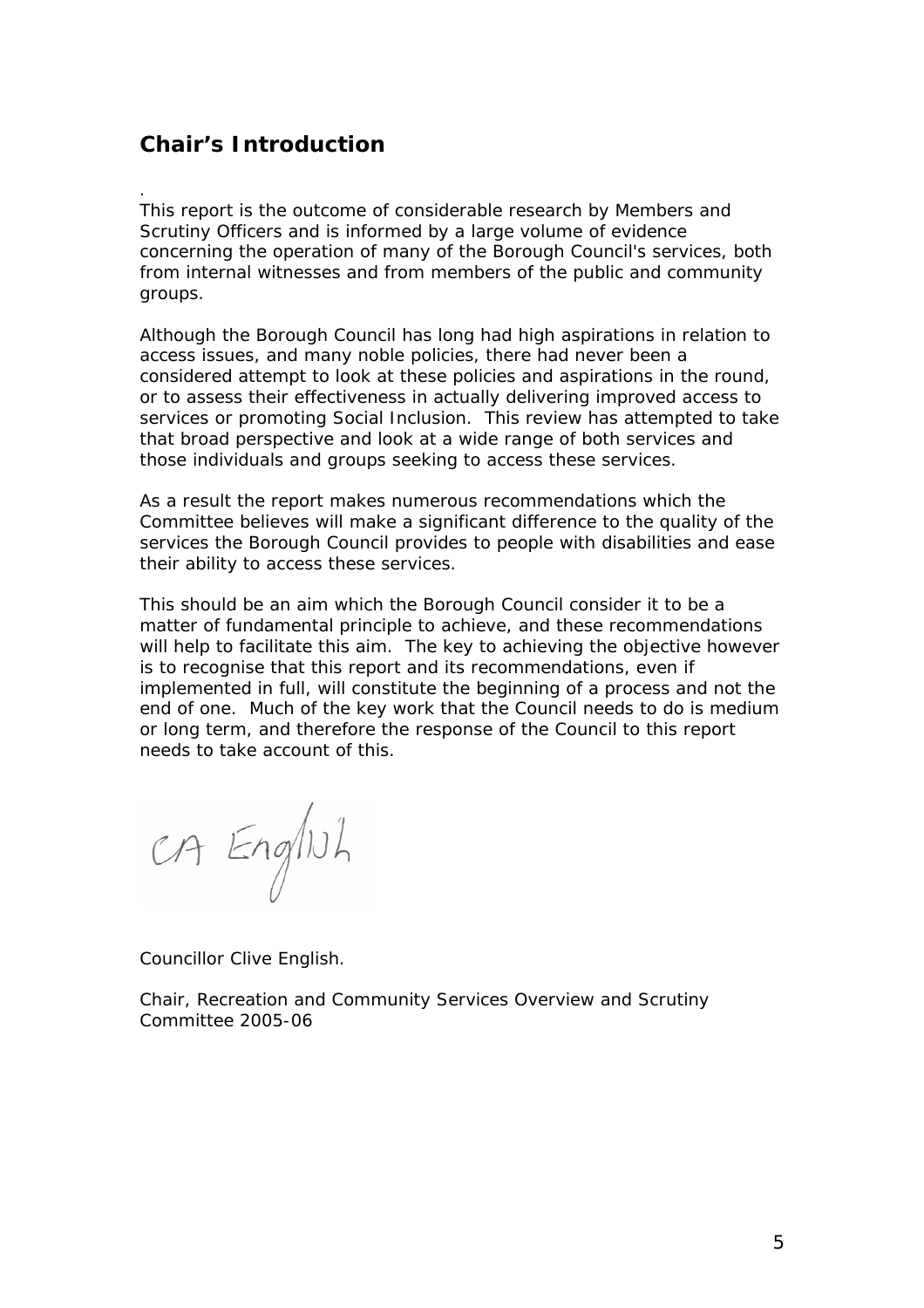## Chair's Introduction

.
This report is the outcome of considerable research by Members and Scrutiny Officers and is informed by a large volume of evidence concerning the operation of many of the Borough Council's services, both from internal witnesses and from members of the public and community groups.

Although the Borough Council has long had high aspirations in relation to access issues, and many noble policies, there had never been a considered attempt to look at these policies and aspirations in the round, or to assess their effectiveness in actually delivering improved access to services or promoting Social Inclusion. This review has attempted to take that broad perspective and look at a wide range of both services and those individuals and groups seeking to access these services.

As a result the report makes numerous recommendations which the Committee believes will make a significant difference to the quality of the services the Borough Council provides to people with disabilities and ease their ability to access these services.

This should be an aim which the Borough Council consider it to be a matter of fundamental principle to achieve, and these recommendations will help to facilitate this aim. The key to achieving the objective however is to recognise that this report and its recommendations, even if implemented in full, will constitute the beginning of a process and not the end of one. Much of the key work that the Council needs to do is medium or long term, and therefore the response of the Council to this report needs to take account of this.

CA English

Councillor Clive English.

Chair, Recreation and Community Services Overview and Scrutiny Committee 2005-06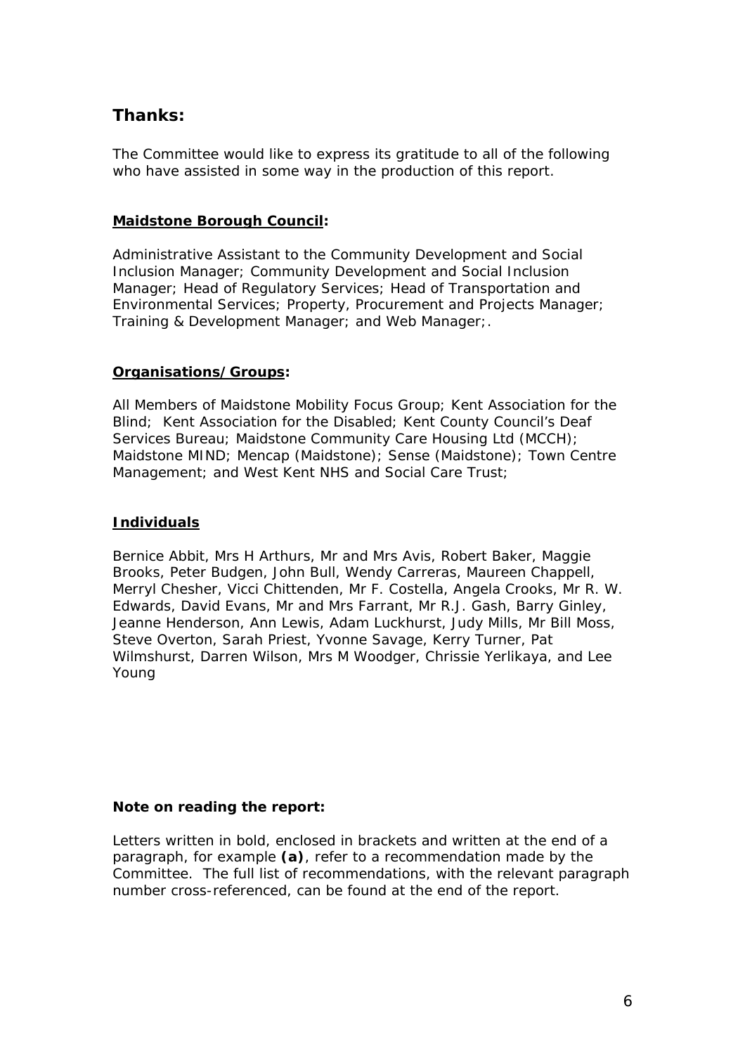## Thanks:

The Committee would like to express its gratitude to all of the following who have assisted in some way in the production of this report.

**Maidstone Borough Council:**

Administrative Assistant to the Community Development and Social Inclusion Manager; Community Development and Social Inclusion Manager; Head of Regulatory Services; Head of Transportation and Environmental Services; Property, Procurement and Projects Manager; Training & Development Manager; and Web Manager;.

**Organisations/Groups:**

All Members of Maidstone Mobility Focus Group; Kent Association for the Blind; Kent Association for the Disabled; Kent County Council's Deaf Services Bureau; Maidstone Community Care Housing Ltd (MCCH); Maidstone MIND; Mencap (Maidstone); Sense (Maidstone); Town Centre Management; and West Kent NHS and Social Care Trust;

**Individuals**

Bernice Abbit, Mrs H Arthurs, Mr and Mrs Avis, Robert Baker, Maggie Brooks, Peter Budgen, John Bull, Wendy Carreras, Maureen Chappell, Merryl Chesher, Vicci Chittenden, Mr F. Costella, Angela Crooks, Mr R. W. Edwards, David Evans, Mr and Mrs Farrant, Mr R.J. Gash, Barry Ginley, Jeanne Henderson, Ann Lewis, Adam Luckhurst, Judy Mills, Mr Bill Moss, Steve Overton, Sarah Priest, Yvonne Savage, Kerry Turner, Pat Wilmshurst, Darren Wilson, Mrs M Woodger, Chrissie Yerlikaya, and Lee Young

**Note on reading the report:**

Letters written in bold, enclosed in brackets and written at the end of a paragraph, for example **(a)**, refer to a recommendation made by the Committee. The full list of recommendations, with the relevant paragraph number cross-referenced, can be found at the end of the report.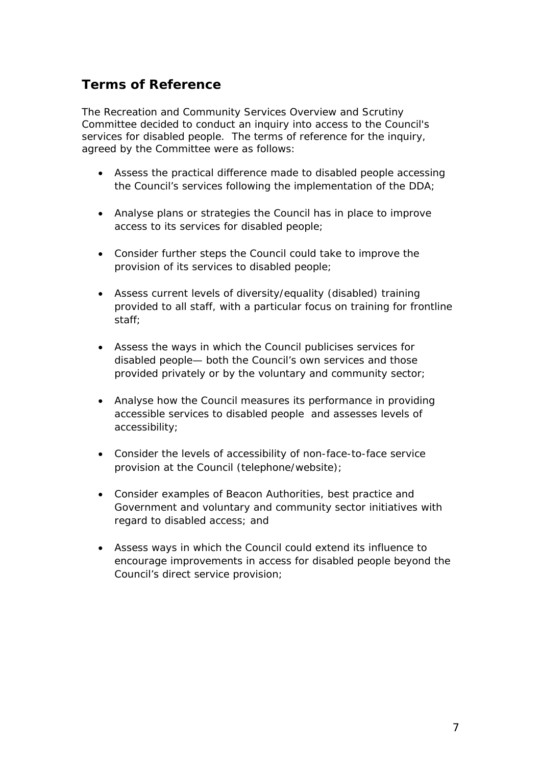## Terms of Reference

The Recreation and Community Services Overview and Scrutiny Committee decided to conduct an inquiry into access to the Council's services for disabled people. The terms of reference for the inquiry, agreed by the Committee were as follows:

- Assess the practical difference made to disabled people accessing the Council's services following the implementation of the DDA;
- Analyse plans or strategies the Council has in place to improve access to its services for disabled people;
- Consider further steps the Council could take to improve the provision of its services to disabled people;
- Assess current levels of diversity/equality (disabled) training provided to all staff, with a particular focus on training for frontline staff;
- Assess the ways in which the Council publicises services for disabled people— both the Council's own services and those provided privately or by the voluntary and community sector;
- Analyse how the Council measures its performance in providing accessible services to disabled people and assesses levels of accessibility;
- Consider the levels of accessibility of non-face-to-face service provision at the Council (telephone/website);
- Consider examples of Beacon Authorities, best practice and Government and voluntary and community sector initiatives with regard to disabled access; and
- Assess ways in which the Council could extend its influence to encourage improvements in access for disabled people beyond the Council's direct service provision;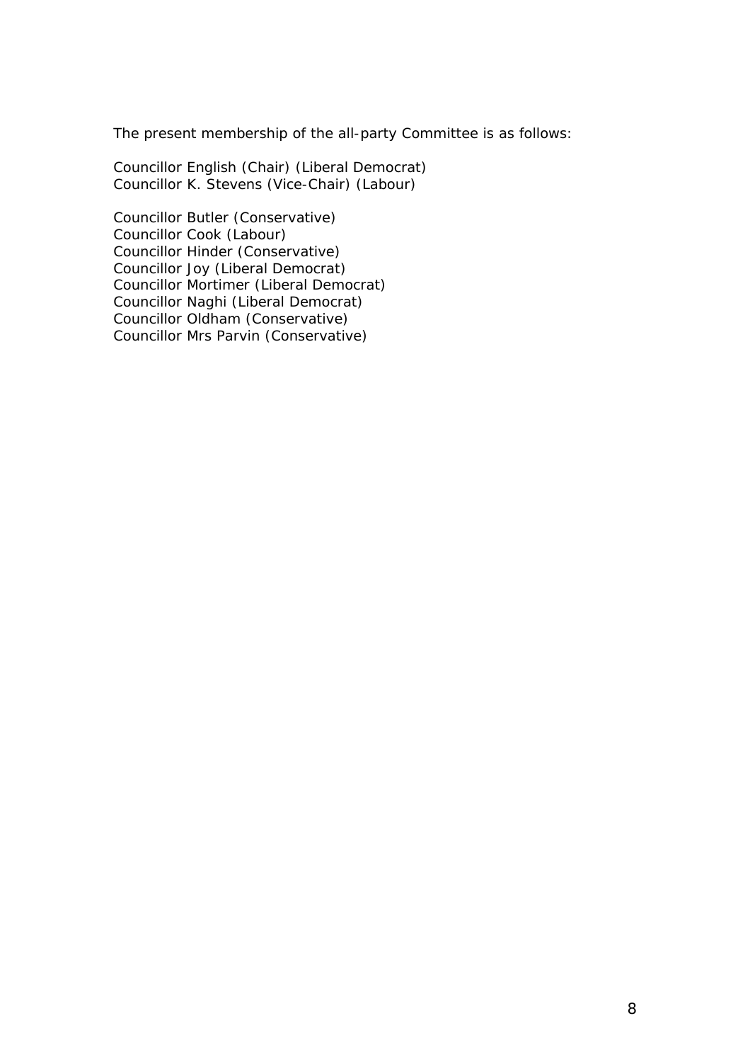The present membership of the all-party Committee is as follows:

Councillor English (Chair) (Liberal Democrat)
Councillor K. Stevens (Vice-Chair) (Labour)

Councillor Butler (Conservative)
Councillor Cook (Labour)
Councillor Hinder (Conservative)
Councillor Joy (Liberal Democrat)
Councillor Mortimer (Liberal Democrat)
Councillor Naghi (Liberal Democrat)
Councillor Oldham (Conservative)
Councillor Mrs Parvin (Conservative)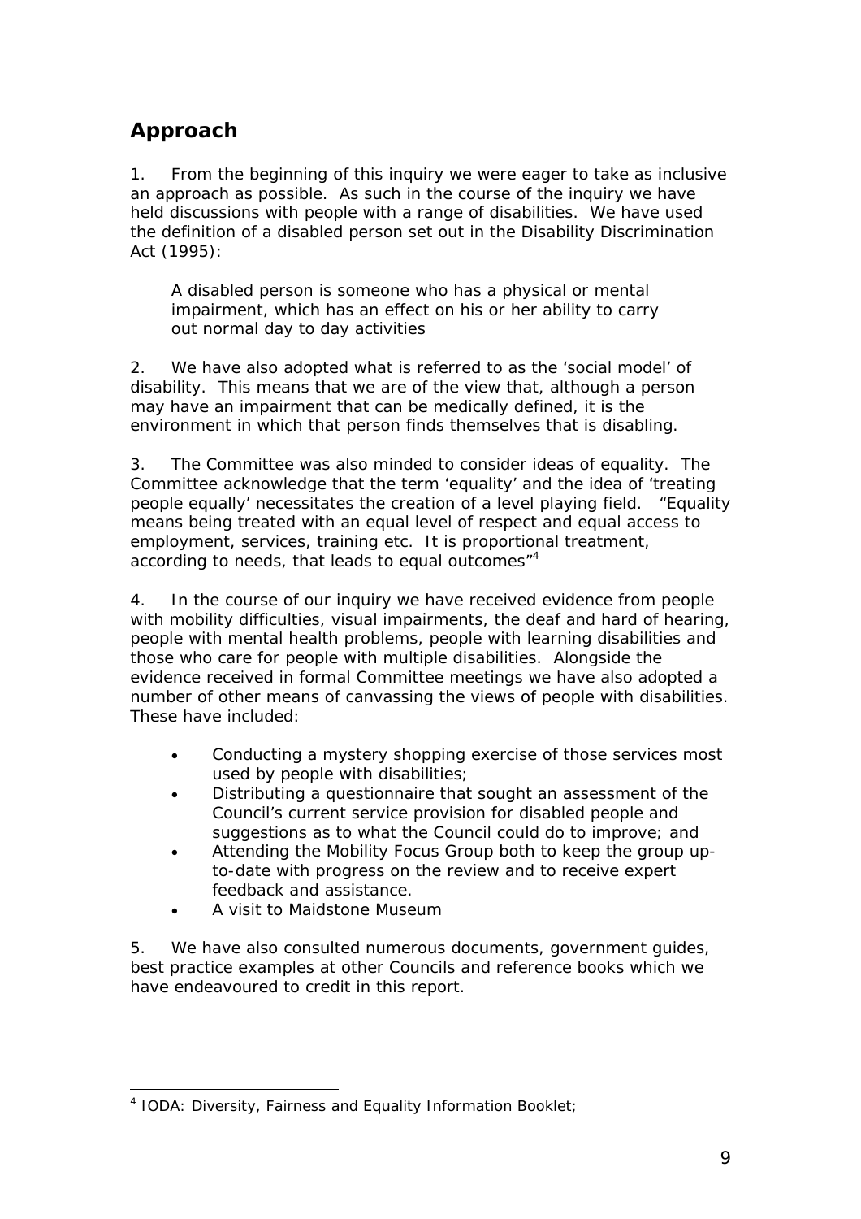## Approach

1. From the beginning of this inquiry we were eager to take as inclusive an approach as possible. As such in the course of the inquiry we have held discussions with people with a range of disabilities. We have used the definition of a disabled person set out in the Disability Discrimination Act (1995):

> *A disabled person is someone who has a physical or mental impairment, which has an effect on his or her ability to carry out normal day to day activities*

2. We have also adopted what is referred to as the 'social model' of disability. This means that we are of the view that, although a person may have an impairment that can be medically defined, it is the environment in which that person finds themselves that is disabling.

3. The Committee was also minded to consider ideas of equality. The Committee acknowledge that the term 'equality' and the idea of 'treating people equally' necessitates the creation of a level playing field. "Equality means being treated with an equal level of respect and equal access to employment, services, training etc. It is proportional treatment, according to needs, that leads to equal outcomes"[4]

4. In the course of our inquiry we have received evidence from people with mobility difficulties, visual impairments, the deaf and hard of hearing, people with mental health problems, people with learning disabilities and those who care for people with multiple disabilities. Alongside the evidence received in formal Committee meetings we have also adopted a number of other means of canvassing the views of people with disabilities. These have included:

- Conducting a mystery shopping exercise of those services most used by people with disabilities;
- Distributing a questionnaire that sought an assessment of the Council's current service provision for disabled people and suggestions as to what the Council could do to improve; and
- Attending the Mobility Focus Group both to keep the group up-to-date with progress on the review and to receive expert feedback and assistance.
- A visit to Maidstone Museum

5. We have also consulted numerous documents, government guides, best practice examples at other Councils and reference books which we have endeavoured to credit in this report.

---

[4] IODA: Diversity, Fairness and Equality Information Booklet;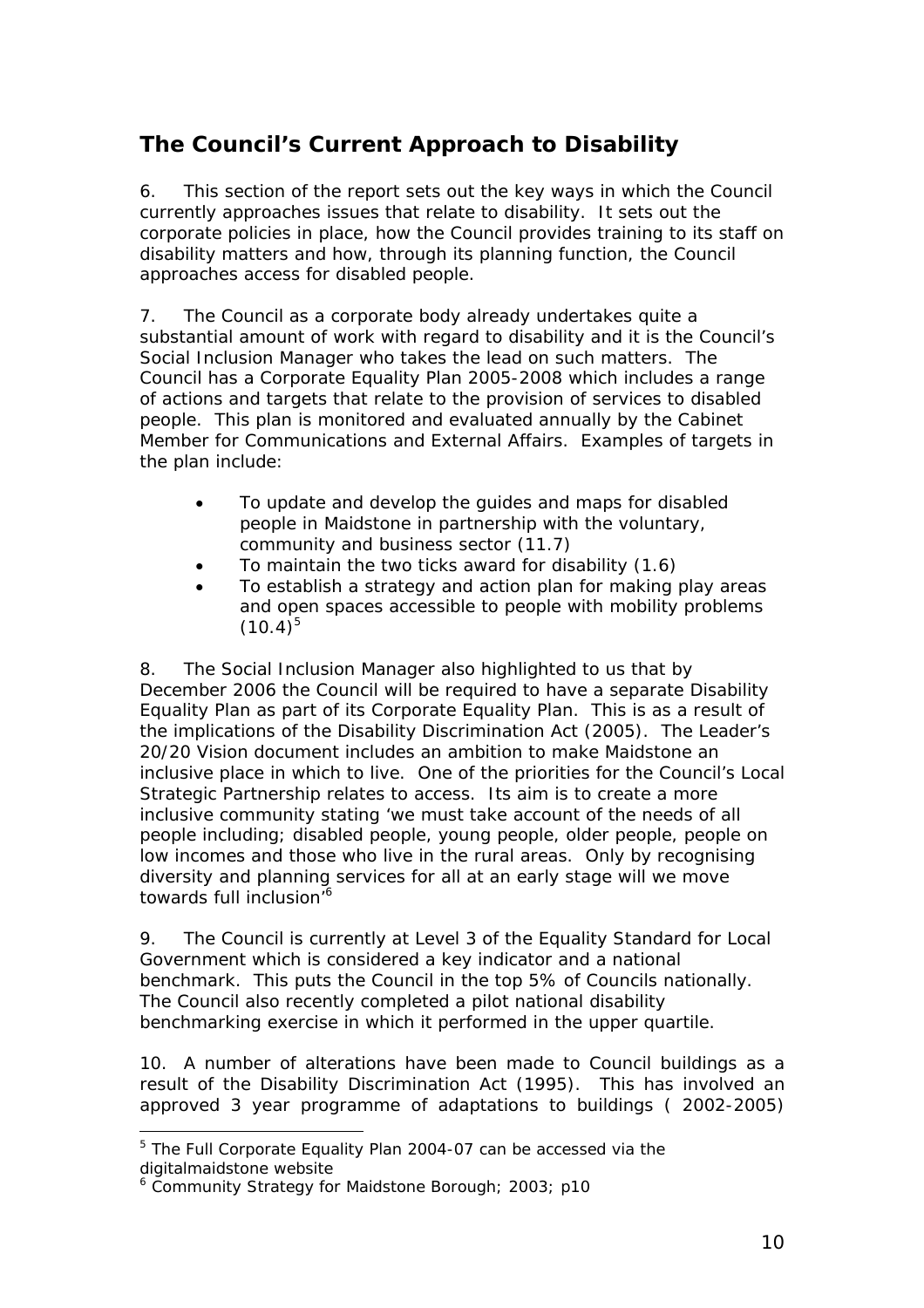## The Council's Current Approach to Disability

6. This section of the report sets out the key ways in which the Council currently approaches issues that relate to disability. It sets out the corporate policies in place, how the Council provides training to its staff on disability matters and how, through its planning function, the Council approaches access for disabled people.

7. The Council as a corporate body already undertakes quite a substantial amount of work with regard to disability and it is the Council's Social Inclusion Manager who takes the lead on such matters. The Council has a Corporate Equality Plan 2005-2008 which includes a range of actions and targets that relate to the provision of services to disabled people. This plan is monitored and evaluated annually by the Cabinet Member for Communications and External Affairs. Examples of targets in the plan include:

- To update and develop the guides and maps for disabled people in Maidstone in partnership with the voluntary, community and business sector (11.7)
- To maintain the two ticks award for disability (1.6)
- To establish a strategy and action plan for making play areas and open spaces accessible to people with mobility problems (10.4)[5]

8. The Social Inclusion Manager also highlighted to us that by December 2006 the Council will be required to have a separate Disability Equality Plan as part of its Corporate Equality Plan. This is as a result of the implications of the Disability Discrimination Act (2005). The Leader's 20/20 Vision document includes an ambition to make Maidstone an inclusive place in which to live. One of the priorities for the Council's Local Strategic Partnership relates to access. Its aim is to create a more inclusive community stating 'we must take account of the needs of all people including; disabled people, young people, older people, people on low incomes and those who live in the rural areas. Only by recognising diversity and planning services for all at an early stage will we move towards full inclusion'[6]

9. The Council is currently at Level 3 of the Equality Standard for Local Government which is considered a key indicator and a national benchmark. This puts the Council in the top 5% of Councils nationally. The Council also recently completed a pilot national disability benchmarking exercise in which it performed in the upper quartile.

10. A number of alterations have been made to Council buildings as a result of the Disability Discrimination Act (1995). This has involved an approved 3 year programme of adaptations to buildings ( 2002-2005)

---

[5] The Full Corporate Equality Plan 2004-07 can be accessed via the digitalmaidstone website

[6] Community Strategy for Maidstone Borough; 2003; p10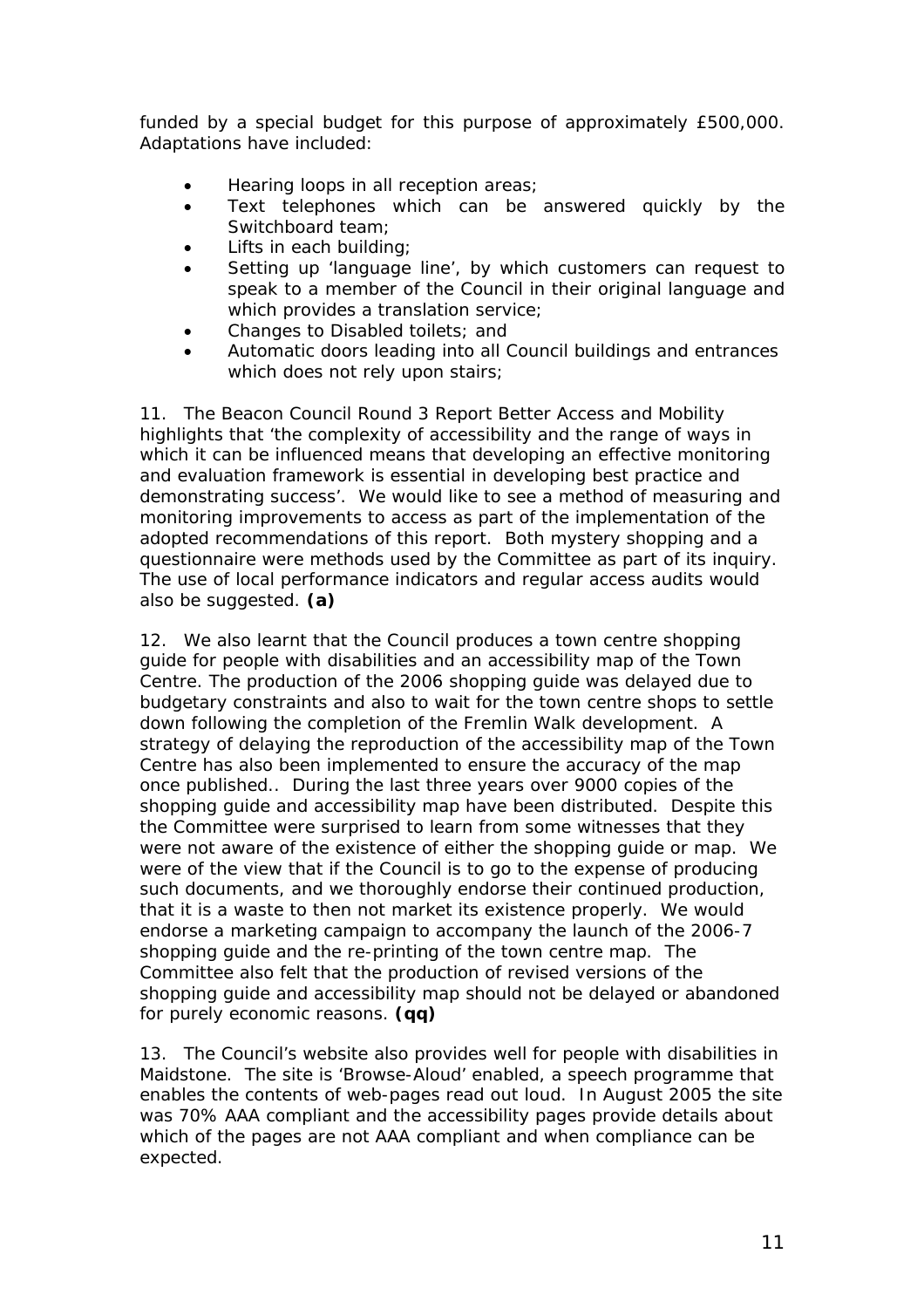funded by a special budget for this purpose of approximately £500,000. Adaptations have included:

- Hearing loops in all reception areas;
- Text telephones which can be answered quickly by the Switchboard team;
- Lifts in each building;
- Setting up 'language line', by which customers can request to speak to a member of the Council in their original language and which provides a translation service;
- Changes to Disabled toilets; and
- Automatic doors leading into all Council buildings and entrances which does not rely upon stairs;

11. The Beacon Council Round 3 Report Better Access and Mobility highlights that 'the complexity of accessibility and the range of ways in which it can be influenced means that developing an effective monitoring and evaluation framework is essential in developing best practice and demonstrating success'. We would like to see a method of measuring and monitoring improvements to access as part of the implementation of the adopted recommendations of this report. Both mystery shopping and a questionnaire were methods used by the Committee as part of its inquiry. The use of local performance indicators and regular access audits would also be suggested. **(a)**

12. We also learnt that the Council produces a town centre shopping guide for people with disabilities and an accessibility map of the Town Centre. The production of the 2006 shopping guide was delayed due to budgetary constraints and also to wait for the town centre shops to settle down following the completion of the Fremlin Walk development. A strategy of delaying the reproduction of the accessibility map of the Town Centre has also been implemented to ensure the accuracy of the map once published.. During the last three years over 9000 copies of the shopping guide and accessibility map have been distributed. Despite this the Committee were surprised to learn from some witnesses that they were not aware of the existence of either the shopping guide or map. We were of the view that if the Council is to go to the expense of producing such documents, and we thoroughly endorse their continued production, that it is a waste to then not market its existence properly. We would endorse a marketing campaign to accompany the launch of the 2006-7 shopping guide and the re-printing of the town centre map. The Committee also felt that the production of revised versions of the shopping guide and accessibility map should not be delayed or abandoned for purely economic reasons. **(qq)**

13. The Council's website also provides well for people with disabilities in Maidstone. The site is 'Browse-Aloud' enabled, a speech programme that enables the contents of web-pages read out loud. In August 2005 the site was 70% AAA compliant and the accessibility pages provide details about which of the pages are not AAA compliant and when compliance can be expected.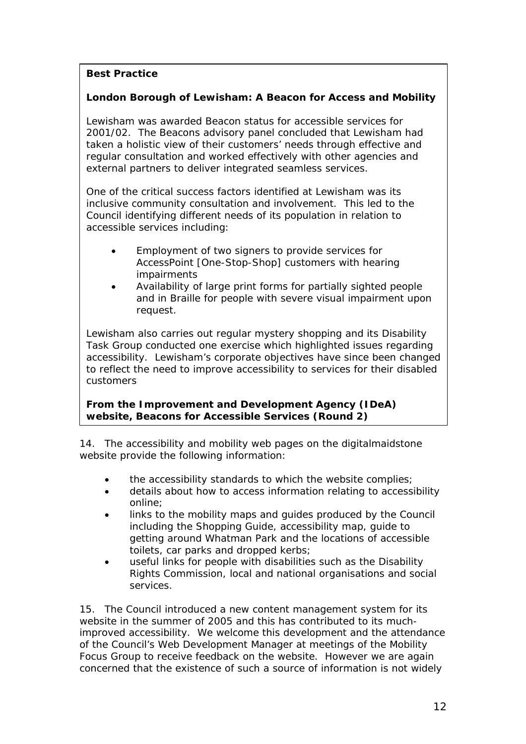**Best Practice**

**London Borough of Lewisham: A Beacon for Access and Mobility**

Lewisham was awarded Beacon status for accessible services for 2001/02. The Beacons advisory panel concluded that Lewisham had taken a holistic view of their customers' needs through effective and regular consultation and worked effectively with other agencies and external partners to deliver integrated seamless services.

One of the critical success factors identified at Lewisham was its inclusive community consultation and involvement. This led to the Council identifying different needs of its population in relation to accessible services including:

- Employment of two signers to provide services for AccessPoint [One-Stop-Shop] customers with hearing impairments
- Availability of large print forms for partially sighted people and in Braille for people with severe visual impairment upon request.

Lewisham also carries out regular mystery shopping and its Disability Task Group conducted one exercise which highlighted issues regarding accessibility. Lewisham's corporate objectives have since been changed to reflect the need to improve accessibility to services for their disabled customers

**From the Improvement and Development Agency (IDeA) website, Beacons for Accessible Services (Round 2)**

14. The accessibility and mobility web pages on the digitalmaidstone website provide the following information:

- the accessibility standards to which the website complies;
- details about how to access information relating to accessibility online;
- links to the mobility maps and guides produced by the Council including the Shopping Guide, accessibility map, guide to getting around Whatman Park and the locations of accessible toilets, car parks and dropped kerbs;
- useful links for people with disabilities such as the Disability Rights Commission, local and national organisations and social services.

15. The Council introduced a new content management system for its website in the summer of 2005 and this has contributed to its much-improved accessibility. We welcome this development and the attendance of the Council's Web Development Manager at meetings of the Mobility Focus Group to receive feedback on the website. However we are again concerned that the existence of such a source of information is not widely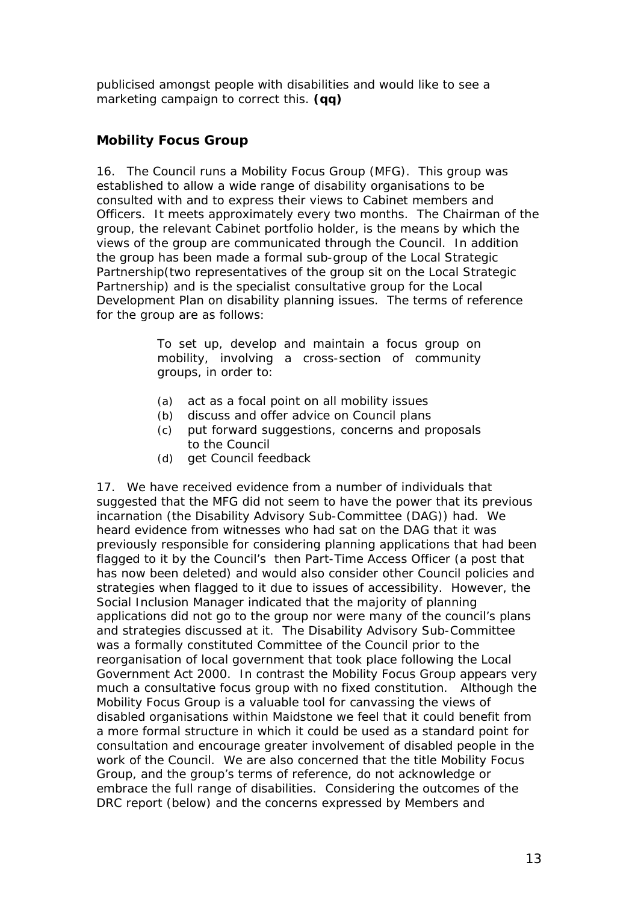publicised amongst people with disabilities and would like to see a marketing campaign to correct this. **(qq)**

## Mobility Focus Group

16. The Council runs a Mobility Focus Group (MFG). This group was established to allow a wide range of disability organisations to be consulted with and to express their views to Cabinet members and Officers. It meets approximately every two months. The Chairman of the group, the relevant Cabinet portfolio holder, is the means by which the views of the group are communicated through the Council. In addition the group has been made a formal sub-group of the Local Strategic Partnership(two representatives of the group sit on the Local Strategic Partnership) and is the specialist consultative group for the Local Development Plan on disability planning issues. The terms of reference for the group are as follows:

> To set up, develop and maintain a focus group on mobility, involving a cross-section of community groups, in order to:
>
> (a) act as a focal point on all mobility issues
> (b) discuss and offer advice on Council plans
> (c) put forward suggestions, concerns and proposals to the Council
> (d) get Council feedback

17. We have received evidence from a number of individuals that suggested that the MFG did not seem to have the power that its previous incarnation (the Disability Advisory Sub-Committee (DAG)) had. We heard evidence from witnesses who had sat on the DAG that it was previously responsible for considering planning applications that had been flagged to it by the Council's then Part-Time Access Officer (a post that has now been deleted) and would also consider other Council policies and strategies when flagged to it due to issues of accessibility. However, the Social Inclusion Manager indicated that the majority of planning applications did not go to the group nor were many of the council's plans and strategies discussed at it. The Disability Advisory Sub-Committee was a formally constituted Committee of the Council prior to the reorganisation of local government that took place following the Local Government Act 2000. In contrast the Mobility Focus Group appears very much a consultative focus group with no fixed constitution. Although the Mobility Focus Group is a valuable tool for canvassing the views of disabled organisations within Maidstone we feel that it could benefit from a more formal structure in which it could be used as a standard point for consultation and encourage greater involvement of disabled people in the work of the Council. We are also concerned that the title Mobility Focus Group, and the group's terms of reference, do not acknowledge or embrace the full range of disabilities. Considering the outcomes of the DRC report (below) and the concerns expressed by Members and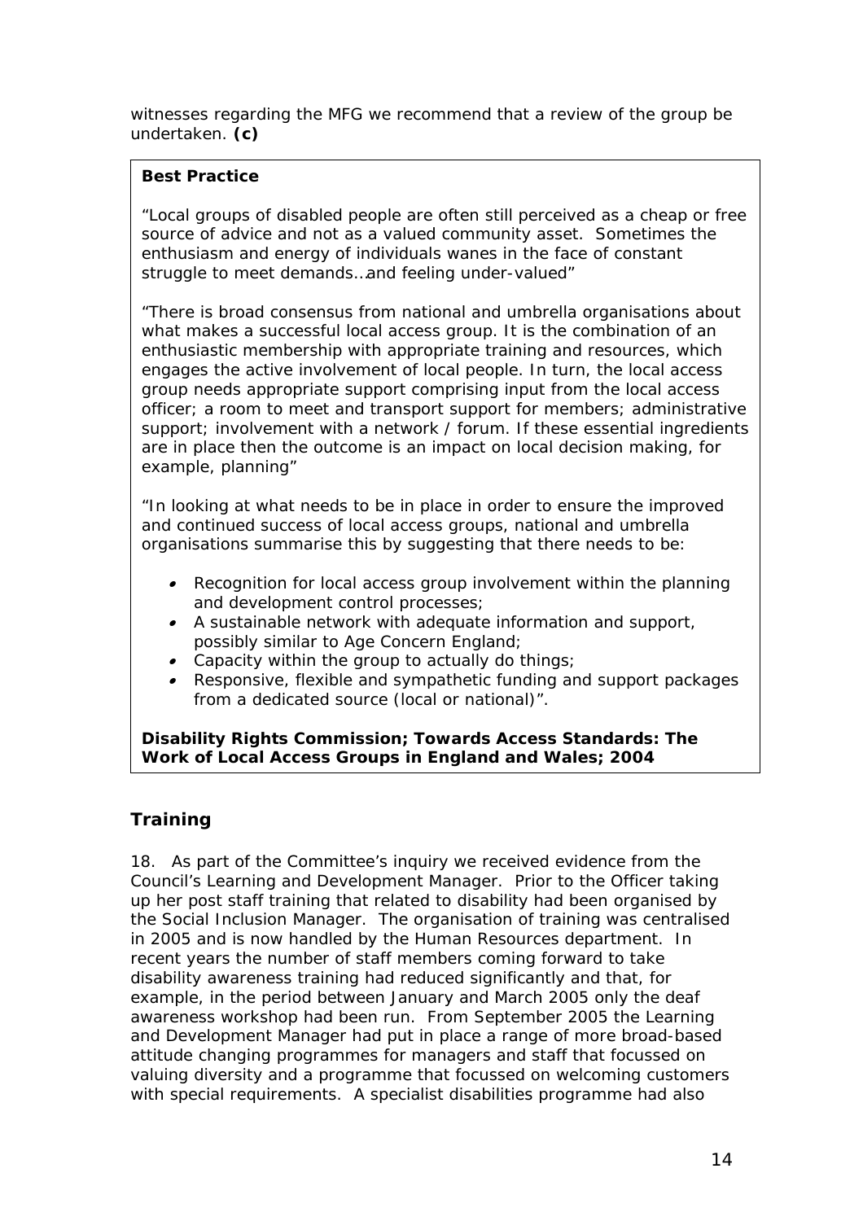witnesses regarding the MFG we recommend that a review of the group be undertaken. **(c)**

**Best Practice**

"Local groups of disabled people are often still perceived as a cheap or free source of advice and not as a valued community asset. Sometimes the enthusiasm and energy of individuals wanes in the face of constant struggle to meet demands…and feeling under-valued"

"There is broad consensus from national and umbrella organisations about what makes a successful local access group. It is the combination of an enthusiastic membership with appropriate training and resources, which engages the active involvement of local people. In turn, the local access group needs appropriate support comprising input from the local access officer; a room to meet and transport support for members; administrative support; involvement with a network / forum. If these essential ingredients are in place then the outcome is an impact on local decision making, for example, planning"

"In looking at what needs to be in place in order to ensure the improved and continued success of local access groups, national and umbrella organisations summarise this by suggesting that there needs to be:

- Recognition for local access group involvement within the planning and development control processes;
- A sustainable network with adequate information and support, possibly similar to Age Concern England;
- Capacity within the group to actually do things;
- Responsive, flexible and sympathetic funding and support packages from a dedicated source (local or national)".

**Disability Rights Commission; Towards Access Standards: The Work of Local Access Groups in England and Wales; 2004**

## Training

18. As part of the Committee's inquiry we received evidence from the Council's Learning and Development Manager. Prior to the Officer taking up her post staff training that related to disability had been organised by the Social Inclusion Manager. The organisation of training was centralised in 2005 and is now handled by the Human Resources department. In recent years the number of staff members coming forward to take disability awareness training had reduced significantly and that, for example, in the period between January and March 2005 only the deaf awareness workshop had been run. From September 2005 the Learning and Development Manager had put in place a range of more broad-based attitude changing programmes for managers and staff that focussed on valuing diversity and a programme that focussed on welcoming customers with special requirements. A specialist disabilities programme had also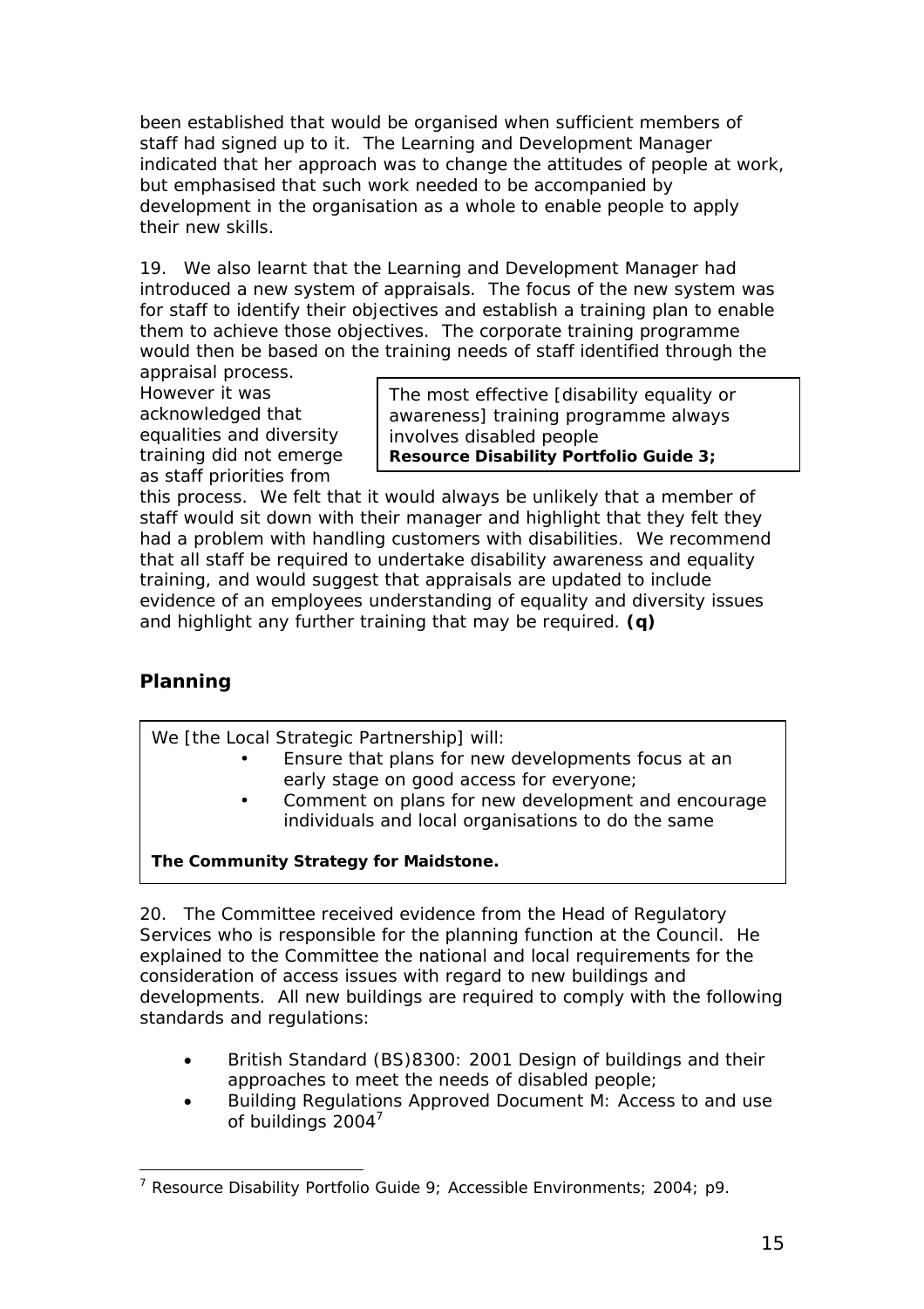been established that would be organised when sufficient members of staff had signed up to it. The Learning and Development Manager indicated that her approach was to change the attitudes of people at work, but emphasised that such work needed to be accompanied by development in the organisation as a whole to enable people to apply their new skills.

19. We also learnt that the Learning and Development Manager had introduced a new system of appraisals. The focus of the new system was for staff to identify their objectives and establish a training plan to enable them to achieve those objectives. The corporate training programme would then be based on the training needs of staff identified through the appraisal process. However it was acknowledged that equalities and diversity training did not emerge as staff priorities from this process. We felt that it would always be unlikely that a member of staff would sit down with their manager and highlight that they felt they had a problem with handling customers with disabilities. We recommend that all staff be required to undertake disability awareness and equality training, and would suggest that appraisals are updated to include evidence of an employees understanding of equality and diversity issues and highlight any further training that may be required. **(q)**

> The most effective [disability equality or awareness] training programme always involves disabled people
> **Resource Disability Portfolio Guide 3;**

## Planning

> We [the Local Strategic Partnership] will:
>
> - Ensure that plans for new developments focus at an early stage on good access for everyone;
> - Comment on plans for new development and encourage individuals and local organisations to do the same
>
> **The Community Strategy for Maidstone.**

20. The Committee received evidence from the Head of Regulatory Services who is responsible for the planning function at the Council. He explained to the Committee the national and local requirements for the consideration of access issues with regard to new buildings and developments. All new buildings are required to comply with the following standards and regulations:

- British Standard (BS)8300: 2001 Design of buildings and their approaches to meet the needs of disabled people;
- Building Regulations Approved Document M: Access to and use of buildings 2004[7]

[7] Resource Disability Portfolio Guide 9; Accessible Environments; 2004; p9.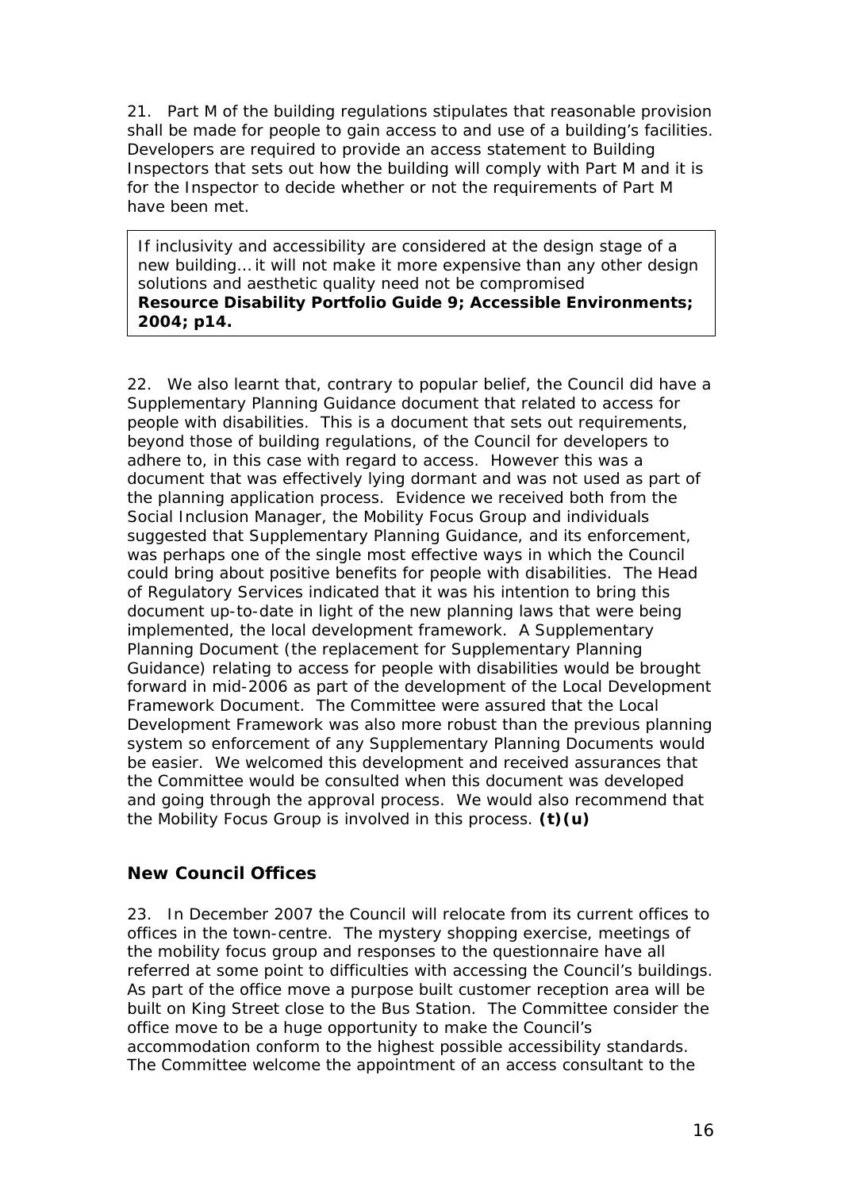21. Part M of the building regulations stipulates that reasonable provision shall be made for people to gain access to and use of a building's facilities. Developers are required to provide an access statement to Building Inspectors that sets out how the building will comply with Part M and it is for the Inspector to decide whether or not the requirements of Part M have been met.

> If inclusivity and accessibility are considered at the design stage of a new building… it will not make it more expensive than any other design solutions and aesthetic quality need not be compromised
> **Resource Disability Portfolio Guide 9; Accessible Environments; 2004; p14.**

22. We also learnt that, contrary to popular belief, the Council did have a Supplementary Planning Guidance document that related to access for people with disabilities. This is a document that sets out requirements, beyond those of building regulations, of the Council for developers to adhere to, in this case with regard to access. However this was a document that was effectively lying dormant and was not used as part of the planning application process. Evidence we received both from the Social Inclusion Manager, the Mobility Focus Group and individuals suggested that Supplementary Planning Guidance, and its enforcement, was perhaps one of the single most effective ways in which the Council could bring about positive benefits for people with disabilities. The Head of Regulatory Services indicated that it was his intention to bring this document up-to-date in light of the new planning laws that were being implemented, the local development framework. A Supplementary Planning Document (the replacement for Supplementary Planning Guidance) relating to access for people with disabilities would be brought forward in mid-2006 as part of the development of the Local Development Framework Document. The Committee were assured that the Local Development Framework was also more robust than the previous planning system so enforcement of any Supplementary Planning Documents would be easier. We welcomed this development and received assurances that the Committee would be consulted when this document was developed and going through the approval process. We would also recommend that the Mobility Focus Group is involved in this process. **(t)(u)**

## New Council Offices

23. In December 2007 the Council will relocate from its current offices to offices in the town-centre. The mystery shopping exercise, meetings of the mobility focus group and responses to the questionnaire have all referred at some point to difficulties with accessing the Council's buildings. As part of the office move a purpose built customer reception area will be built on King Street close to the Bus Station. The Committee consider the office move to be a huge opportunity to make the Council's accommodation conform to the highest possible accessibility standards. The Committee welcome the appointment of an access consultant to the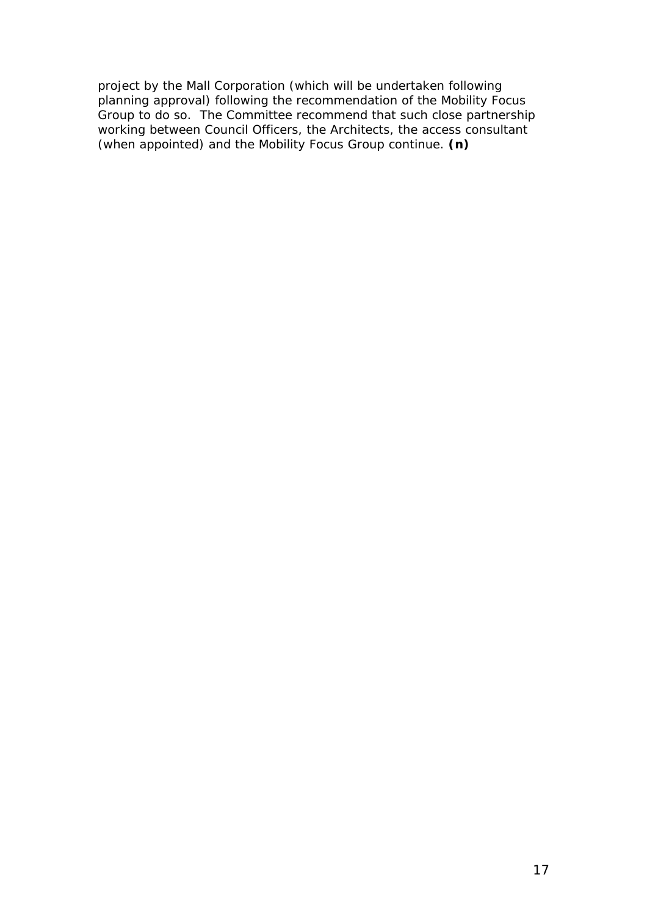project by the Mall Corporation (which will be undertaken following planning approval) following the recommendation of the Mobility Focus Group to do so. The Committee recommend that such close partnership working between Council Officers, the Architects, the access consultant (when appointed) and the Mobility Focus Group continue. **(n)**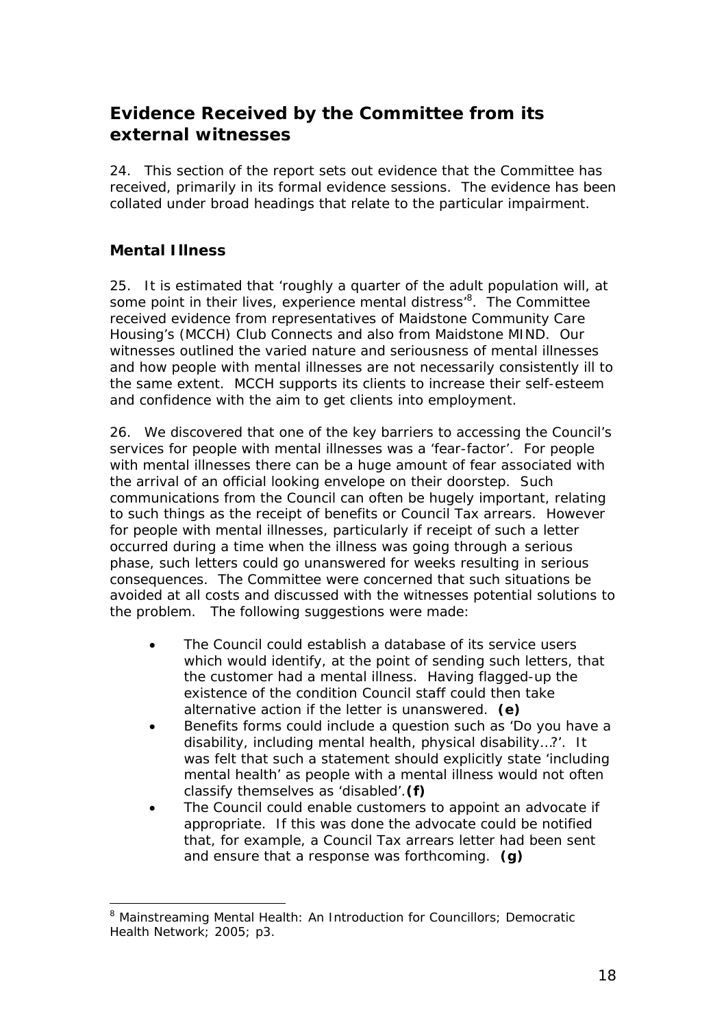## Evidence Received by the Committee from its external witnesses

24. This section of the report sets out evidence that the Committee has received, primarily in its formal evidence sessions. The evidence has been collated under broad headings that relate to the particular impairment.

### Mental Illness

25. It is estimated that 'roughly a quarter of the adult population will, at some point in their lives, experience mental distress'[8]. The Committee received evidence from representatives of Maidstone Community Care Housing's (MCCH) Club Connects and also from Maidstone MIND. Our witnesses outlined the varied nature and seriousness of mental illnesses and how people with mental illnesses are not necessarily consistently ill to the same extent. MCCH supports its clients to increase their self-esteem and confidence with the aim to get clients into employment.

26. We discovered that one of the key barriers to accessing the Council's services for people with mental illnesses was a 'fear-factor'. For people with mental illnesses there can be a huge amount of fear associated with the arrival of an official looking envelope on their doorstep. Such communications from the Council can often be hugely important, relating to such things as the receipt of benefits or Council Tax arrears. However for people with mental illnesses, particularly if receipt of such a letter occurred during a time when the illness was going through a serious phase, such letters could go unanswered for weeks resulting in serious consequences. The Committee were concerned that such situations be avoided at all costs and discussed with the witnesses potential solutions to the problem. The following suggestions were made:

- The Council could establish a database of its service users which would identify, at the point of sending such letters, that the customer had a mental illness. Having flagged-up the existence of the condition Council staff could then take alternative action if the letter is unanswered. **(e)**
- Benefits forms could include a question such as 'Do you have a disability, including mental health, physical disability…?'. It was felt that such a statement should explicitly state 'including mental health' as people with a mental illness would not often classify themselves as 'disabled'.**(f)**
- The Council could enable customers to appoint an advocate if appropriate. If this was done the advocate could be notified that, for example, a Council Tax arrears letter had been sent and ensure that a response was forthcoming. **(g)**

[8] Mainstreaming Mental Health: An Introduction for Councillors; Democratic Health Network; 2005; p3.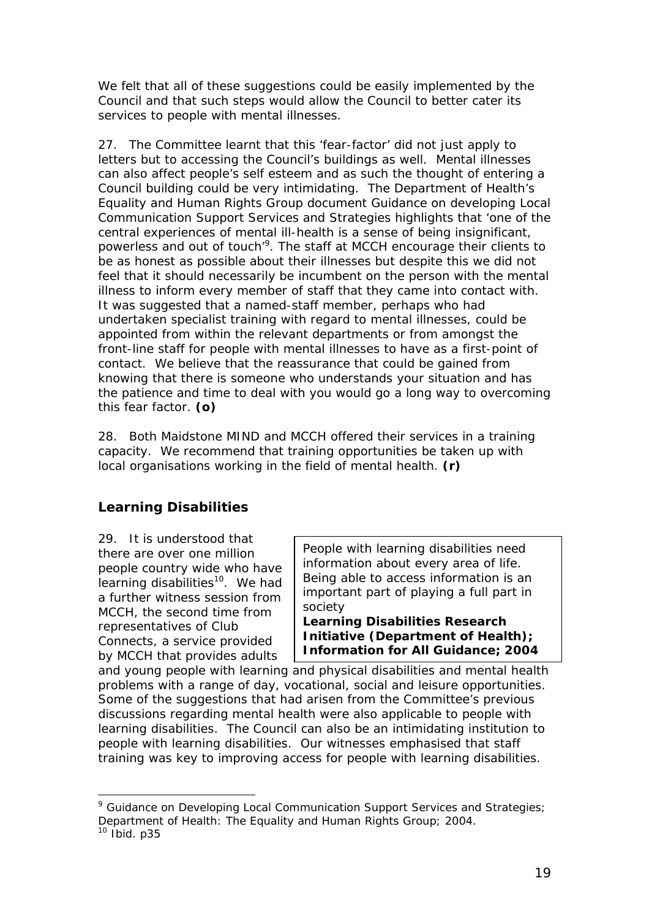We felt that all of these suggestions could be easily implemented by the Council and that such steps would allow the Council to better cater its services to people with mental illnesses.

27. The Committee learnt that this 'fear-factor' did not just apply to letters but to accessing the Council's buildings as well. Mental illnesses can also affect people's self esteem and as such the thought of entering a Council building could be very intimidating. The Department of Health's Equality and Human Rights Group document Guidance on developing Local Communication Support Services and Strategies highlights that 'one of the central experiences of mental ill-health is a sense of being insignificant, powerless and out of touch'[9]. The staff at MCCH encourage their clients to be as honest as possible about their illnesses but despite this we did not feel that it should necessarily be incumbent on the person with the mental illness to inform every member of staff that they came into contact with. It was suggested that a named-staff member, perhaps who had undertaken specialist training with regard to mental illnesses, could be appointed from within the relevant departments or from amongst the front-line staff for people with mental illnesses to have as a first-point of contact. We believe that the reassurance that could be gained from knowing that there is someone who understands your situation and has the patience and time to deal with you would go a long way to overcoming this fear factor. **(o)**

28. Both Maidstone MIND and MCCH offered their services in a training capacity. We recommend that training opportunities be taken up with local organisations working in the field of mental health. **(r)**

## Learning Disabilities

> People with learning disabilities need information about every area of life. Being able to access information is an important part of playing a full part in society
> **Learning Disabilities Research Initiative (Department of Health); Information for All Guidance; 2004**

29. It is understood that there are over one million people country wide who have learning disabilities[10]. We had a further witness session from MCCH, the second time from representatives of Club Connects, a service provided by MCCH that provides adults and young people with learning and physical disabilities and mental health problems with a range of day, vocational, social and leisure opportunities. Some of the suggestions that had arisen from the Committee's previous discussions regarding mental health were also applicable to people with learning disabilities. The Council can also be an intimidating institution to people with learning disabilities. Our witnesses emphasised that staff training was key to improving access for people with learning disabilities.

---

[9] Guidance on Developing Local Communication Support Services and Strategies; Department of Health: The Equality and Human Rights Group; 2004.

[10] Ibid. p35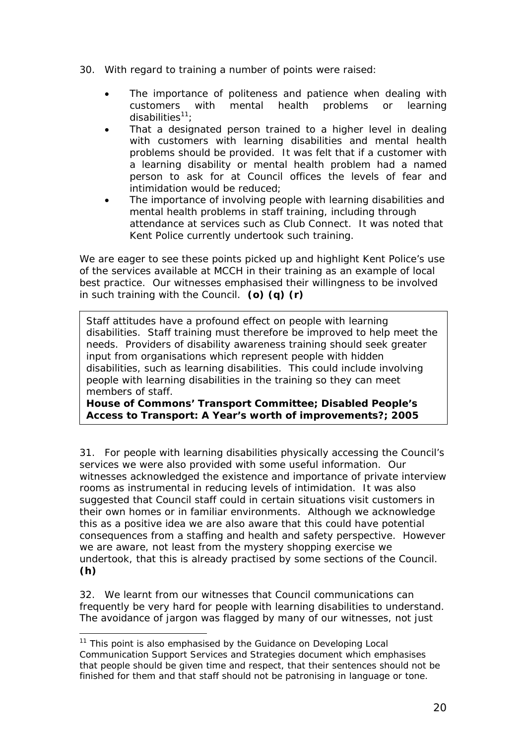30. With regard to training a number of points were raised:

- The importance of politeness and patience when dealing with customers with mental health problems or learning disabilities[11];
- That a designated person trained to a higher level in dealing with customers with learning disabilities and mental health problems should be provided. It was felt that if a customer with a learning disability or mental health problem had a named person to ask for at Council offices the levels of fear and intimidation would be reduced;
- The importance of involving people with learning disabilities and mental health problems in staff training, including through attendance at services such as Club Connect. It was noted that Kent Police currently undertook such training.

We are eager to see these points picked up and highlight Kent Police's use of the services available at MCCH in their training as an example of local best practice. Our witnesses emphasised their willingness to be involved in such training with the Council. **(o) (q) (r)**

> Staff attitudes have a profound effect on people with learning disabilities. Staff training must therefore be improved to help meet the needs. Providers of disability awareness training should seek greater input from organisations which represent people with hidden disabilities, such as learning disabilities. This could include involving people with learning disabilities in the training so they can meet members of staff.
> **House of Commons' Transport Committee; Disabled People's Access to Transport: A Year's worth of improvements?; 2005**

31. For people with learning disabilities physically accessing the Council's services we were also provided with some useful information. Our witnesses acknowledged the existence and importance of private interview rooms as instrumental in reducing levels of intimidation. It was also suggested that Council staff could in certain situations visit customers in their own homes or in familiar environments. Although we acknowledge this as a positive idea we are also aware that this could have potential consequences from a staffing and health and safety perspective. However we are aware, not least from the mystery shopping exercise we undertook, that this is already practised by some sections of the Council. **(h)**

32. We learnt from our witnesses that Council communications can frequently be very hard for people with learning disabilities to understand. The avoidance of jargon was flagged by many of our witnesses, not just

[11] This point is also emphasised by the Guidance on Developing Local Communication Support Services and Strategies document which emphasises that people should be given time and respect, that their sentences should not be finished for them and that staff should not be patronising in language or tone.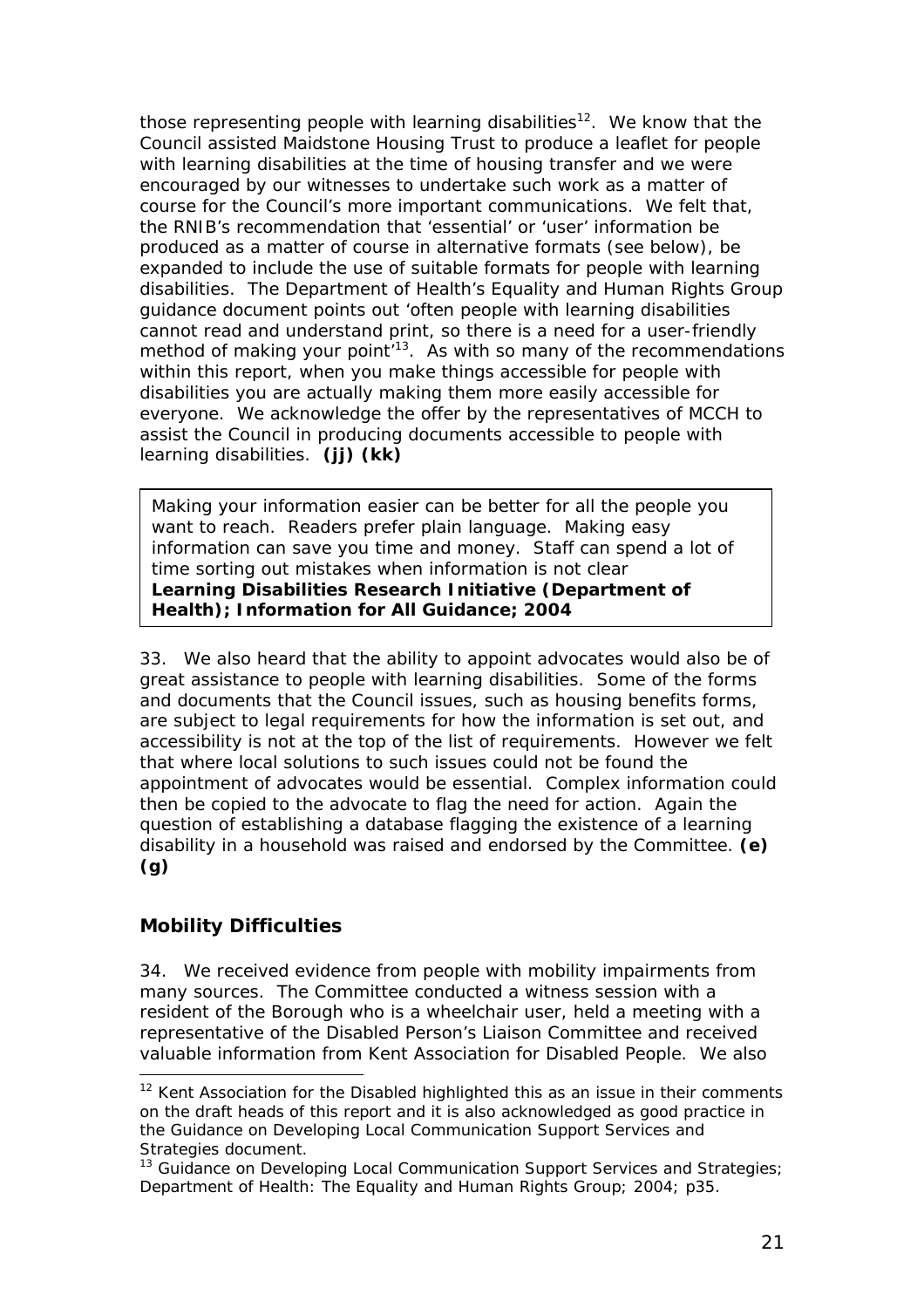those representing people with learning disabilities[12]. We know that the Council assisted Maidstone Housing Trust to produce a leaflet for people with learning disabilities at the time of housing transfer and we were encouraged by our witnesses to undertake such work as a matter of course for the Council's more important communications. We felt that, the RNIB's recommendation that 'essential' or 'user' information be produced as a matter of course in alternative formats (see below), be expanded to include the use of suitable formats for people with learning disabilities. The Department of Health's Equality and Human Rights Group guidance document points out 'often people with learning disabilities cannot read and understand print, so there is a need for a user-friendly method of making your point'[13]. As with so many of the recommendations within this report, when you make things accessible for people with disabilities you are actually making them more easily accessible for everyone. We acknowledge the offer by the representatives of MCCH to assist the Council in producing documents accessible to people with learning disabilities. **(jj) (kk)**

> Making your information easier can be better for all the people you want to reach. Readers prefer plain language. Making easy information can save you time and money. Staff can spend a lot of time sorting out mistakes when information is not clear
> **Learning Disabilities Research Initiative (Department of Health); Information for All Guidance; 2004**

33. We also heard that the ability to appoint advocates would also be of great assistance to people with learning disabilities. Some of the forms and documents that the Council issues, such as housing benefits forms, are subject to legal requirements for how the information is set out, and accessibility is not at the top of the list of requirements. However we felt that where local solutions to such issues could not be found the appointment of advocates would be essential. Complex information could then be copied to the advocate to flag the need for action. Again the question of establishing a database flagging the existence of a learning disability in a household was raised and endorsed by the Committee. **(e) (g)**

## Mobility Difficulties

34. We received evidence from people with mobility impairments from many sources. The Committee conducted a witness session with a resident of the Borough who is a wheelchair user, held a meeting with a representative of the Disabled Person's Liaison Committee and received valuable information from Kent Association for Disabled People. We also

---

[12] Kent Association for the Disabled highlighted this as an issue in their comments on the draft heads of this report and it is also acknowledged as good practice in the Guidance on Developing Local Communication Support Services and Strategies document.

[13] Guidance on Developing Local Communication Support Services and Strategies; Department of Health: The Equality and Human Rights Group; 2004; p35.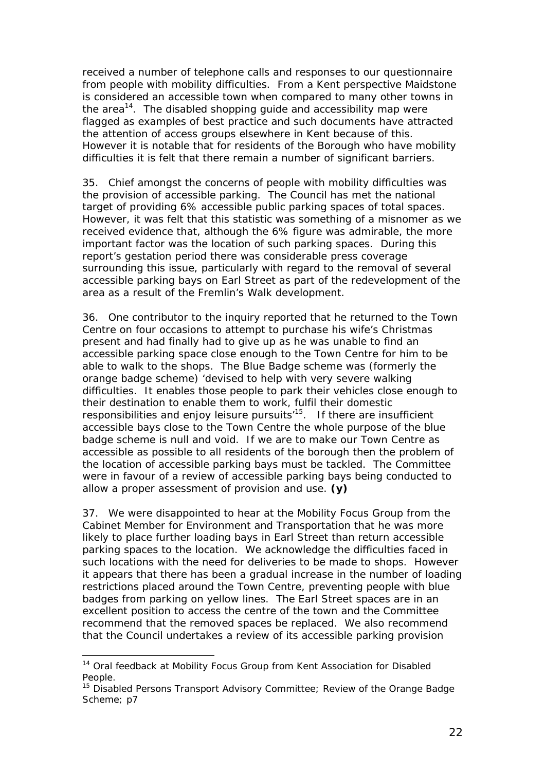received a number of telephone calls and responses to our questionnaire from people with mobility difficulties. From a Kent perspective Maidstone is considered an accessible town when compared to many other towns in the area[14]. The disabled shopping guide and accessibility map were flagged as examples of best practice and such documents have attracted the attention of access groups elsewhere in Kent because of this. However it is notable that for residents of the Borough who have mobility difficulties it is felt that there remain a number of significant barriers.

35. Chief amongst the concerns of people with mobility difficulties was the provision of accessible parking. The Council has met the national target of providing 6% accessible public parking spaces of total spaces. However, it was felt that this statistic was something of a misnomer as we received evidence that, although the 6% figure was admirable, the more important factor was the location of such parking spaces. During this report's gestation period there was considerable press coverage surrounding this issue, particularly with regard to the removal of several accessible parking bays on Earl Street as part of the redevelopment of the area as a result of the Fremlin's Walk development.

36. One contributor to the inquiry reported that he returned to the Town Centre on four occasions to attempt to purchase his wife's Christmas present and had finally had to give up as he was unable to find an accessible parking space close enough to the Town Centre for him to be able to walk to the shops. The Blue Badge scheme was (formerly the orange badge scheme) 'devised to help with very severe walking difficulties. It enables those people to park their vehicles close enough to their destination to enable them to work, fulfil their domestic responsibilities and enjoy leisure pursuits'[15]. If there are insufficient accessible bays close to the Town Centre the whole purpose of the blue badge scheme is null and void. If we are to make our Town Centre as accessible as possible to all residents of the borough then the problem of the location of accessible parking bays must be tackled. The Committee were in favour of a review of accessible parking bays being conducted to allow a proper assessment of provision and use. **(y)**

37. We were disappointed to hear at the Mobility Focus Group from the Cabinet Member for Environment and Transportation that he was more likely to place further loading bays in Earl Street than return accessible parking spaces to the location. We acknowledge the difficulties faced in such locations with the need for deliveries to be made to shops. However it appears that there has been a gradual increase in the number of loading restrictions placed around the Town Centre, preventing people with blue badges from parking on yellow lines. The Earl Street spaces are in an excellent position to access the centre of the town and the Committee recommend that the removed spaces be replaced. We also recommend that the Council undertakes a review of its accessible parking provision

---

[14] Oral feedback at Mobility Focus Group from Kent Association for Disabled People.

[15] Disabled Persons Transport Advisory Committee; Review of the Orange Badge Scheme; p7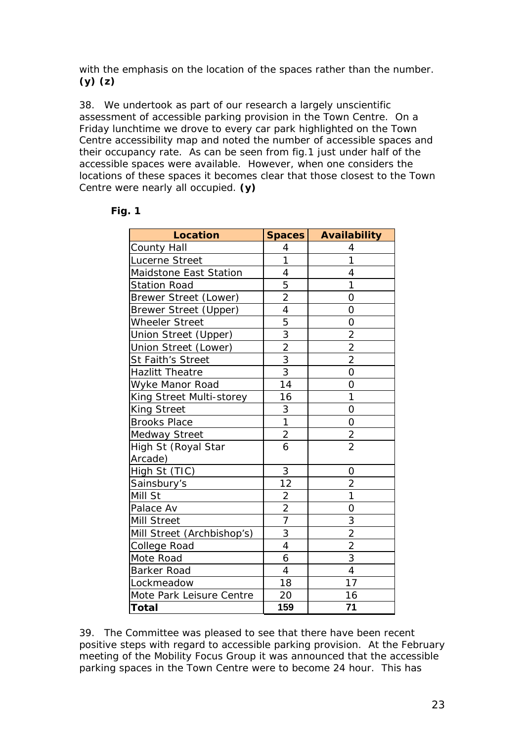with the emphasis on the location of the spaces rather than the number. **(y) (z)**

38. We undertook as part of our research a largely unscientific assessment of accessible parking provision in the Town Centre. On a Friday lunchtime we drove to every car park highlighted on the Town Centre accessibility map and noted the number of accessible spaces and their occupancy rate. As can be seen from fig.1 just under half of the accessible spaces were available. However, when one considers the locations of these spaces it becomes clear that those closest to the Town Centre were nearly all occupied. **(y)**

**Fig. 1**

| Location | Spaces | Availability |
|---|---|---|
| County Hall | 4 | 4 |
| Lucerne Street | 1 | 1 |
| Maidstone East Station | 4 | 4 |
| Station Road | 5 | 1 |
| Brewer Street (Lower) | 2 | 0 |
| Brewer Street (Upper) | 4 | 0 |
| Wheeler Street | 5 | 0 |
| Union Street (Upper) | 3 | 2 |
| Union Street (Lower) | 2 | 2 |
| St Faith's Street | 3 | 2 |
| Hazlitt Theatre | 3 | 0 |
| Wyke Manor Road | 14 | 0 |
| King Street Multi-storey | 16 | 1 |
| King Street | 3 | 0 |
| Brooks Place | 1 | 0 |
| Medway Street | 2 | 2 |
| High St (Royal Star Arcade) | 6 | 2 |
| High St (TIC) | 3 | 0 |
| Sainsbury's | 12 | 2 |
| Mill St | 2 | 1 |
| Palace Av | 2 | 0 |
| Mill Street | 7 | 3 |
| Mill Street (Archbishop's) | 3 | 2 |
| College Road | 4 | 2 |
| Mote Road | 6 | 3 |
| Barker Road | 4 | 4 |
| Lockmeadow | 18 | 17 |
| Mote Park Leisure Centre | 20 | 16 |
| **Total** | **159** | **71** |

39. The Committee was pleased to see that there have been recent positive steps with regard to accessible parking provision. At the February meeting of the Mobility Focus Group it was announced that the accessible parking spaces in the Town Centre were to become 24 hour. This has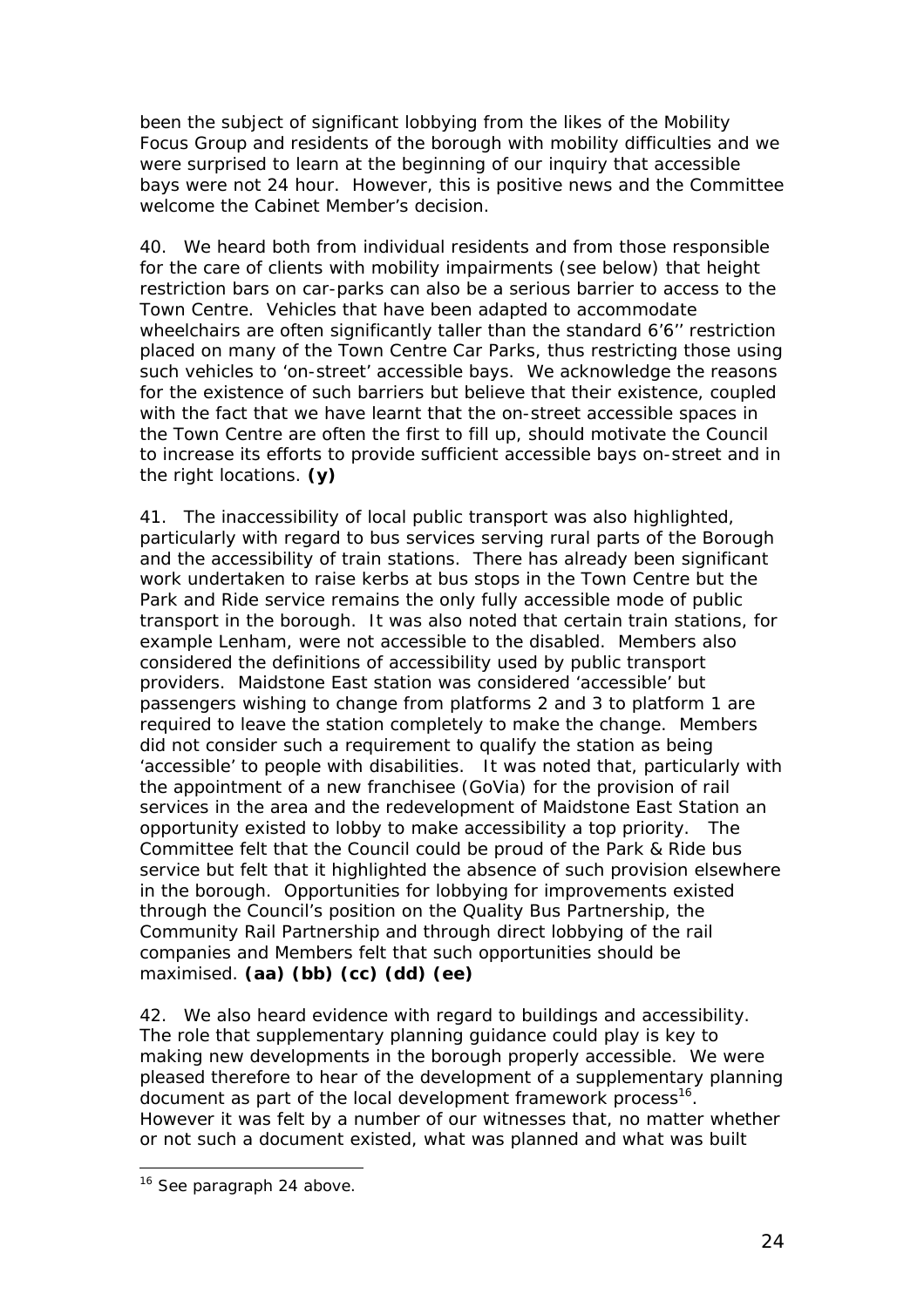been the subject of significant lobbying from the likes of the Mobility Focus Group and residents of the borough with mobility difficulties and we were surprised to learn at the beginning of our inquiry that accessible bays were not 24 hour. However, this is positive news and the Committee welcome the Cabinet Member's decision.

40. We heard both from individual residents and from those responsible for the care of clients with mobility impairments (see below) that height restriction bars on car-parks can also be a serious barrier to access to the Town Centre. Vehicles that have been adapted to accommodate wheelchairs are often significantly taller than the standard 6'6'' restriction placed on many of the Town Centre Car Parks, thus restricting those using such vehicles to 'on-street' accessible bays. We acknowledge the reasons for the existence of such barriers but believe that their existence, coupled with the fact that we have learnt that the on-street accessible spaces in the Town Centre are often the first to fill up, should motivate the Council to increase its efforts to provide sufficient accessible bays on-street and in the right locations. **(y)**

41. The inaccessibility of local public transport was also highlighted, particularly with regard to bus services serving rural parts of the Borough and the accessibility of train stations. There has already been significant work undertaken to raise kerbs at bus stops in the Town Centre but the Park and Ride service remains the only fully accessible mode of public transport in the borough. It was also noted that certain train stations, for example Lenham, were not accessible to the disabled. Members also considered the definitions of accessibility used by public transport providers. Maidstone East station was considered 'accessible' but passengers wishing to change from platforms 2 and 3 to platform 1 are required to leave the station completely to make the change. Members did not consider such a requirement to qualify the station as being 'accessible' to people with disabilities. It was noted that, particularly with the appointment of a new franchisee (GoVia) for the provision of rail services in the area and the redevelopment of Maidstone East Station an opportunity existed to lobby to make accessibility a top priority. The Committee felt that the Council could be proud of the Park & Ride bus service but felt that it highlighted the absence of such provision elsewhere in the borough. Opportunities for lobbying for improvements existed through the Council's position on the Quality Bus Partnership, the Community Rail Partnership and through direct lobbying of the rail companies and Members felt that such opportunities should be maximised. **(aa) (bb) (cc) (dd) (ee)**

42. We also heard evidence with regard to buildings and accessibility. The role that supplementary planning guidance could play is key to making new developments in the borough properly accessible. We were pleased therefore to hear of the development of a supplementary planning document as part of the local development framework process[16]. However it was felt by a number of our witnesses that, no matter whether or not such a document existed, what was planned and what was built

[16] See paragraph 24 above.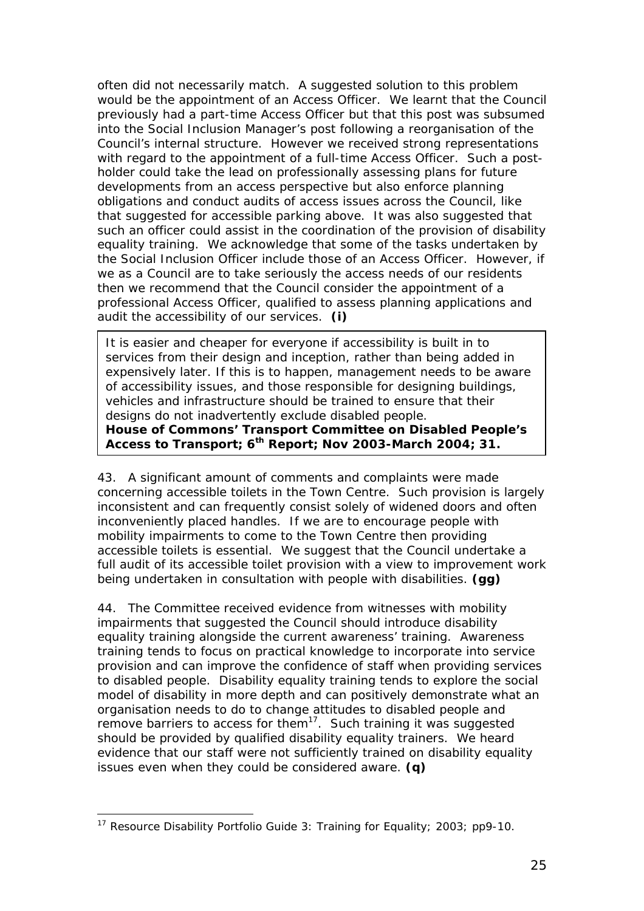often did not necessarily match. A suggested solution to this problem would be the appointment of an Access Officer. We learnt that the Council previously had a part-time Access Officer but that this post was subsumed into the Social Inclusion Manager's post following a reorganisation of the Council's internal structure. However we received strong representations with regard to the appointment of a full-time Access Officer. Such a post-holder could take the lead on professionally assessing plans for future developments from an access perspective but also enforce planning obligations and conduct audits of access issues across the Council, like that suggested for accessible parking above. It was also suggested that such an officer could assist in the coordination of the provision of disability equality training. We acknowledge that some of the tasks undertaken by the Social Inclusion Officer include those of an Access Officer. However, if we as a Council are to take seriously the access needs of our residents then we recommend that the Council consider the appointment of a professional Access Officer, qualified to assess planning applications and audit the accessibility of our services. **(i)**

> It is easier and cheaper for everyone if accessibility is built in to services from their design and inception, rather than being added in expensively later. If this is to happen, management needs to be aware of accessibility issues, and those responsible for designing buildings, vehicles and infrastructure should be trained to ensure that their designs do not inadvertently exclude disabled people.
> **House of Commons' Transport Committee on Disabled People's Access to Transport; 6th Report; Nov 2003-March 2004; 31.**

43. A significant amount of comments and complaints were made concerning accessible toilets in the Town Centre. Such provision is largely inconsistent and can frequently consist solely of widened doors and often inconveniently placed handles. If we are to encourage people with mobility impairments to come to the Town Centre then providing accessible toilets is essential. We suggest that the Council undertake a full audit of its accessible toilet provision with a view to improvement work being undertaken in consultation with people with disabilities. **(gg)**

44. The Committee received evidence from witnesses with mobility impairments that suggested the Council should introduce disability equality training alongside the current awareness' training. Awareness training tends to focus on practical knowledge to incorporate into service provision and can improve the confidence of staff when providing services to disabled people. Disability equality training tends to explore the social model of disability in more depth and can positively demonstrate what an organisation needs to do to change attitudes to disabled people and remove barriers to access for them[17]. Such training it was suggested should be provided by qualified disability equality trainers. We heard evidence that our staff were not sufficiently trained on disability equality issues even when they could be considered aware. **(q)**

---

[17] Resource Disability Portfolio Guide 3: Training for Equality; 2003; pp9-10.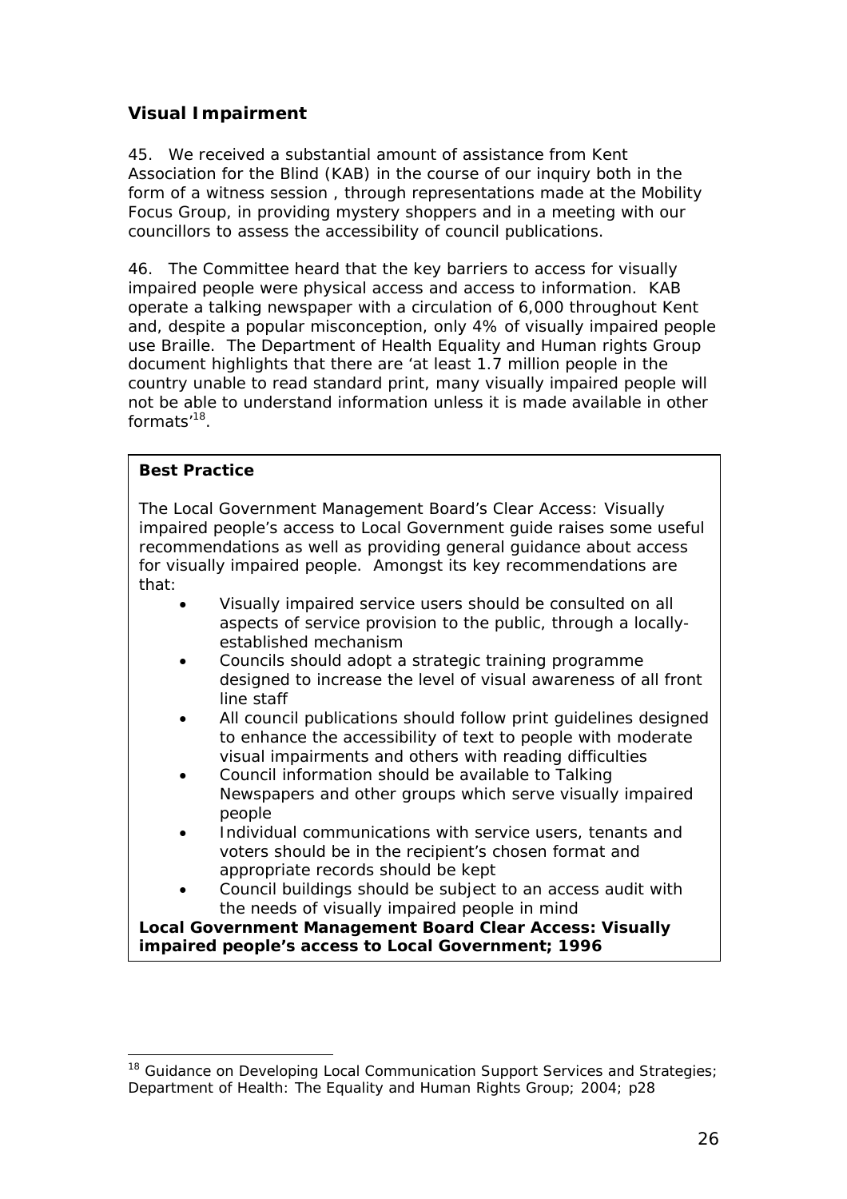## Visual Impairment

45. We received a substantial amount of assistance from Kent Association for the Blind (KAB) in the course of our inquiry both in the form of a witness session , through representations made at the Mobility Focus Group, in providing mystery shoppers and in a meeting with our councillors to assess the accessibility of council publications.

46. The Committee heard that the key barriers to access for visually impaired people were physical access and access to information. KAB operate a talking newspaper with a circulation of 6,000 throughout Kent and, despite a popular misconception, only 4% of visually impaired people use Braille. The Department of Health Equality and Human rights Group document highlights that there are 'at least 1.7 million people in the country unable to read standard print, many visually impaired people will not be able to understand information unless it is made available in other formats'[18].

> **Best Practice**
>
> The Local Government Management Board's Clear Access: Visually impaired people's access to Local Government guide raises some useful recommendations as well as providing general guidance about access for visually impaired people. Amongst its key recommendations are that:
>
> - Visually impaired service users should be consulted on all aspects of service provision to the public, through a locally-established mechanism
> - Councils should adopt a strategic training programme designed to increase the level of visual awareness of all front line staff
> - All council publications should follow print guidelines designed to enhance the accessibility of text to people with moderate visual impairments and others with reading difficulties
> - Council information should be available to Talking Newspapers and other groups which serve visually impaired people
> - Individual communications with service users, tenants and voters should be in the recipient's chosen format and appropriate records should be kept
> - Council buildings should be subject to an access audit with the needs of visually impaired people in mind
>
> **Local Government Management Board Clear Access: Visually impaired people's access to Local Government; 1996**

[18] Guidance on Developing Local Communication Support Services and Strategies; Department of Health: The Equality and Human Rights Group; 2004; p28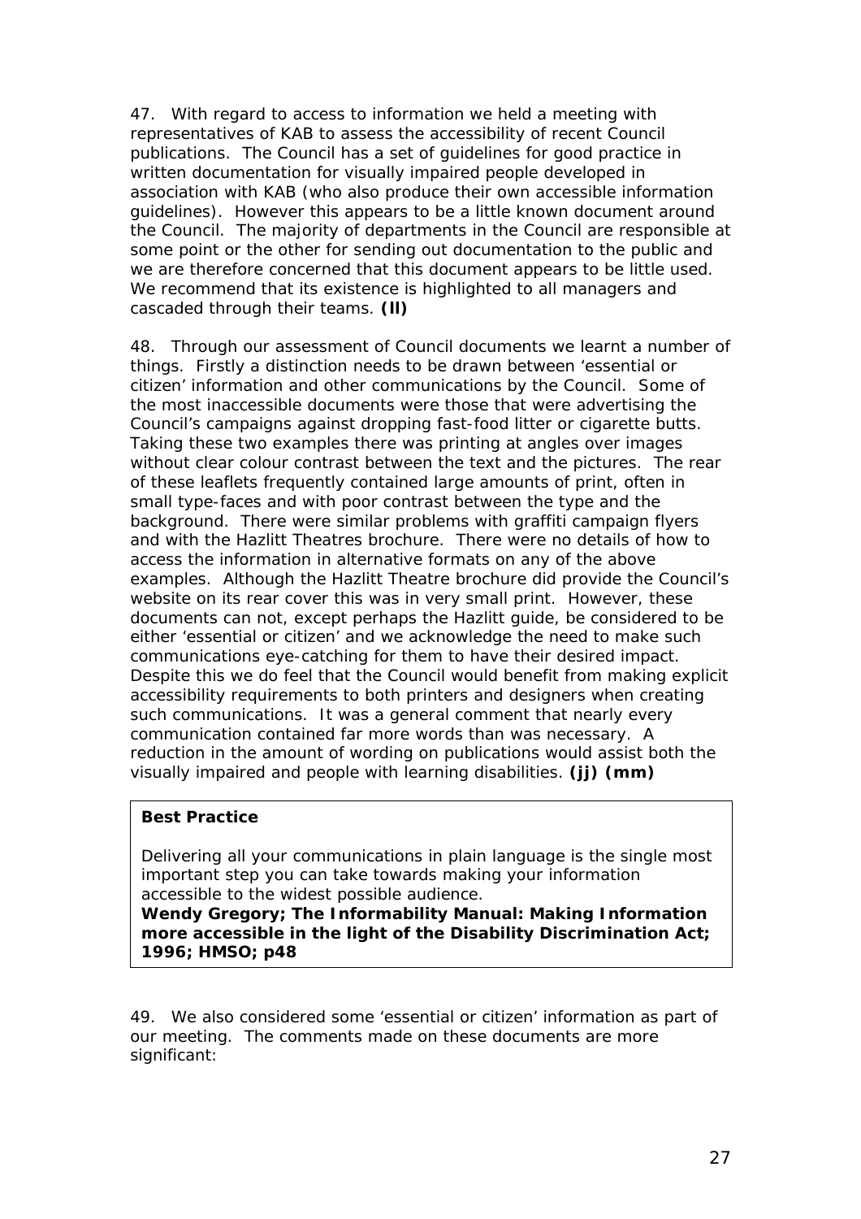47. With regard to access to information we held a meeting with representatives of KAB to assess the accessibility of recent Council publications. The Council has a set of guidelines for good practice in written documentation for visually impaired people developed in association with KAB (who also produce their own accessible information guidelines). However this appears to be a little known document around the Council. The majority of departments in the Council are responsible at some point or the other for sending out documentation to the public and we are therefore concerned that this document appears to be little used. We recommend that its existence is highlighted to all managers and cascaded through their teams. **(ll)**

48. Through our assessment of Council documents we learnt a number of things. Firstly a distinction needs to be drawn between 'essential or citizen' information and other communications by the Council. Some of the most inaccessible documents were those that were advertising the Council's campaigns against dropping fast-food litter or cigarette butts. Taking these two examples there was printing at angles over images without clear colour contrast between the text and the pictures. The rear of these leaflets frequently contained large amounts of print, often in small type-faces and with poor contrast between the type and the background. There were similar problems with graffiti campaign flyers and with the Hazlitt Theatres brochure. There were no details of how to access the information in alternative formats on any of the above examples. Although the Hazlitt Theatre brochure did provide the Council's website on its rear cover this was in very small print. However, these documents can not, except perhaps the Hazlitt guide, be considered to be either 'essential or citizen' and we acknowledge the need to make such communications eye-catching for them to have their desired impact. Despite this we do feel that the Council would benefit from making explicit accessibility requirements to both printers and designers when creating such communications. It was a general comment that nearly every communication contained far more words than was necessary. A reduction in the amount of wording on publications would assist both the visually impaired and people with learning disabilities. **(jj) (mm)**

> **Best Practice**
>
> Delivering all your communications in plain language is the single most important step you can take towards making your information accessible to the widest possible audience.
> **Wendy Gregory; The Informability Manual: Making Information more accessible in the light of the Disability Discrimination Act; 1996; HMSO; p48**

49. We also considered some 'essential or citizen' information as part of our meeting. The comments made on these documents are more significant: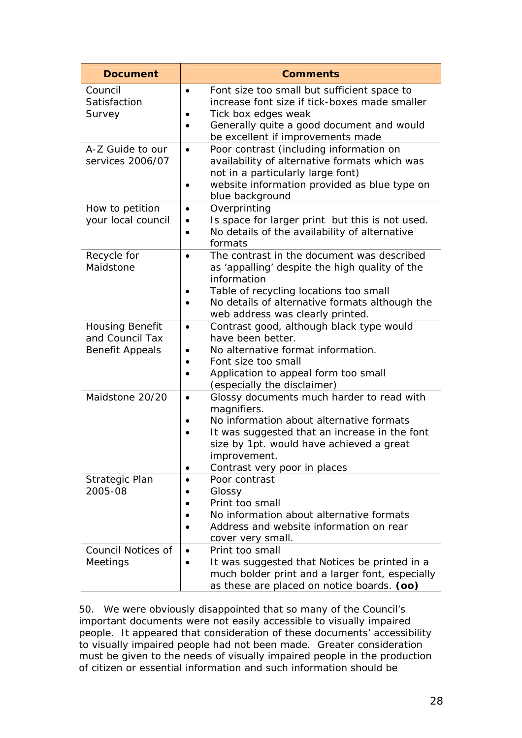| Document | Comments |
|---|---|
| Council Satisfaction Survey | • Font size too small but sufficient space to increase font size if tick-boxes made smaller<br>• Tick box edges weak<br>• Generally quite a good document and would be excellent if improvements made |
| A-Z Guide to our services 2006/07 | • Poor contrast (including information on availability of alternative formats which was not in a particularly large font)<br>• website information provided as blue type on blue background |
| How to petition your local council | • Overprinting<br>• Is space for larger print but this is not used.<br>• No details of the availability of alternative formats |
| Recycle for Maidstone | • The contrast in the document was described as 'appalling' despite the high quality of the information<br>• Table of recycling locations too small<br>• No details of alternative formats although the web address was clearly printed. |
| Housing Benefit and Council Tax Benefit Appeals | • Contrast good, although black type would have been better.<br>• No alternative format information.<br>• Font size too small<br>• Application to appeal form too small (especially the disclaimer) |
| Maidstone 20/20 | • Glossy documents much harder to read with magnifiers.<br>• No information about alternative formats<br>• It was suggested that an increase in the font size by 1pt. would have achieved a great improvement.<br>• Contrast very poor in places |
| Strategic Plan 2005-08 | • Poor contrast<br>• Glossy<br>• Print too small<br>• No information about alternative formats<br>• Address and website information on rear cover very small. |
| Council Notices of Meetings | • Print too small<br>• It was suggested that Notices be printed in a much bolder print and a larger font, especially as these are placed on notice boards. **(oo)** |

50. We were obviously disappointed that so many of the Council's important documents were not easily accessible to visually impaired people. It appeared that consideration of these documents' accessibility to visually impaired people had not been made. Greater consideration must be given to the needs of visually impaired people in the production of citizen or essential information and such information should be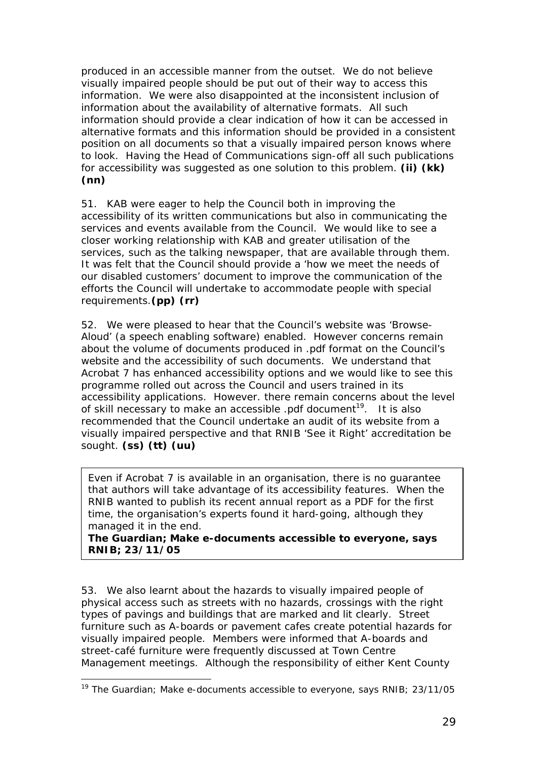produced in an accessible manner from the outset. We do not believe visually impaired people should be put out of their way to access this information. We were also disappointed at the inconsistent inclusion of information about the availability of alternative formats. All such information should provide a clear indication of how it can be accessed in alternative formats and this information should be provided in a consistent position on all documents so that a visually impaired person knows where to look. Having the Head of Communications sign-off all such publications for accessibility was suggested as one solution to this problem. **(ii) (kk) (nn)**

51. KAB were eager to help the Council both in improving the accessibility of its written communications but also in communicating the services and events available from the Council. We would like to see a closer working relationship with KAB and greater utilisation of the services, such as the talking newspaper, that are available through them. It was felt that the Council should provide a 'how we meet the needs of our disabled customers' document to improve the communication of the efforts the Council will undertake to accommodate people with special requirements.**(pp) (rr)**

52. We were pleased to hear that the Council's website was 'Browse-Aloud' (a speech enabling software) enabled. However concerns remain about the volume of documents produced in .pdf format on the Council's website and the accessibility of such documents. We understand that Acrobat 7 has enhanced accessibility options and we would like to see this programme rolled out across the Council and users trained in its accessibility applications. However. there remain concerns about the level of skill necessary to make an accessible .pdf document[19]. It is also recommended that the Council undertake an audit of its website from a visually impaired perspective and that RNIB 'See it Right' accreditation be sought. **(ss) (tt) (uu)**

> Even if Acrobat 7 is available in an organisation, there is no guarantee that authors will take advantage of its accessibility features. When the RNIB wanted to publish its recent annual report as a PDF for the first time, the organisation's experts found it hard-going, although they managed it in the end.
> **The Guardian; Make e-documents accessible to everyone, says RNIB; 23/11/05**

53. We also learnt about the hazards to visually impaired people of physical access such as streets with no hazards, crossings with the right types of pavings and buildings that are marked and lit clearly. Street furniture such as A-boards or pavement cafes create potential hazards for visually impaired people. Members were informed that A-boards and street-café furniture were frequently discussed at Town Centre Management meetings. Although the responsibility of either Kent County

[19] The Guardian; Make e-documents accessible to everyone, says RNIB; 23/11/05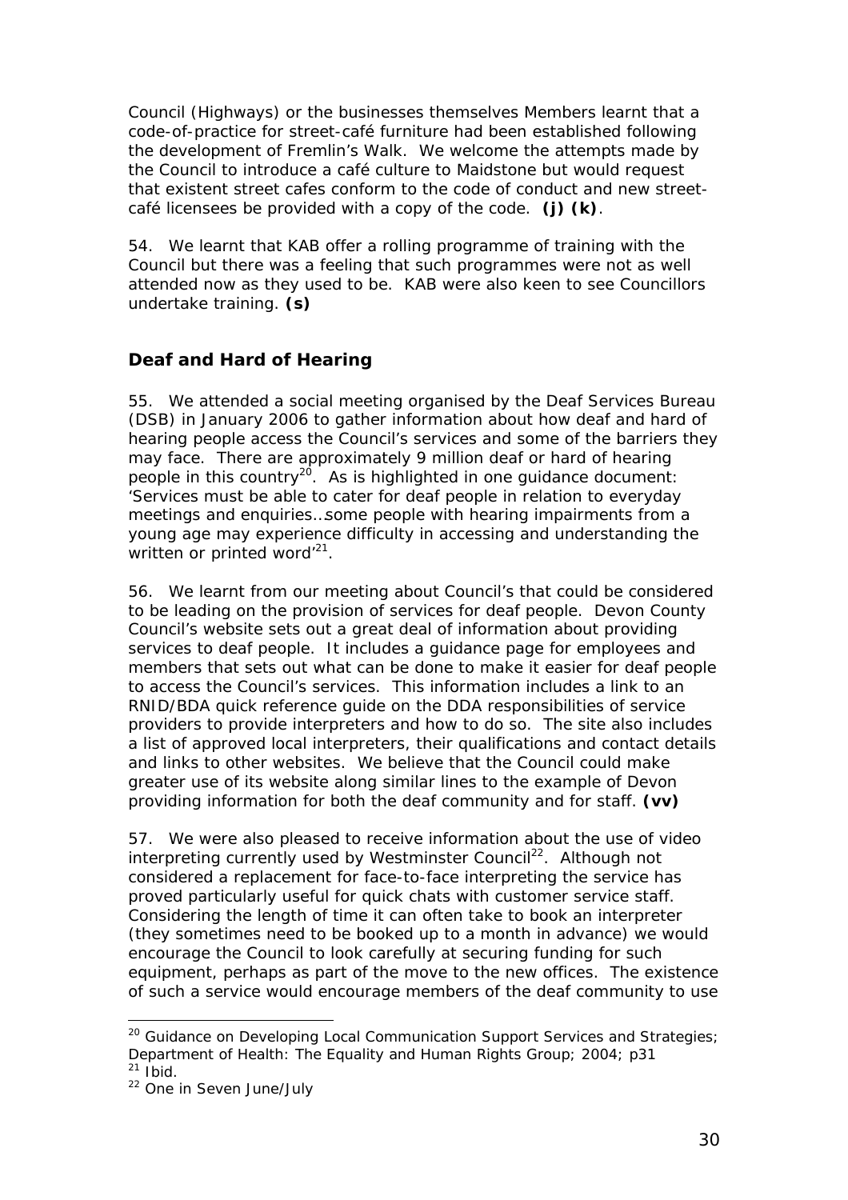Council (Highways) or the businesses themselves Members learnt that a code-of-practice for street-café furniture had been established following the development of Fremlin's Walk. We welcome the attempts made by the Council to introduce a café culture to Maidstone but would request that existent street cafes conform to the code of conduct and new street-café licensees be provided with a copy of the code. **(j) (k)**.

54. We learnt that KAB offer a rolling programme of training with the Council but there was a feeling that such programmes were not as well attended now as they used to be. KAB were also keen to see Councillors undertake training. **(s)**

## Deaf and Hard of Hearing

55. We attended a social meeting organised by the Deaf Services Bureau (DSB) in January 2006 to gather information about how deaf and hard of hearing people access the Council's services and some of the barriers they may face. There are approximately 9 million deaf or hard of hearing people in this country[20]. As is highlighted in one guidance document: 'Services must be able to cater for deaf people in relation to everyday meetings and enquiries…some people with hearing impairments from a young age may experience difficulty in accessing and understanding the written or printed word'[21].

56. We learnt from our meeting about Council's that could be considered to be leading on the provision of services for deaf people. Devon County Council's website sets out a great deal of information about providing services to deaf people. It includes a guidance page for employees and members that sets out what can be done to make it easier for deaf people to access the Council's services. This information includes a link to an RNID/BDA quick reference guide on the DDA responsibilities of service providers to provide interpreters and how to do so. The site also includes a list of approved local interpreters, their qualifications and contact details and links to other websites. We believe that the Council could make greater use of its website along similar lines to the example of Devon providing information for both the deaf community and for staff. **(vv)**

57. We were also pleased to receive information about the use of video interpreting currently used by Westminster Council[22]. Although not considered a replacement for face-to-face interpreting the service has proved particularly useful for quick chats with customer service staff. Considering the length of time it can often take to book an interpreter (they sometimes need to be booked up to a month in advance) we would encourage the Council to look carefully at securing funding for such equipment, perhaps as part of the move to the new offices. The existence of such a service would encourage members of the deaf community to use

---

[20] Guidance on Developing Local Communication Support Services and Strategies; Department of Health: The Equality and Human Rights Group; 2004; p31

[21] Ibid.

[22] One in Seven June/July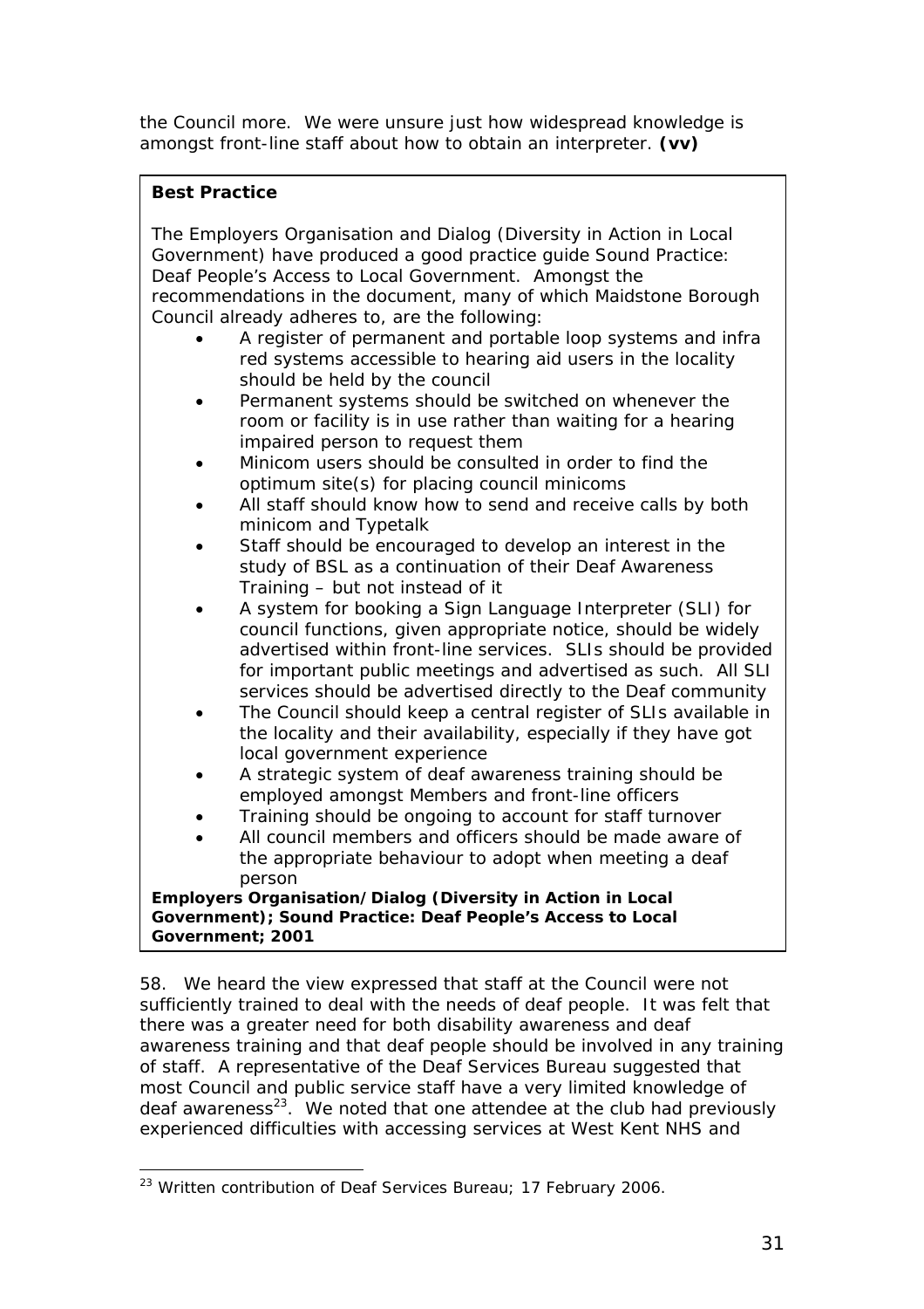the Council more. We were unsure just how widespread knowledge is amongst front-line staff about how to obtain an interpreter. **(vv)**

> **Best Practice**
>
> The Employers Organisation and Dialog (Diversity in Action in Local Government) have produced a good practice guide Sound Practice: Deaf People's Access to Local Government. Amongst the recommendations in the document, many of which Maidstone Borough Council already adheres to, are the following:
>
> - A register of permanent and portable loop systems and infra red systems accessible to hearing aid users in the locality should be held by the council
> - Permanent systems should be switched on whenever the room or facility is in use rather than waiting for a hearing impaired person to request them
> - Minicom users should be consulted in order to find the optimum site(s) for placing council minicoms
> - All staff should know how to send and receive calls by both minicom and Typetalk
> - Staff should be encouraged to develop an interest in the study of BSL as a continuation of their Deaf Awareness Training – but not instead of it
> - A system for booking a Sign Language Interpreter (SLI) for council functions, given appropriate notice, should be widely advertised within front-line services. SLIs should be provided for important public meetings and advertised as such. All SLI services should be advertised directly to the Deaf community
> - The Council should keep a central register of SLIs available in the locality and their availability, especially if they have got local government experience
> - A strategic system of deaf awareness training should be employed amongst Members and front-line officers
> - Training should be ongoing to account for staff turnover
> - All council members and officers should be made aware of the appropriate behaviour to adopt when meeting a deaf person
>
> **Employers Organisation/Dialog (Diversity in Action in Local Government); Sound Practice: Deaf People's Access to Local Government; 2001**

58. We heard the view expressed that staff at the Council were not sufficiently trained to deal with the needs of deaf people. It was felt that there was a greater need for both disability awareness and deaf awareness training and that deaf people should be involved in any training of staff. A representative of the Deaf Services Bureau suggested that most Council and public service staff have a very limited knowledge of deaf awareness[23]. We noted that one attendee at the club had previously experienced difficulties with accessing services at West Kent NHS and

---

[23] Written contribution of Deaf Services Bureau; 17 February 2006.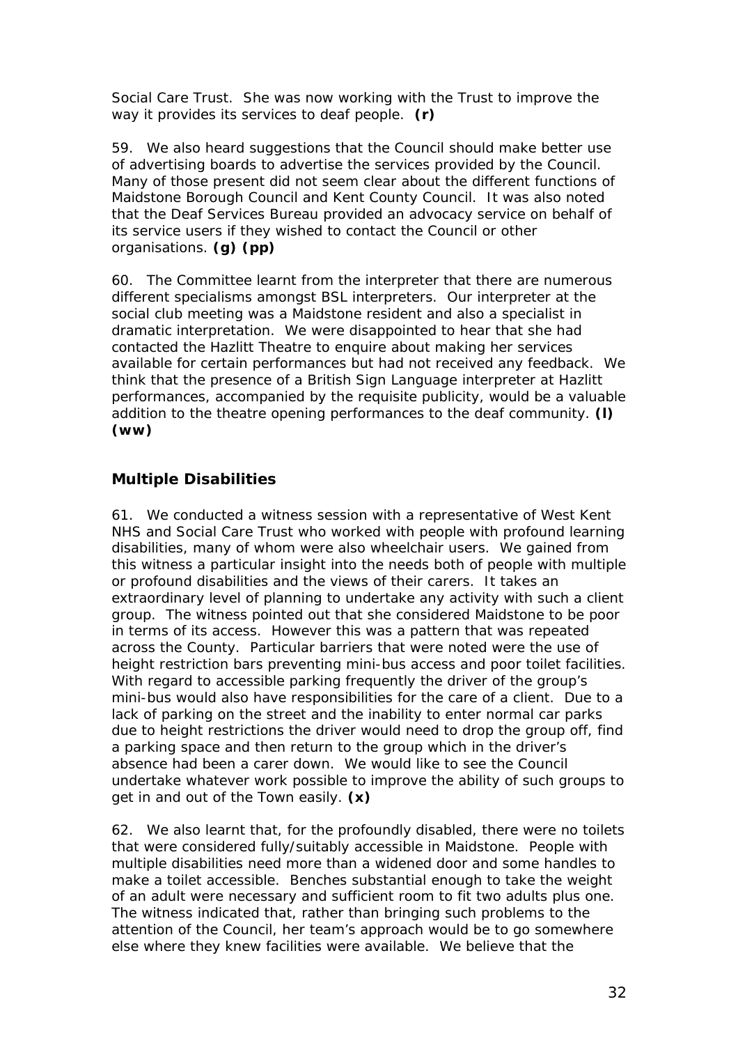Social Care Trust. She was now working with the Trust to improve the way it provides its services to deaf people. **(r)**

59. We also heard suggestions that the Council should make better use of advertising boards to advertise the services provided by the Council. Many of those present did not seem clear about the different functions of Maidstone Borough Council and Kent County Council. It was also noted that the Deaf Services Bureau provided an advocacy service on behalf of its service users if they wished to contact the Council or other organisations. **(g) (pp)**

60. The Committee learnt from the interpreter that there are numerous different specialisms amongst BSL interpreters. Our interpreter at the social club meeting was a Maidstone resident and also a specialist in dramatic interpretation. We were disappointed to hear that she had contacted the Hazlitt Theatre to enquire about making her services available for certain performances but had not received any feedback. We think that the presence of a British Sign Language interpreter at Hazlitt performances, accompanied by the requisite publicity, would be a valuable addition to the theatre opening performances to the deaf community. **(l) (ww)**

## Multiple Disabilities

61. We conducted a witness session with a representative of West Kent NHS and Social Care Trust who worked with people with profound learning disabilities, many of whom were also wheelchair users. We gained from this witness a particular insight into the needs both of people with multiple or profound disabilities and the views of their carers. It takes an extraordinary level of planning to undertake any activity with such a client group. The witness pointed out that she considered Maidstone to be poor in terms of its access. However this was a pattern that was repeated across the County. Particular barriers that were noted were the use of height restriction bars preventing mini-bus access and poor toilet facilities. With regard to accessible parking frequently the driver of the group's mini-bus would also have responsibilities for the care of a client. Due to a lack of parking on the street and the inability to enter normal car parks due to height restrictions the driver would need to drop the group off, find a parking space and then return to the group which in the driver's absence had been a carer down. We would like to see the Council undertake whatever work possible to improve the ability of such groups to get in and out of the Town easily. **(x)**

62. We also learnt that, for the profoundly disabled, there were no toilets that were considered fully/suitably accessible in Maidstone. People with multiple disabilities need more than a widened door and some handles to make a toilet accessible. Benches substantial enough to take the weight of an adult were necessary and sufficient room to fit two adults plus one. The witness indicated that, rather than bringing such problems to the attention of the Council, her team's approach would be to go somewhere else where they knew facilities were available. We believe that the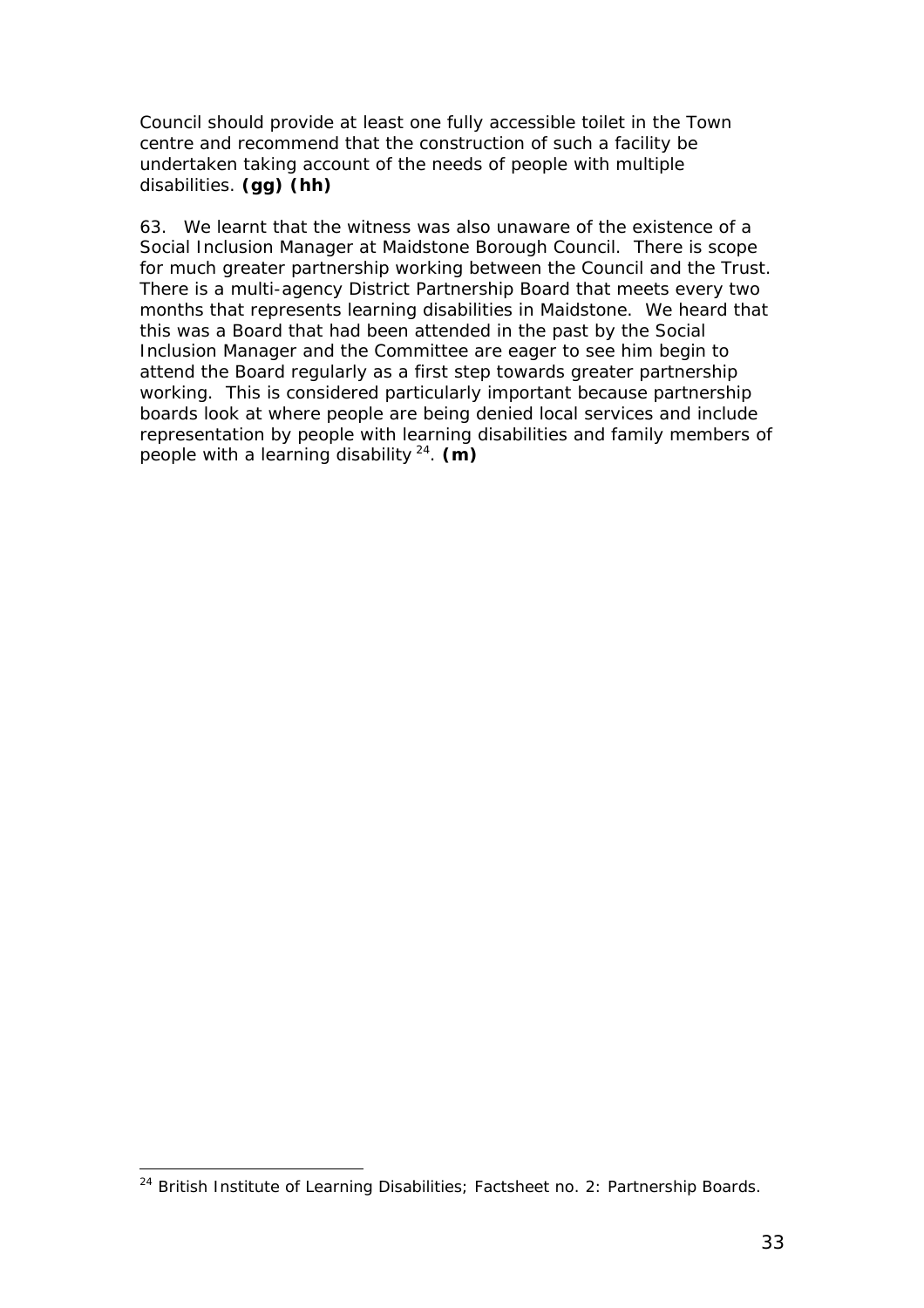Council should provide at least one fully accessible toilet in the Town centre and recommend that the construction of such a facility be undertaken taking account of the needs of people with multiple disabilities. **(gg) (hh)**

63. We learnt that the witness was also unaware of the existence of a Social Inclusion Manager at Maidstone Borough Council. There is scope for much greater partnership working between the Council and the Trust. There is a multi-agency District Partnership Board that meets every two months that represents learning disabilities in Maidstone. We heard that this was a Board that had been attended in the past by the Social Inclusion Manager and the Committee are eager to see him begin to attend the Board regularly as a first step towards greater partnership working. This is considered particularly important because partnership boards look at where people are being denied local services and include representation by people with learning disabilities and family members of people with a learning disability[24]. **(m)**

---

[24] British Institute of Learning Disabilities; Factsheet no. 2: Partnership Boards.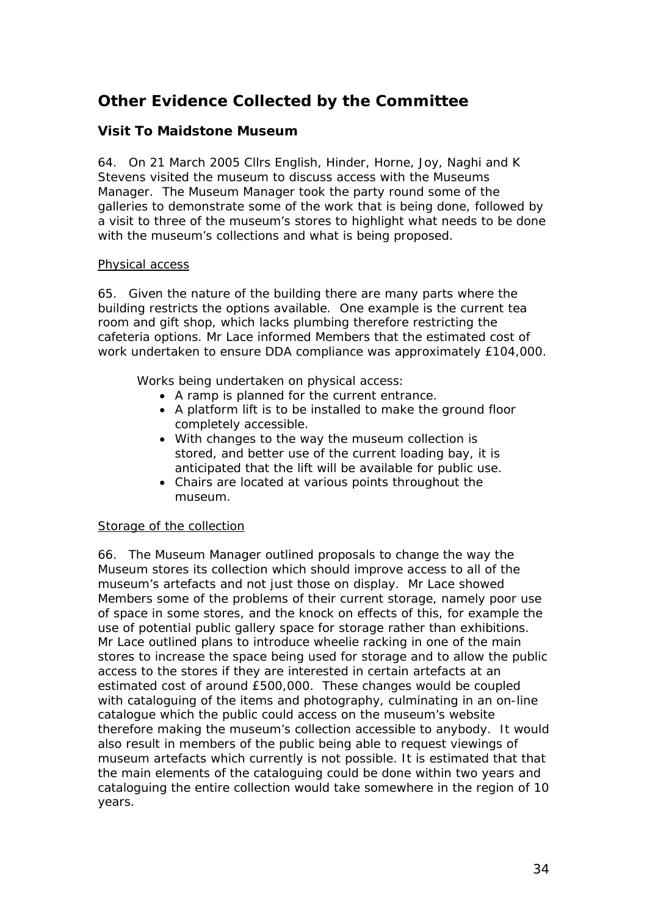# Other Evidence Collected by the Committee

## Visit To Maidstone Museum

64. On 21 March 2005 Cllrs English, Hinder, Horne, Joy, Naghi and K Stevens visited the museum to discuss access with the Museums Manager. The Museum Manager took the party round some of the galleries to demonstrate some of the work that is being done, followed by a visit to three of the museum's stores to highlight what needs to be done with the museum's collections and what is being proposed.

Physical access

65. Given the nature of the building there are many parts where the building restricts the options available. One example is the current tea room and gift shop, which lacks plumbing therefore restricting the cafeteria options. Mr Lace informed Members that the estimated cost of work undertaken to ensure DDA compliance was approximately £104,000.

Works being undertaken on physical access:

- A ramp is planned for the current entrance.
- A platform lift is to be installed to make the ground floor completely accessible.
- With changes to the way the museum collection is stored, and better use of the current loading bay, it is anticipated that the lift will be available for public use.
- Chairs are located at various points throughout the museum.

Storage of the collection

66. The Museum Manager outlined proposals to change the way the Museum stores its collection which should improve access to all of the museum's artefacts and not just those on display. Mr Lace showed Members some of the problems of their current storage, namely poor use of space in some stores, and the knock on effects of this, for example the use of potential public gallery space for storage rather than exhibitions. Mr Lace outlined plans to introduce wheelie racking in one of the main stores to increase the space being used for storage and to allow the public access to the stores if they are interested in certain artefacts at an estimated cost of around £500,000. These changes would be coupled with cataloguing of the items and photography, culminating in an on-line catalogue which the public could access on the museum's website therefore making the museum's collection accessible to anybody. It would also result in members of the public being able to request viewings of museum artefacts which currently is not possible. It is estimated that that the main elements of the cataloguing could be done within two years and cataloguing the entire collection would take somewhere in the region of 10 years.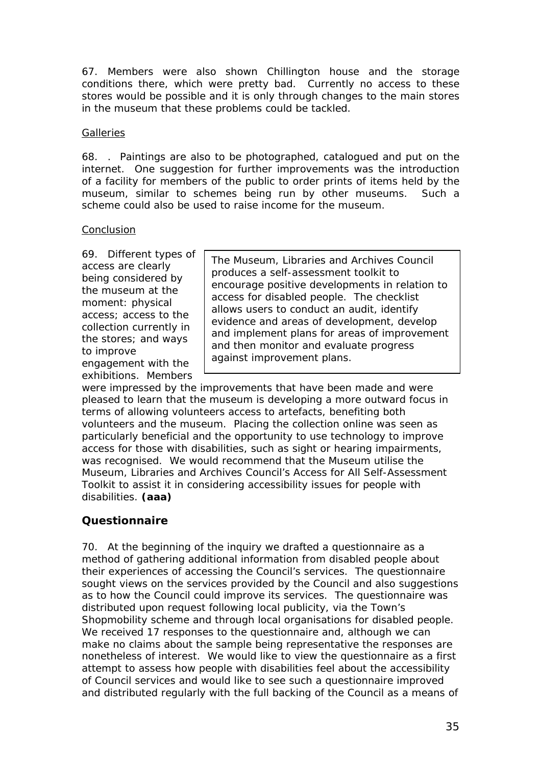67. Members were also shown Chillington house and the storage conditions there, which were pretty bad. Currently no access to these stores would be possible and it is only through changes to the main stores in the museum that these problems could be tackled.

Galleries

68. . Paintings are also to be photographed, catalogued and put on the internet. One suggestion for further improvements was the introduction of a facility for members of the public to order prints of items held by the museum, similar to schemes being run by other museums. Such a scheme could also be used to raise income for the museum.

Conclusion

> The Museum, Libraries and Archives Council produces a self-assessment toolkit to encourage positive developments in relation to access for disabled people. The checklist allows users to conduct an audit, identify evidence and areas of development, develop and implement plans for areas of improvement and then monitor and evaluate progress against improvement plans.

69. Different types of access are clearly being considered by the museum at the moment: physical access; access to the collection currently in the stores; and ways to improve engagement with the exhibitions. Members were impressed by the improvements that have been made and were pleased to learn that the museum is developing a more outward focus in terms of allowing volunteers access to artefacts, benefiting both volunteers and the museum. Placing the collection online was seen as particularly beneficial and the opportunity to use technology to improve access for those with disabilities, such as sight or hearing impairments, was recognised. We would recommend that the Museum utilise the Museum, Libraries and Archives Council's Access for All Self-Assessment Toolkit to assist it in considering accessibility issues for people with disabilities. **(aaa)**

## Questionnaire

70. At the beginning of the inquiry we drafted a questionnaire as a method of gathering additional information from disabled people about their experiences of accessing the Council's services. The questionnaire sought views on the services provided by the Council and also suggestions as to how the Council could improve its services. The questionnaire was distributed upon request following local publicity, via the Town's Shopmobility scheme and through local organisations for disabled people. We received 17 responses to the questionnaire and, although we can make no claims about the sample being representative the responses are nonetheless of interest. We would like to view the questionnaire as a first attempt to assess how people with disabilities feel about the accessibility of Council services and would like to see such a questionnaire improved and distributed regularly with the full backing of the Council as a means of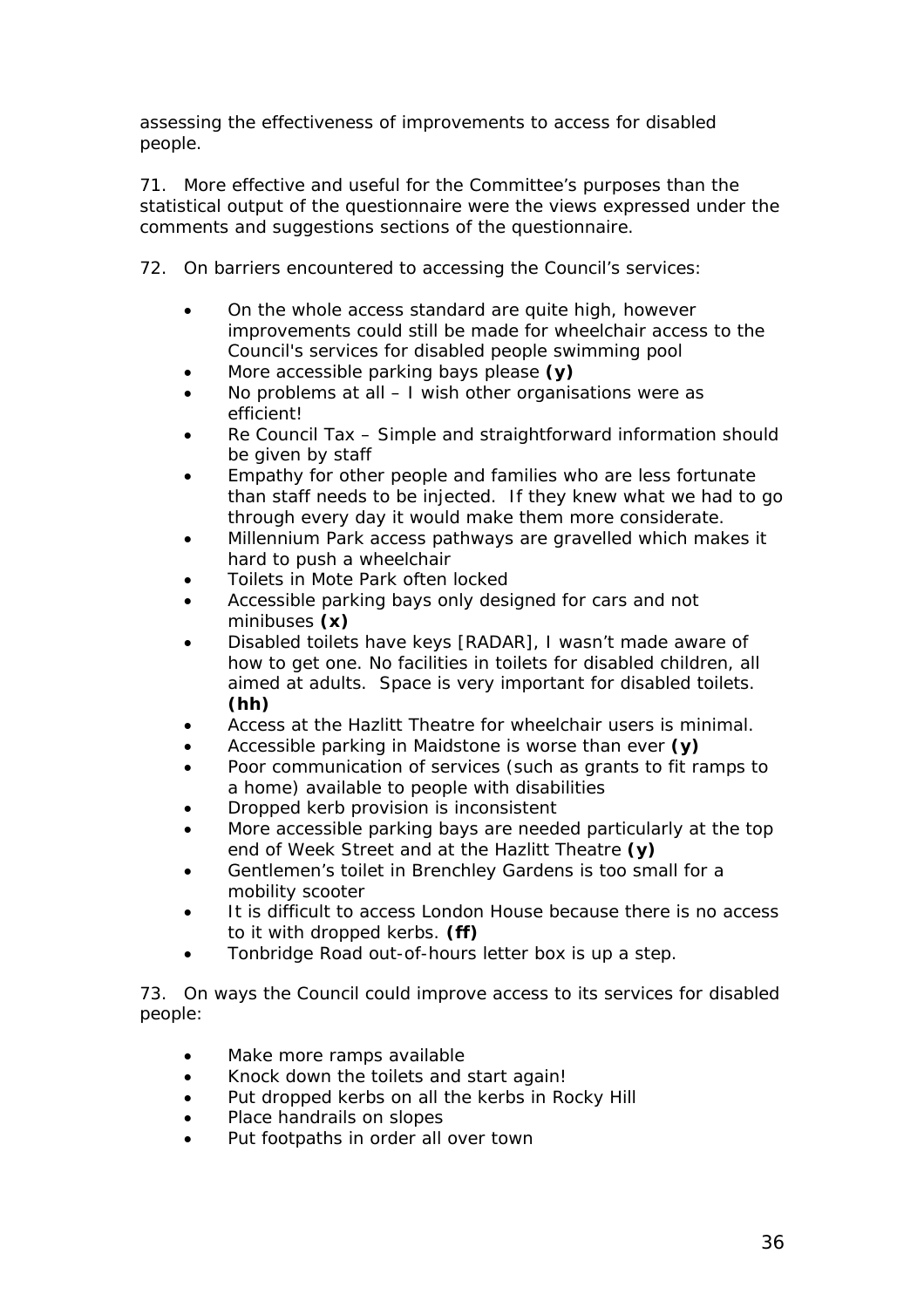assessing the effectiveness of improvements to access for disabled people.

71. More effective and useful for the Committee's purposes than the statistical output of the questionnaire were the views expressed under the comments and suggestions sections of the questionnaire.

72. On barriers encountered to accessing the Council's services:

- On the whole access standard are quite high, however improvements could still be made for wheelchair access to the Council's services for disabled people swimming pool
- More accessible parking bays please **(y)**
- No problems at all – I wish other organisations were as efficient!
- Re Council Tax – Simple and straightforward information should be given by staff
- Empathy for other people and families who are less fortunate than staff needs to be injected. If they knew what we had to go through every day it would make them more considerate.
- Millennium Park access pathways are gravelled which makes it hard to push a wheelchair
- Toilets in Mote Park often locked
- Accessible parking bays only designed for cars and not minibuses **(x)**
- Disabled toilets have keys [RADAR], I wasn't made aware of how to get one. No facilities in toilets for disabled children, all aimed at adults. Space is very important for disabled toilets. **(hh)**
- Access at the Hazlitt Theatre for wheelchair users is minimal.
- Accessible parking in Maidstone is worse than ever **(y)**
- Poor communication of services (such as grants to fit ramps to a home) available to people with disabilities
- Dropped kerb provision is inconsistent
- More accessible parking bays are needed particularly at the top end of Week Street and at the Hazlitt Theatre **(y)**
- Gentlemen's toilet in Brenchley Gardens is too small for a mobility scooter
- It is difficult to access London House because there is no access to it with dropped kerbs. **(ff)**
- Tonbridge Road out-of-hours letter box is up a step.

73. On ways the Council could improve access to its services for disabled people:

- Make more ramps available
- Knock down the toilets and start again!
- Put dropped kerbs on all the kerbs in Rocky Hill
- Place handrails on slopes
- Put footpaths in order all over town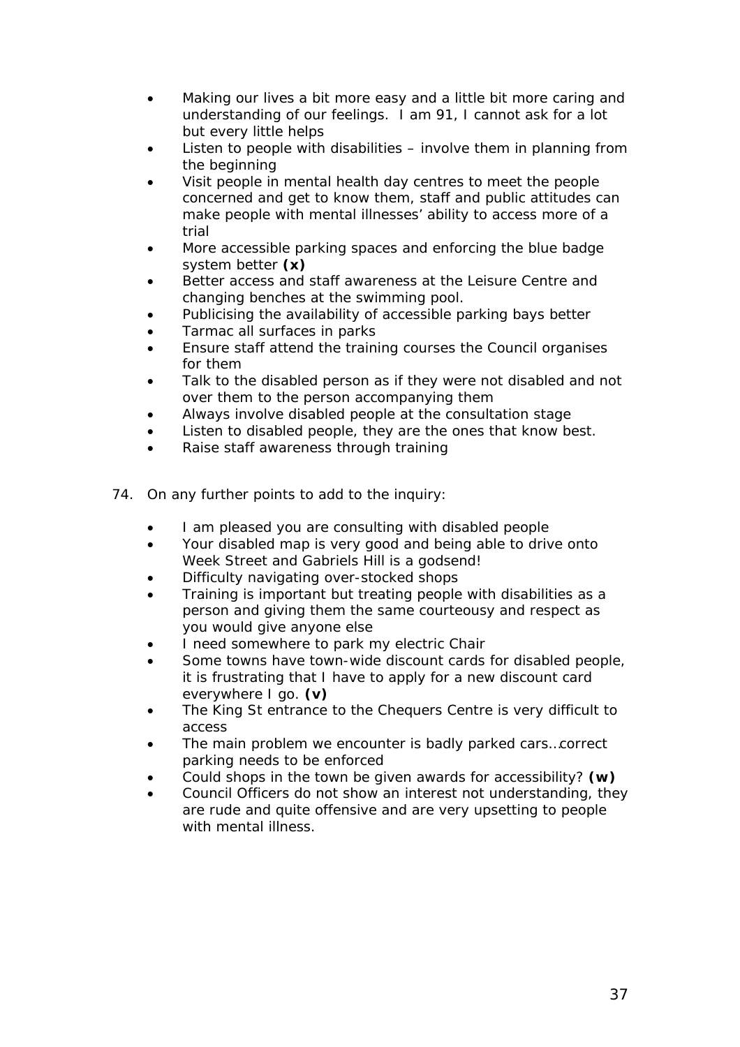- Making our lives a bit more easy and a little bit more caring and understanding of our feelings. I am 91, I cannot ask for a lot but every little helps
- Listen to people with disabilities – involve them in planning from the beginning
- Visit people in mental health day centres to meet the people concerned and get to know them, staff and public attitudes can make people with mental illnesses' ability to access more of a trial
- More accessible parking spaces and enforcing the blue badge system better **(x)**
- Better access and staff awareness at the Leisure Centre and changing benches at the swimming pool.
- Publicising the availability of accessible parking bays better
- Tarmac all surfaces in parks
- Ensure staff attend the training courses the Council organises for them
- Talk to the disabled person as if they were not disabled and not over them to the person accompanying them
- Always involve disabled people at the consultation stage
- Listen to disabled people, they are the ones that know best.
- Raise staff awareness through training

74. On any further points to add to the inquiry:

- I am pleased you are consulting with disabled people
- Your disabled map is very good and being able to drive onto Week Street and Gabriels Hill is a godsend!
- Difficulty navigating over-stocked shops
- Training is important but treating people with disabilities as a person and giving them the same courteousy and respect as you would give anyone else
- I need somewhere to park my electric Chair
- Some towns have town-wide discount cards for disabled people, it is frustrating that I have to apply for a new discount card everywhere I go. **(v)**
- The King St entrance to the Chequers Centre is very difficult to access
- The main problem we encounter is badly parked cars…correct parking needs to be enforced
- Could shops in the town be given awards for accessibility? **(w)**
- Council Officers do not show an interest not understanding, they are rude and quite offensive and are very upsetting to people with mental illness.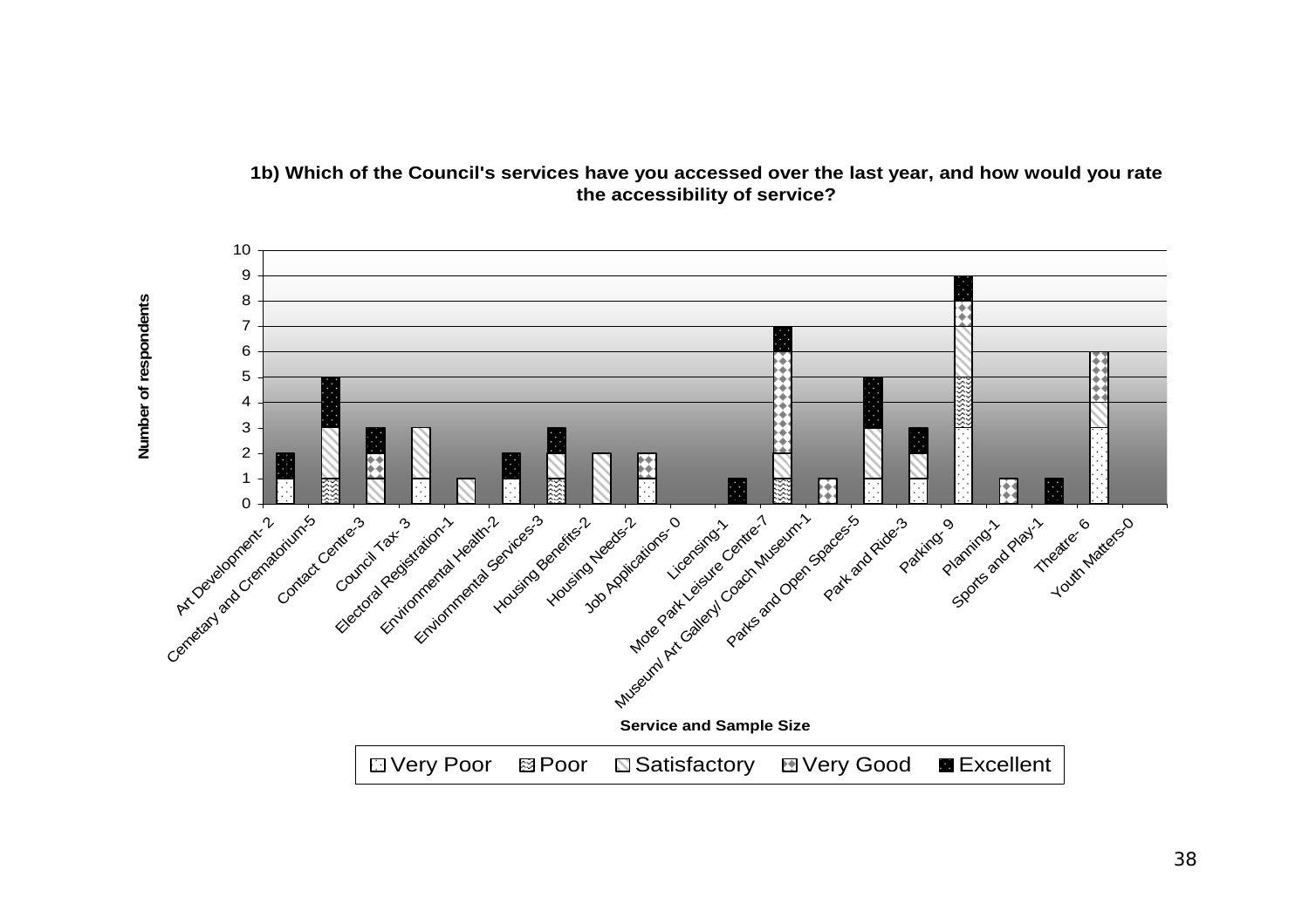**1b) Which of the Council's services have you accessed over the last year, and how would you rate the accessibility of service?**

| Service and Sample Size | Very Poor | Poor | Satisfactory | Very Good | Excellent |
|---|---|---|---|---|---|
| Art Development- 2 | 1 | | | | 1 |
| Cemetary and Crematorium-5 | | 1 | 2 | | 2 |
| Contact Centre-3 | | | 1 | 1 | 1 |
| Council Tax- 3 | 1 | | 2 | | |
| Electoral Registration-1 | | | 1 | | |
| Environmental Health-2 | 1 | | | | 1 |
| Enviornmental Services-3 | | 1 | 1 | | 1 |
| Housing Benefits-2 | | | 2 | | |
| Housing Needs-2 | 1 | | | 1 | |
| Job Applications- 0 | | | | | |
| Licensing-1 | | | | | 1 |
| Mote Park Leisure Centre-7 | | 1 | 1 | 4 | 1 |
| Museum/ Art Gallery/ Coach Museum-1 | | | | 1 | |
| Parks and Open Spaces-5 | 1 | | 2 | | 2 |
| Park and Ride-3 | 1 | | 1 | | 1 |
| Parking- 9 | 3 | 2 | 2 | 1 | 1 |
| Planning-1 | | | | 1 | |
| Sports and Play-1 | | | | | 1 |
| Theatre- 6 | 3 | | 1 | 2 | |
| Youth Matters-0 | | | | | |

Number of respondents

Service and Sample Size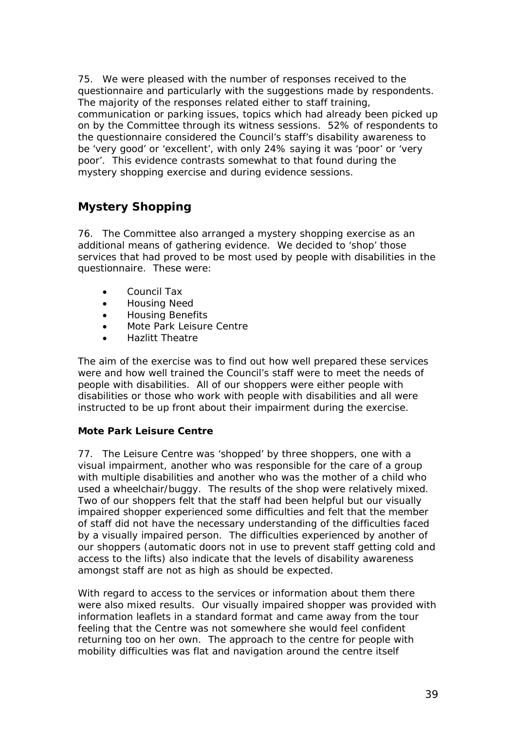75. We were pleased with the number of responses received to the questionnaire and particularly with the suggestions made by respondents. The majority of the responses related either to staff training, communication or parking issues, topics which had already been picked up on by the Committee through its witness sessions. 52% of respondents to the questionnaire considered the Council's staff's disability awareness to be 'very good' or 'excellent', with only 24% saying it was 'poor' or 'very poor'. This evidence contrasts somewhat to that found during the mystery shopping exercise and during evidence sessions.

## Mystery Shopping

76. The Committee also arranged a mystery shopping exercise as an additional means of gathering evidence. We decided to 'shop' those services that had proved to be most used by people with disabilities in the questionnaire. These were:

- Council Tax
- Housing Need
- Housing Benefits
- Mote Park Leisure Centre
- Hazlitt Theatre

The aim of the exercise was to find out how well prepared these services were and how well trained the Council's staff were to meet the needs of people with disabilities. All of our shoppers were either people with disabilities or those who work with people with disabilities and all were instructed to be up front about their impairment during the exercise.

**Mote Park Leisure Centre**

77. The Leisure Centre was 'shopped' by three shoppers, one with a visual impairment, another who was responsible for the care of a group with multiple disabilities and another who was the mother of a child who used a wheelchair/buggy. The results of the shop were relatively mixed. Two of our shoppers felt that the staff had been helpful but our visually impaired shopper experienced some difficulties and felt that the member of staff did not have the necessary understanding of the difficulties faced by a visually impaired person. The difficulties experienced by another of our shoppers (automatic doors not in use to prevent staff getting cold and access to the lifts) also indicate that the levels of disability awareness amongst staff are not as high as should be expected.

With regard to access to the services or information about them there were also mixed results. Our visually impaired shopper was provided with information leaflets in a standard format and came away from the tour feeling that the Centre was not somewhere she would feel confident returning too on her own. The approach to the centre for people with mobility difficulties was flat and navigation around the centre itself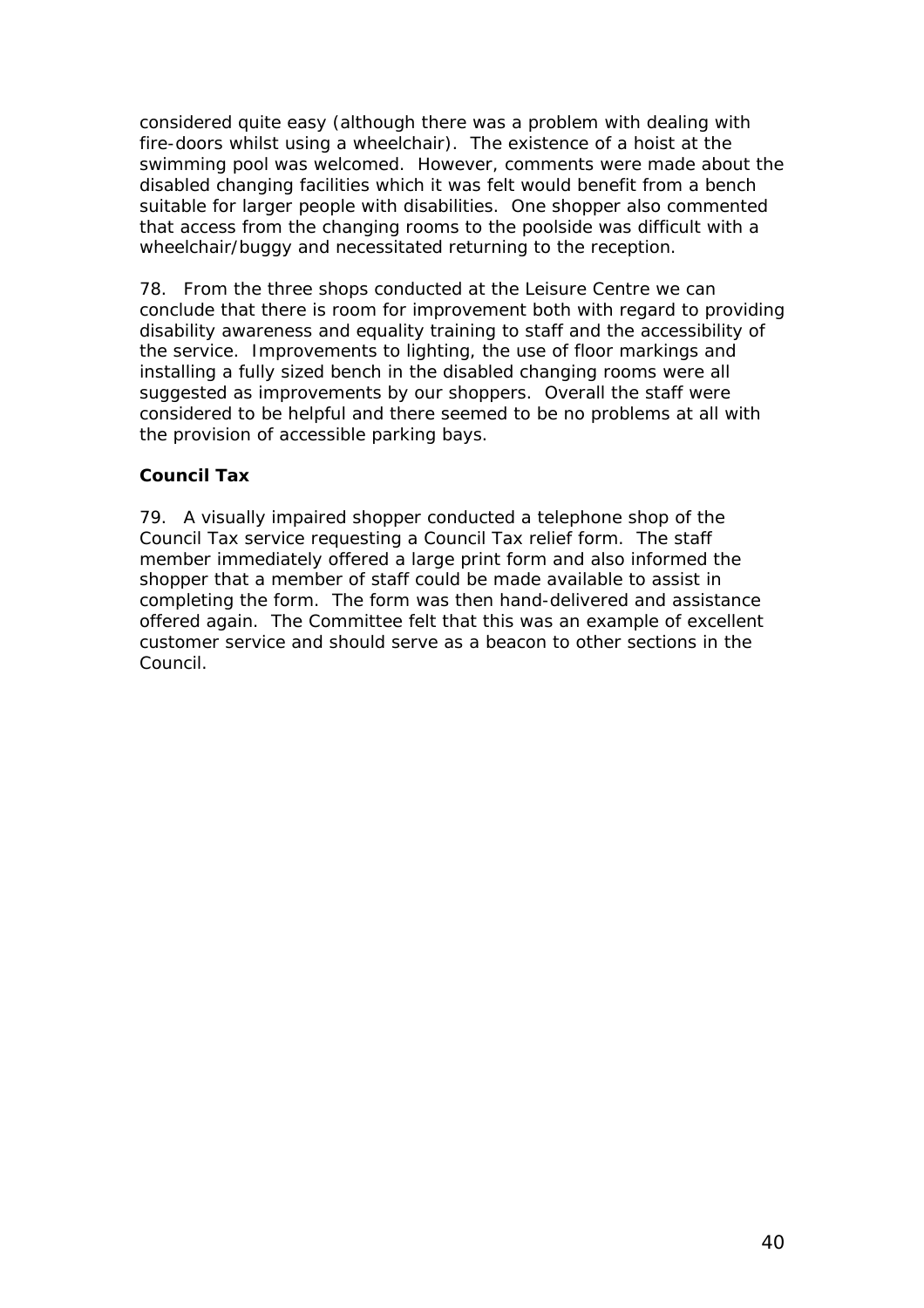considered quite easy (although there was a problem with dealing with fire-doors whilst using a wheelchair). The existence of a hoist at the swimming pool was welcomed. However, comments were made about the disabled changing facilities which it was felt would benefit from a bench suitable for larger people with disabilities. One shopper also commented that access from the changing rooms to the poolside was difficult with a wheelchair/buggy and necessitated returning to the reception.

78. From the three shops conducted at the Leisure Centre we can conclude that there is room for improvement both with regard to providing disability awareness and equality training to staff and the accessibility of the service. Improvements to lighting, the use of floor markings and installing a fully sized bench in the disabled changing rooms were all suggested as improvements by our shoppers. Overall the staff were considered to be helpful and there seemed to be no problems at all with the provision of accessible parking bays.

**Council Tax**

79. A visually impaired shopper conducted a telephone shop of the Council Tax service requesting a Council Tax relief form. The staff member immediately offered a large print form and also informed the shopper that a member of staff could be made available to assist in completing the form. The form was then hand-delivered and assistance offered again. The Committee felt that this was an example of excellent customer service and should serve as a beacon to other sections in the Council.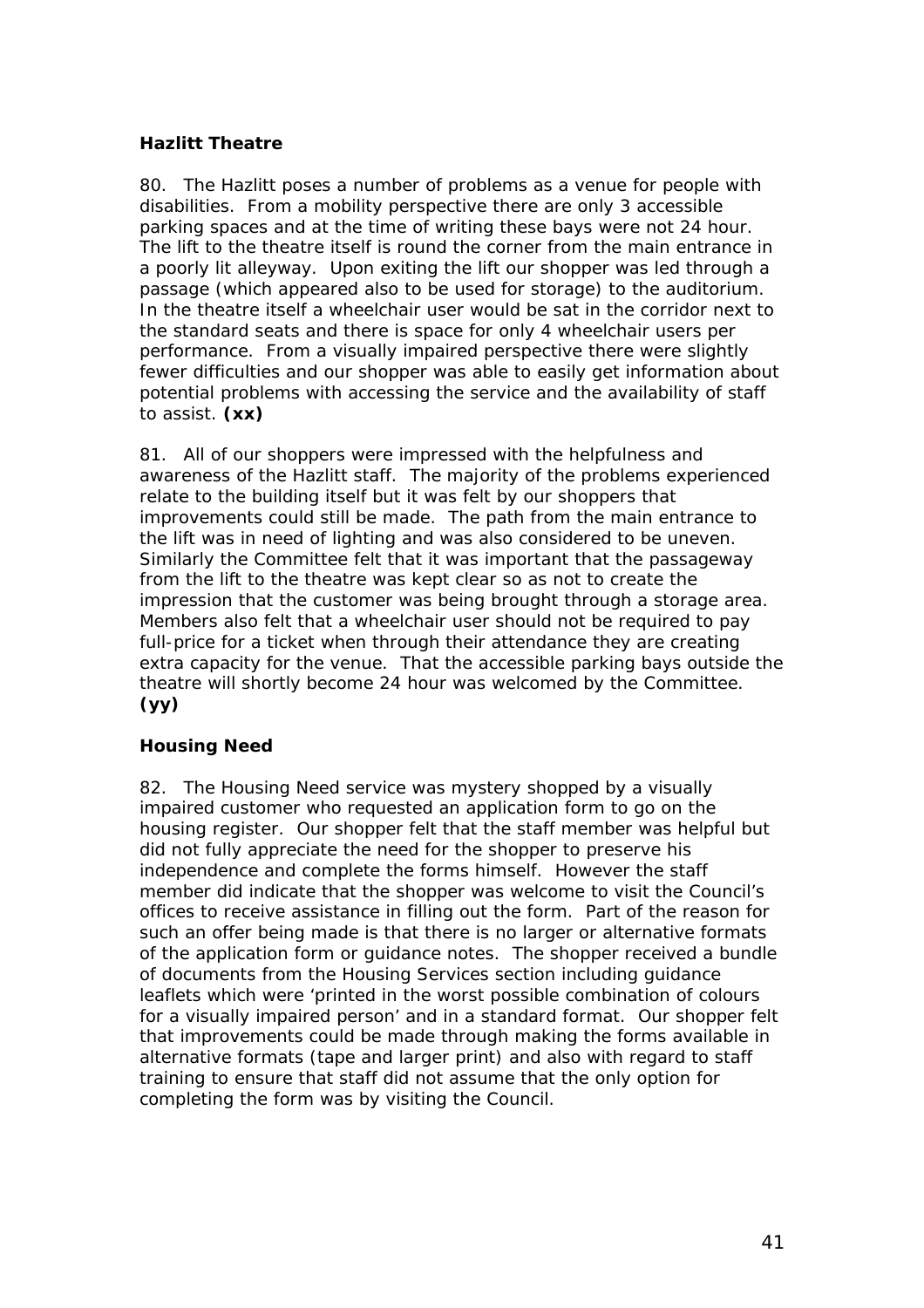**Hazlitt Theatre**

80. The Hazlitt poses a number of problems as a venue for people with disabilities. From a mobility perspective there are only 3 accessible parking spaces and at the time of writing these bays were not 24 hour. The lift to the theatre itself is round the corner from the main entrance in a poorly lit alleyway. Upon exiting the lift our shopper was led through a passage (which appeared also to be used for storage) to the auditorium. In the theatre itself a wheelchair user would be sat in the corridor next to the standard seats and there is space for only 4 wheelchair users per performance. From a visually impaired perspective there were slightly fewer difficulties and our shopper was able to easily get information about potential problems with accessing the service and the availability of staff to assist. **(xx)**

81. All of our shoppers were impressed with the helpfulness and awareness of the Hazlitt staff. The majority of the problems experienced relate to the building itself but it was felt by our shoppers that improvements could still be made. The path from the main entrance to the lift was in need of lighting and was also considered to be uneven. Similarly the Committee felt that it was important that the passageway from the lift to the theatre was kept clear so as not to create the impression that the customer was being brought through a storage area. Members also felt that a wheelchair user should not be required to pay full-price for a ticket when through their attendance they are creating extra capacity for the venue. That the accessible parking bays outside the theatre will shortly become 24 hour was welcomed by the Committee. **(yy)**

**Housing Need**

82. The Housing Need service was mystery shopped by a visually impaired customer who requested an application form to go on the housing register. Our shopper felt that the staff member was helpful but did not fully appreciate the need for the shopper to preserve his independence and complete the forms himself. However the staff member did indicate that the shopper was welcome to visit the Council's offices to receive assistance in filling out the form. Part of the reason for such an offer being made is that there is no larger or alternative formats of the application form or guidance notes. The shopper received a bundle of documents from the Housing Services section including guidance leaflets which were 'printed in the worst possible combination of colours for a visually impaired person' and in a standard format. Our shopper felt that improvements could be made through making the forms available in alternative formats (tape and larger print) and also with regard to staff training to ensure that staff did not assume that the only option for completing the form was by visiting the Council.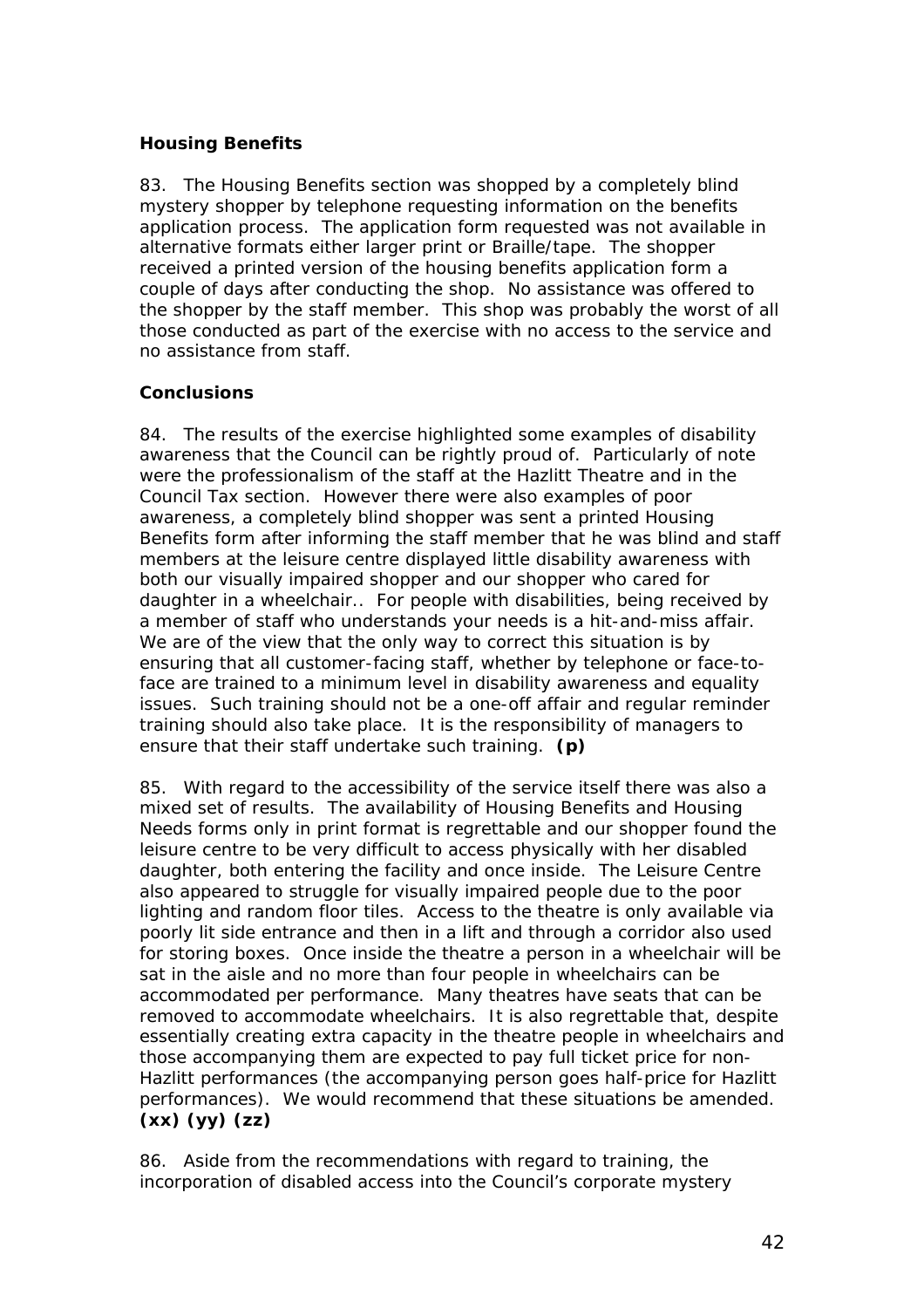### Housing Benefits

83. The Housing Benefits section was shopped by a completely blind mystery shopper by telephone requesting information on the benefits application process. The application form requested was not available in alternative formats either larger print or Braille/tape. The shopper received a printed version of the housing benefits application form a couple of days after conducting the shop. No assistance was offered to the shopper by the staff member. This shop was probably the worst of all those conducted as part of the exercise with no access to the service and no assistance from staff.

### Conclusions

84. The results of the exercise highlighted some examples of disability awareness that the Council can be rightly proud of. Particularly of note were the professionalism of the staff at the Hazlitt Theatre and in the Council Tax section. However there were also examples of poor awareness, a completely blind shopper was sent a printed Housing Benefits form after informing the staff member that he was blind and staff members at the leisure centre displayed little disability awareness with both our visually impaired shopper and our shopper who cared for daughter in a wheelchair.. For people with disabilities, being received by a member of staff who understands your needs is a hit-and-miss affair. We are of the view that the only way to correct this situation is by ensuring that all customer-facing staff, whether by telephone or face-to-face are trained to a minimum level in disability awareness and equality issues. Such training should not be a one-off affair and regular reminder training should also take place. It is the responsibility of managers to ensure that their staff undertake such training. **(p)**

85. With regard to the accessibility of the service itself there was also a mixed set of results. The availability of Housing Benefits and Housing Needs forms only in print format is regrettable and our shopper found the leisure centre to be very difficult to access physically with her disabled daughter, both entering the facility and once inside. The Leisure Centre also appeared to struggle for visually impaired people due to the poor lighting and random floor tiles. Access to the theatre is only available via poorly lit side entrance and then in a lift and through a corridor also used for storing boxes. Once inside the theatre a person in a wheelchair will be sat in the aisle and no more than four people in wheelchairs can be accommodated per performance. Many theatres have seats that can be removed to accommodate wheelchairs. It is also regrettable that, despite essentially creating extra capacity in the theatre people in wheelchairs and those accompanying them are expected to pay full ticket price for non-Hazlitt performances (the accompanying person goes half-price for Hazlitt performances). We would recommend that these situations be amended. **(xx) (yy) (zz)**

86. Aside from the recommendations with regard to training, the incorporation of disabled access into the Council's corporate mystery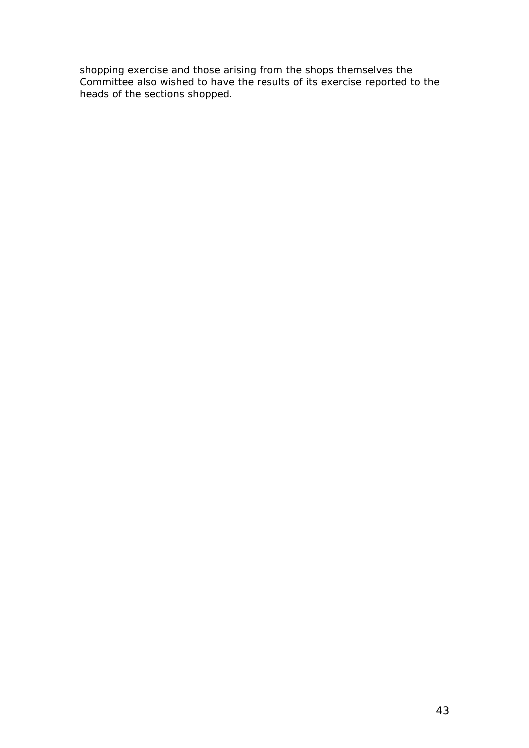shopping exercise and those arising from the shops themselves the Committee also wished to have the results of its exercise reported to the heads of the sections shopped.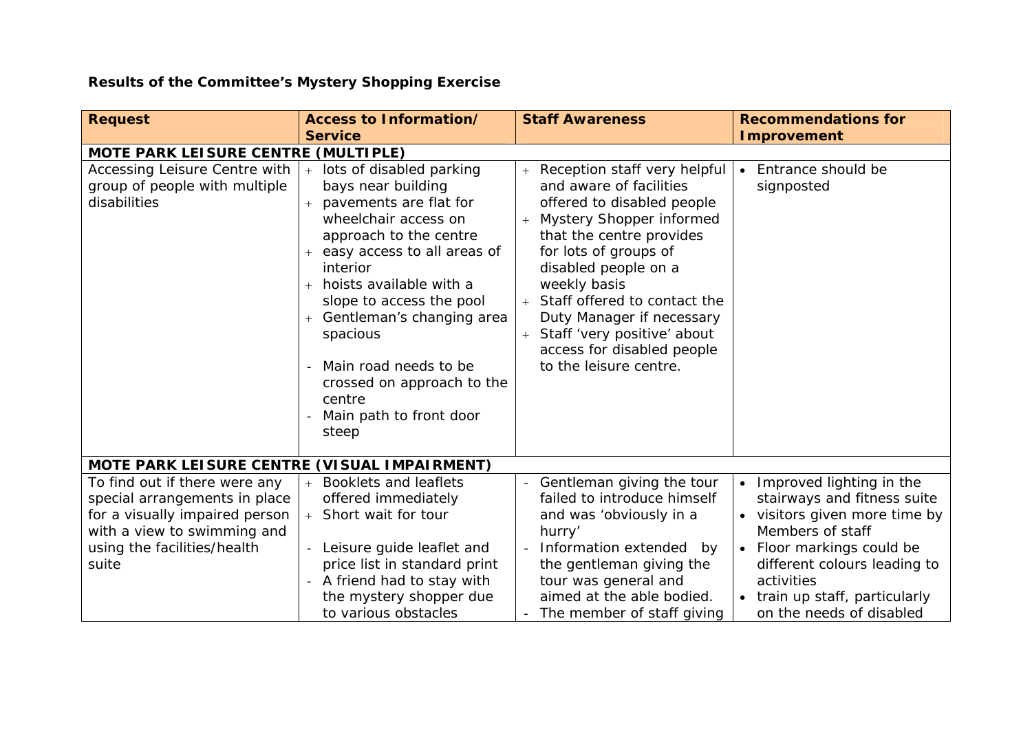**Results of the Committee's Mystery Shopping Exercise**

| Request | Access to Information/ Service | Staff Awareness | Recommendations for Improvement |
|---|---|---|---|
| **MOTE PARK LEISURE CENTRE (MULTIPLE)** | | | |
| Accessing Leisure Centre with group of people with multiple disabilities | + lots of disabled parking bays near building<br>+ pavements are flat for wheelchair access on approach to the centre<br>+ easy access to all areas of interior<br>+ hoists available with a slope to access the pool<br>+ Gentleman's changing area spacious<br><br>- Main road needs to be crossed on approach to the centre<br>- Main path to front door steep | + Reception staff very helpful and aware of facilities offered to disabled people<br>+ Mystery Shopper informed that the centre provides for lots of groups of disabled people on a weekly basis<br>+ Staff offered to contact the Duty Manager if necessary<br>+ Staff 'very positive' about access for disabled people to the leisure centre. | • Entrance should be signposted |
| **MOTE PARK LEISURE CENTRE (VISUAL IMPAIRMENT)** | | | |
| To find out if there were any special arrangements in place for a visually impaired person with a view to swimming and using the facilities/health suite | + Booklets and leaflets offered immediately<br>+ Short wait for tour<br><br>- Leisure guide leaflet and price list in standard print<br>- A friend had to stay with the mystery shopper due to various obstacles | - Gentleman giving the tour failed to introduce himself and was 'obviously in a hurry'<br>- Information extended by the gentleman giving the tour was general and aimed at the able bodied.<br>- The member of staff giving | • Improved lighting in the stairways and fitness suite<br>• visitors given more time by Members of staff<br>• Floor markings could be different colours leading to activities<br>• train up staff, particularly on the needs of disabled |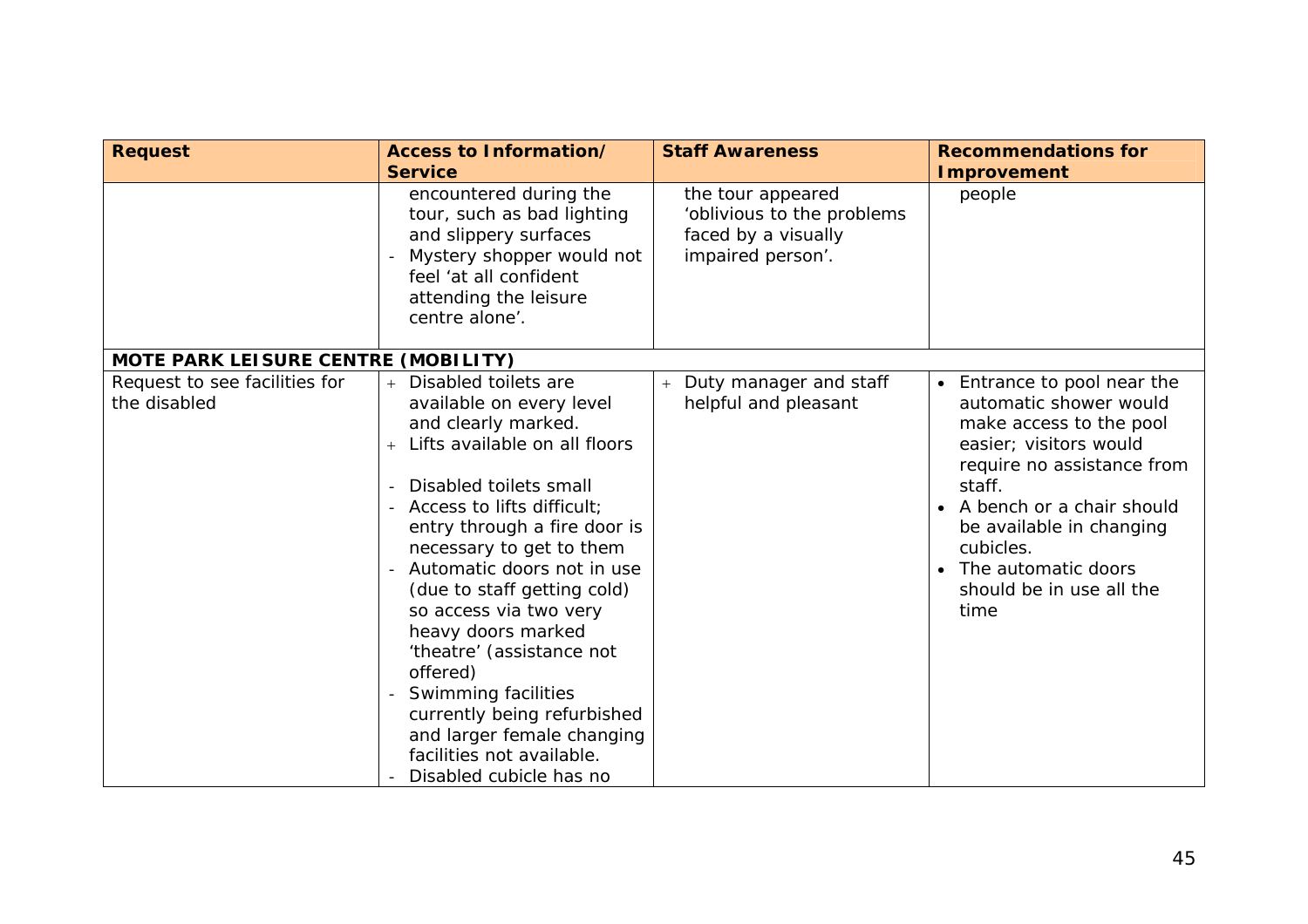| Request | Access to Information/ Service | Staff Awareness | Recommendations for Improvement |
|---|---|---|---|
| | encountered during the tour, such as bad lighting and slippery surfaces<br>- Mystery shopper would not feel 'at all confident attending the leisure centre alone'. | the tour appeared 'oblivious to the problems faced by a visually impaired person'. | people |
| **MOTE PARK LEISURE CENTRE (MOBILITY)** | | | |
| Request to see facilities for the disabled | + Disabled toilets are available on every level and clearly marked.<br>+ Lifts available on all floors<br><br>- Disabled toilets small<br>- Access to lifts difficult; entry through a fire door is necessary to get to them<br>- Automatic doors not in use (due to staff getting cold) so access via two very heavy doors marked 'theatre' (assistance not offered)<br>- Swimming facilities currently being refurbished and larger female changing facilities not available.<br>- Disabled cubicle has no | + Duty manager and staff helpful and pleasant | • Entrance to pool near the automatic shower would make access to the pool easier; visitors would require no assistance from staff.<br>• A bench or a chair should be available in changing cubicles.<br>• The automatic doors should be in use all the time |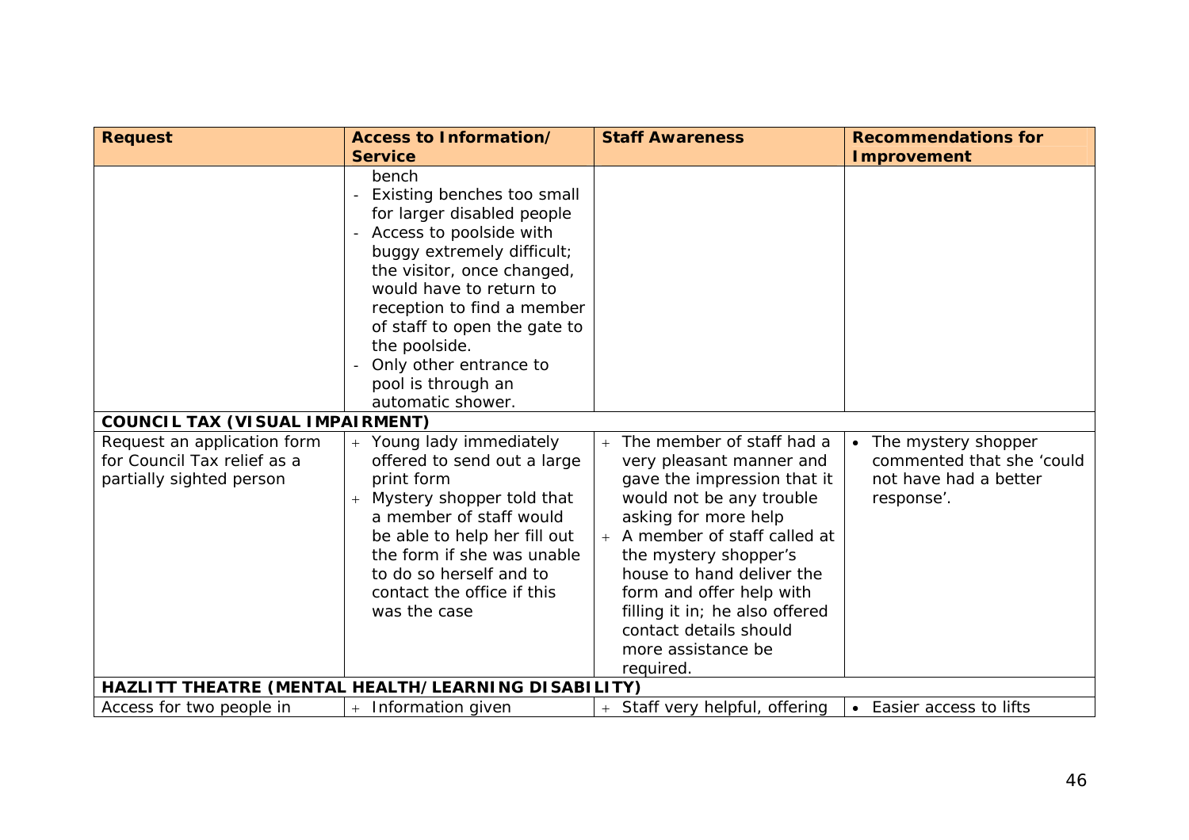| Request | Access to Information/ Service | Staff Awareness | Recommendations for Improvement |
|---|---|---|---|
| | bench<br>- Existing benches too small for larger disabled people<br>- Access to poolside with buggy extremely difficult; the visitor, once changed, would have to return to reception to find a member of staff to open the gate to the poolside.<br>- Only other entrance to pool is through an automatic shower. | | |
| **COUNCIL TAX (VISUAL IMPAIRMENT)** | | | |
| Request an application form for Council Tax relief as a partially sighted person | + Young lady immediately offered to send out a large print form<br>+ Mystery shopper told that a member of staff would be able to help her fill out the form if she was unable to do so herself and to contact the office if this was the case | + The member of staff had a very pleasant manner and gave the impression that it would not be any trouble asking for more help<br>+ A member of staff called at the mystery shopper's house to hand deliver the form and offer help with filling it in; he also offered contact details should more assistance be required. | • The mystery shopper commented that she 'could not have had a better response'. |
| **HAZLITT THEATRE (MENTAL HEALTH/LEARNING DISABILITY)** | | | |
| Access for two people in | + Information given | + Staff very helpful, offering | • Easier access to lifts |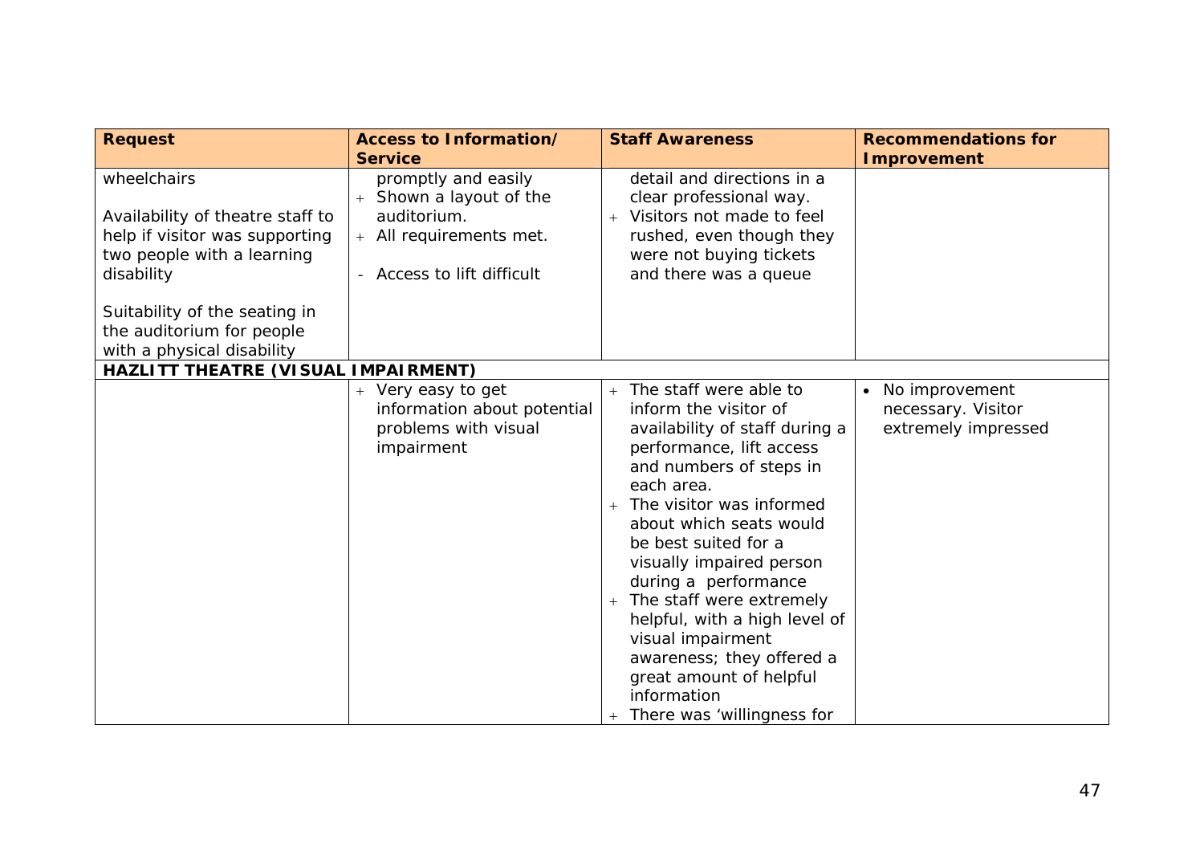| Request | Access to Information/ Service | Staff Awareness | Recommendations for Improvement |
|---|---|---|---|
| wheelchairs<br><br>Availability of theatre staff to help if visitor was supporting two people with a learning disability<br><br>Suitability of the seating in the auditorium for people with a physical disability | promptly and easily<br>+ Shown a layout of the auditorium.<br>+ All requirements met.<br><br>- Access to lift difficult | detail and directions in a clear professional way.<br>+ Visitors not made to feel rushed, even though they were not buying tickets and there was a queue | |
| **HAZLITT THEATRE (VISUAL IMPAIRMENT)** | | | |
| | + Very easy to get information about potential problems with visual impairment | + The staff were able to inform the visitor of availability of staff during a performance, lift access and numbers of steps in each area.<br>+ The visitor was informed about which seats would be best suited for a visually impaired person during a performance<br>+ The staff were extremely helpful, with a high level of visual impairment awareness; they offered a great amount of helpful information<br>+ There was 'willingness for | • No improvement necessary. Visitor extremely impressed |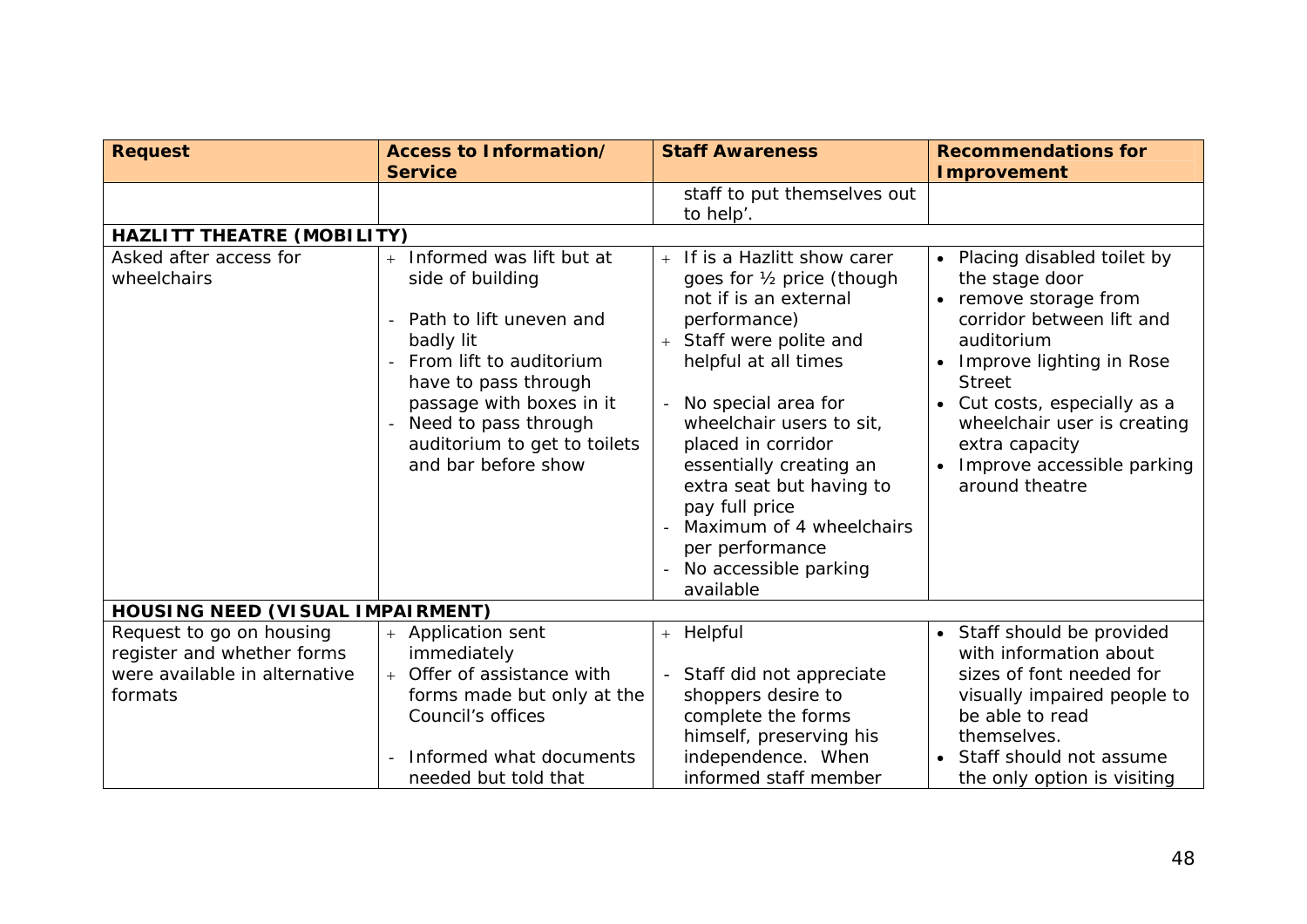| Request | Access to Information/ Service | Staff Awareness | Recommendations for Improvement |
|---|---|---|---|
| | | staff to put themselves out to help'. | |
| **HAZLITT THEATRE (MOBILITY)** | | | |
| Asked after access for wheelchairs | + Informed was lift but at side of building<br><br>- Path to lift uneven and badly lit<br>- From lift to auditorium have to pass through passage with boxes in it<br>- Need to pass through auditorium to get to toilets and bar before show | + If is a Hazlitt show carer goes for ½ price (though not if is an external performance)<br>+ Staff were polite and helpful at all times<br><br>- No special area for wheelchair users to sit, placed in corridor essentially creating an extra seat but having to pay full price<br>- Maximum of 4 wheelchairs per performance<br>- No accessible parking available | • Placing disabled toilet by the stage door<br>• remove storage from corridor between lift and auditorium<br>• Improve lighting in Rose Street<br>• Cut costs, especially as a wheelchair user is creating extra capacity<br>• Improve accessible parking around theatre |
| **HOUSING NEED (VISUAL IMPAIRMENT)** | | | |
| Request to go on housing register and whether forms were available in alternative formats | + Application sent immediately<br>+ Offer of assistance with forms made but only at the Council's offices<br><br>- Informed what documents needed but told that | + Helpful<br><br>- Staff did not appreciate shoppers desire to complete the forms himself, preserving his independence. When informed staff member | • Staff should be provided with information about sizes of font needed for visually impaired people to be able to read themselves.<br>• Staff should not assume the only option is visiting |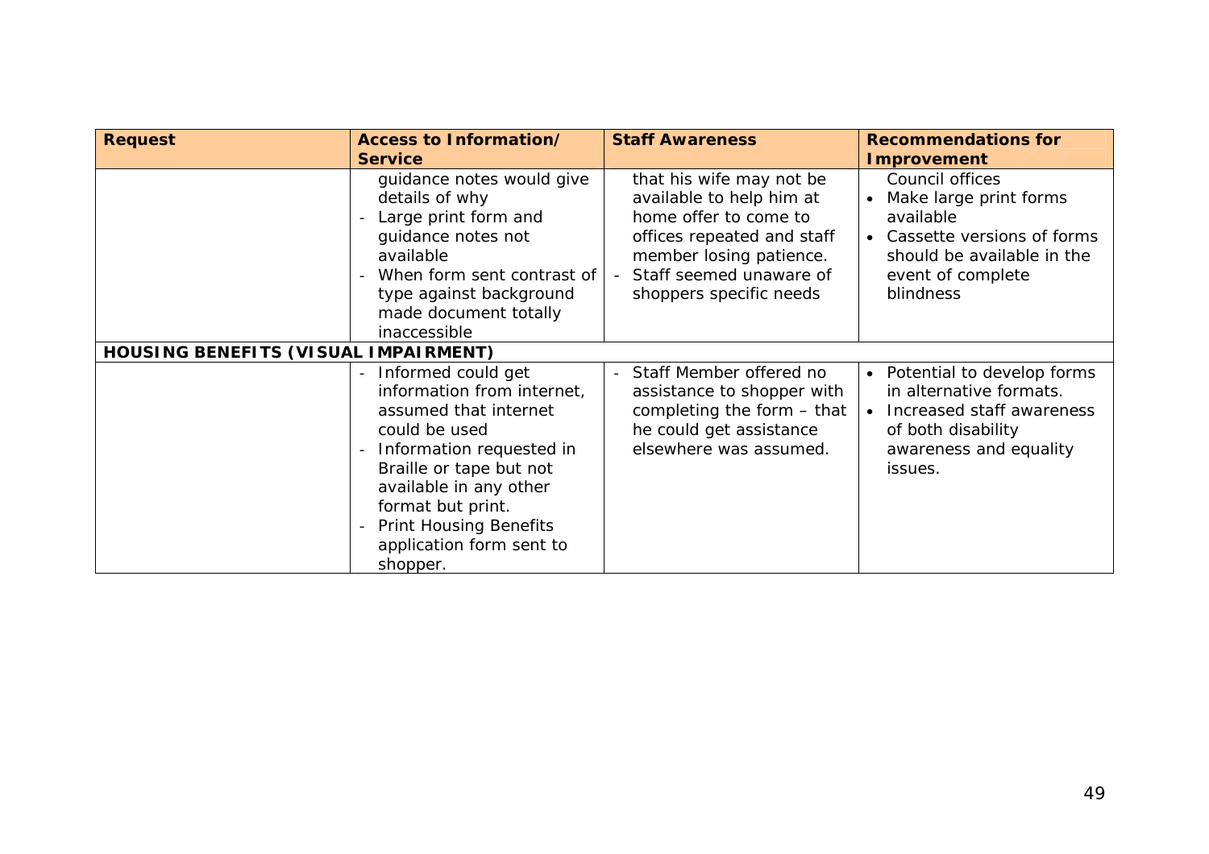| Request | Access to Information/ Service | Staff Awareness | Recommendations for Improvement |
|---|---|---|---|
| | guidance notes would give details of why<br>- Large print form and guidance notes not available<br>- When form sent contrast of type against background made document totally inaccessible | that his wife may not be available to help him at home offer to come to offices repeated and staff member losing patience.<br>- Staff seemed unaware of shoppers specific needs | Council offices<br>• Make large print forms available<br>• Cassette versions of forms should be available in the event of complete blindness |
| **HOUSING BENEFITS (VISUAL IMPAIRMENT)** | | | |
| | - Informed could get information from internet, assumed that internet could be used<br>- Information requested in Braille or tape but not available in any other format but print.<br>- Print Housing Benefits application form sent to shopper. | - Staff Member offered no assistance to shopper with completing the form – that he could get assistance elsewhere was assumed. | • Potential to develop forms in alternative formats.<br>• Increased staff awareness of both disability awareness and equality issues. |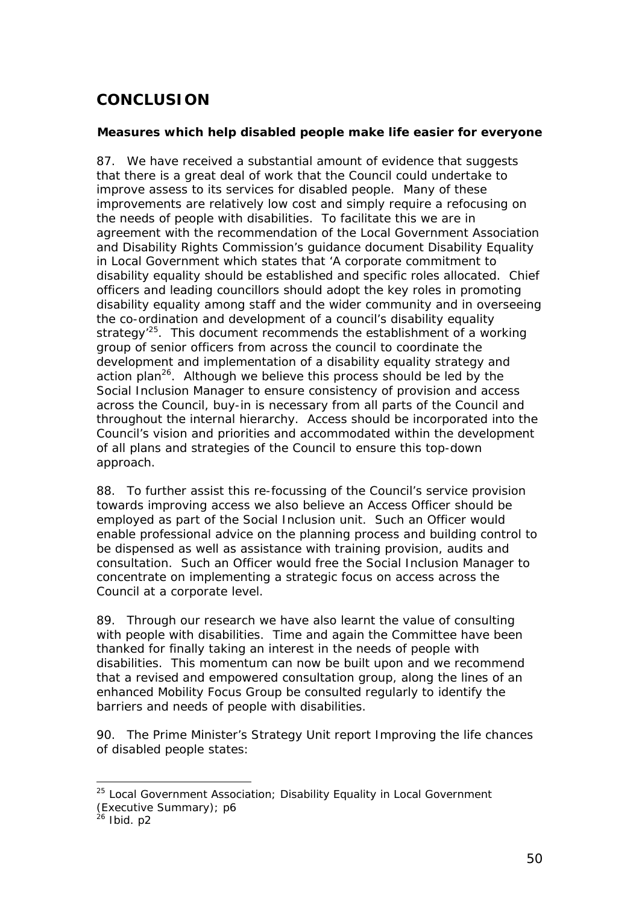# CONCLUSION

**Measures which help disabled people make life easier for everyone**

87. We have received a substantial amount of evidence that suggests that there is a great deal of work that the Council could undertake to improve assess to its services for disabled people. Many of these improvements are relatively low cost and simply require a refocusing on the needs of people with disabilities. To facilitate this we are in agreement with the recommendation of the Local Government Association and Disability Rights Commission's guidance document Disability Equality in Local Government which states that 'A corporate commitment to disability equality should be established and specific roles allocated. Chief officers and leading councillors should adopt the key roles in promoting disability equality among staff and the wider community and in overseeing the co-ordination and development of a council's disability equality strategy'[25]. This document recommends the establishment of a working group of senior officers from across the council to coordinate the development and implementation of a disability equality strategy and action plan[26]. Although we believe this process should be led by the Social Inclusion Manager to ensure consistency of provision and access across the Council, buy-in is necessary from all parts of the Council and throughout the internal hierarchy. Access should be incorporated into the Council's vision and priorities and accommodated within the development of all plans and strategies of the Council to ensure this top-down approach.

88. To further assist this re-focussing of the Council's service provision towards improving access we also believe an Access Officer should be employed as part of the Social Inclusion unit. Such an Officer would enable professional advice on the planning process and building control to be dispensed as well as assistance with training provision, audits and consultation. Such an Officer would free the Social Inclusion Manager to concentrate on implementing a strategic focus on access across the Council at a corporate level.

89. Through our research we have also learnt the value of consulting with people with disabilities. Time and again the Committee have been thanked for finally taking an interest in the needs of people with disabilities. This momentum can now be built upon and we recommend that a revised and empowered consultation group, along the lines of an enhanced Mobility Focus Group be consulted regularly to identify the barriers and needs of people with disabilities.

90. The Prime Minister's Strategy Unit report Improving the life chances of disabled people states:

---

[25] Local Government Association; Disability Equality in Local Government (Executive Summary); p6

[26] Ibid. p2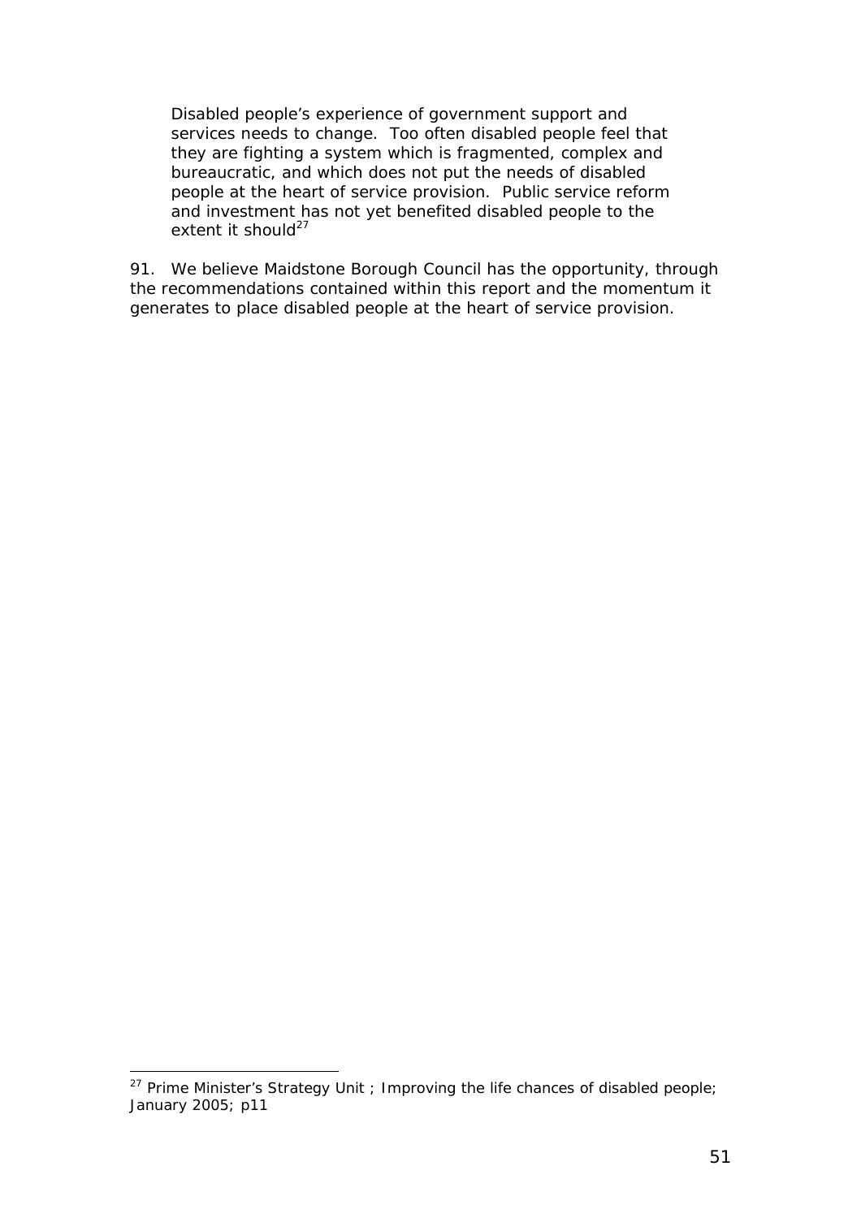> Disabled people's experience of government support and services needs to change. Too often disabled people feel that they are fighting a system which is fragmented, complex and bureaucratic, and which does not put the needs of disabled people at the heart of service provision. Public service reform and investment has not yet benefited disabled people to the extent it should[27]

91. We believe Maidstone Borough Council has the opportunity, through the recommendations contained within this report and the momentum it generates to place disabled people at the heart of service provision.

---

[27] Prime Minister's Strategy Unit ; Improving the life chances of disabled people; January 2005; p11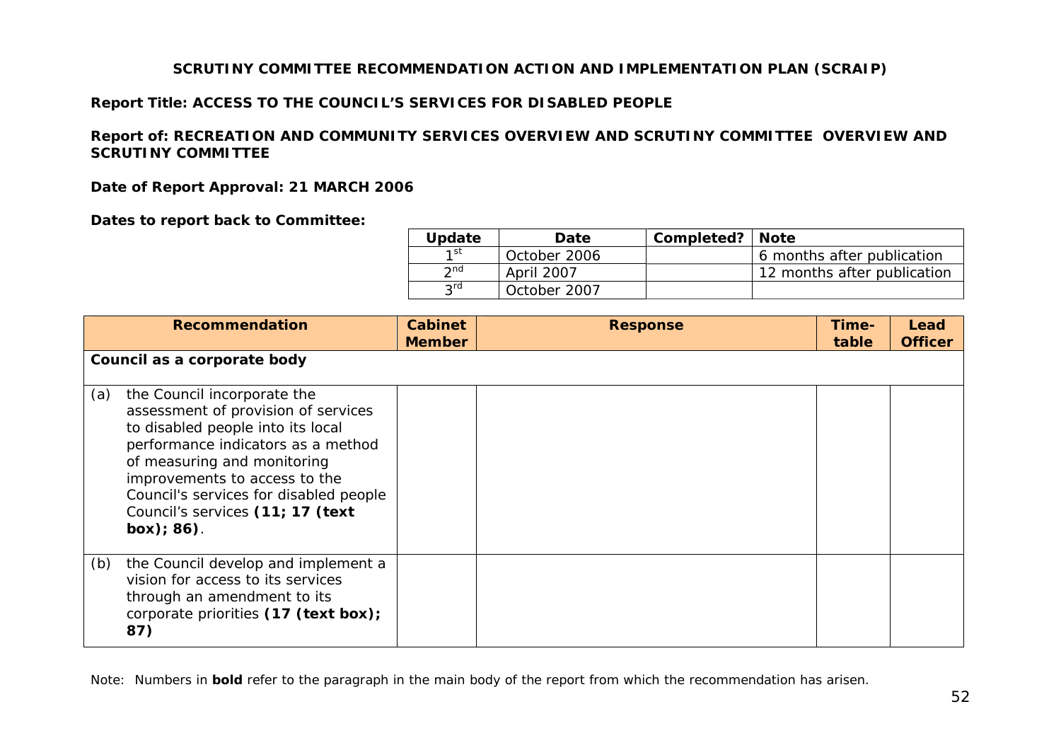**SCRUTINY COMMITTEE RECOMMENDATION ACTION AND IMPLEMENTATION PLAN (SCRAIP)**

**Report Title: ACCESS TO THE COUNCIL'S SERVICES FOR DISABLED PEOPLE**

**Report of: RECREATION AND COMMUNITY SERVICES OVERVIEW AND SCRUTINY COMMITTEE OVERVIEW AND SCRUTINY COMMITTEE**

**Date of Report Approval: 21 MARCH 2006**

**Dates to report back to Committee:**

| Update | Date | Completed? | Note |
|---|---|---|---|
| 1st | October 2006 | | 6 months after publication |
| 2nd | April 2007 | | 12 months after publication |
| 3rd | October 2007 | | |

| Recommendation | Cabinet Member | Response | Time-table | Lead Officer |
|---|---|---|---|---|
| **Council as a corporate body** | | | | |
| (a) the Council incorporate the assessment of provision of services to disabled people into its local performance indicators as a method of measuring and monitoring improvements to access to the Council's services for disabled people Council's services **(11; 17 (text box); 86)**. | | | | |
| (b) the Council develop and implement a vision for access to its services through an amendment to its corporate priorities **(17 (text box); 87)** | | | | |

Note: Numbers in **bold** refer to the paragraph in the main body of the report from which the recommendation has arisen.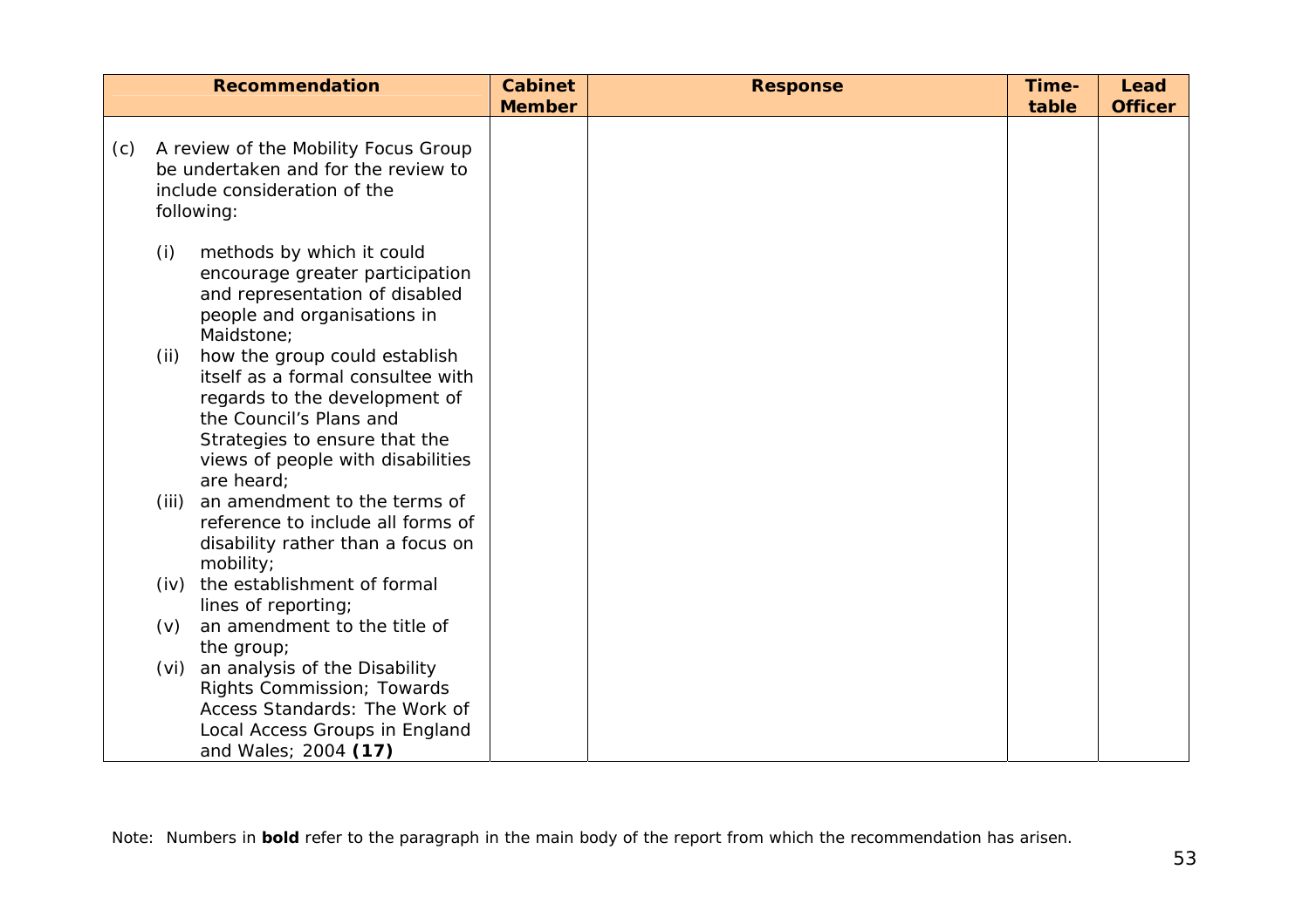| Recommendation | Cabinet Member | Response | Time-table | Lead Officer |
|---|---|---|---|---|
| (c) A review of the Mobility Focus Group be undertaken and for the review to include consideration of the following:<br><br>(i) methods by which it could encourage greater participation and representation of disabled people and organisations in Maidstone;<br>(ii) how the group could establish itself as a formal consultee with regards to the development of the Council's Plans and Strategies to ensure that the views of people with disabilities are heard;<br>(iii) an amendment to the terms of reference to include all forms of disability rather than a focus on mobility;<br>(iv) the establishment of formal lines of reporting;<br>(v) an amendment to the title of the group;<br>(vi) an analysis of the Disability Rights Commission; Towards Access Standards: The Work of Local Access Groups in England and Wales; 2004 **(17)** | | | | |

Note: Numbers in **bold** refer to the paragraph in the main body of the report from which the recommendation has arisen.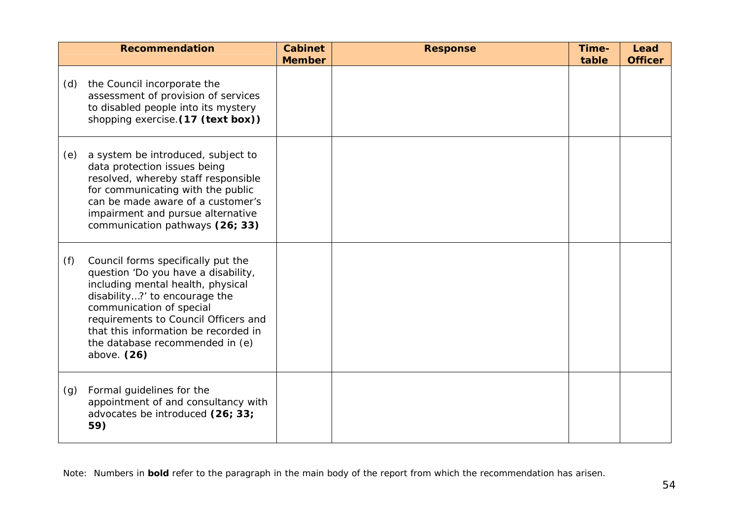| Recommendation | Cabinet Member | Response | Time-table | Lead Officer |
| --- | --- | --- | --- | --- |
| (d) the Council incorporate the assessment of provision of services to disabled people into its mystery shopping exercise. **(17 (text box))** | | | | |
| (e) a system be introduced, subject to data protection issues being resolved, whereby staff responsible for communicating with the public can be made aware of a customer's impairment and pursue alternative communication pathways **(26; 33)** | | | | |
| (f) Council forms specifically put the question 'Do you have a disability, including mental health, physical disability…?' to encourage the communication of special requirements to Council Officers and that this information be recorded in the database recommended in (e) above. **(26)** | | | | |
| (g) Formal guidelines for the appointment of and consultancy with advocates be introduced **(26; 33; 59)** | | | | |

Note: Numbers in **bold** refer to the paragraph in the main body of the report from which the recommendation has arisen.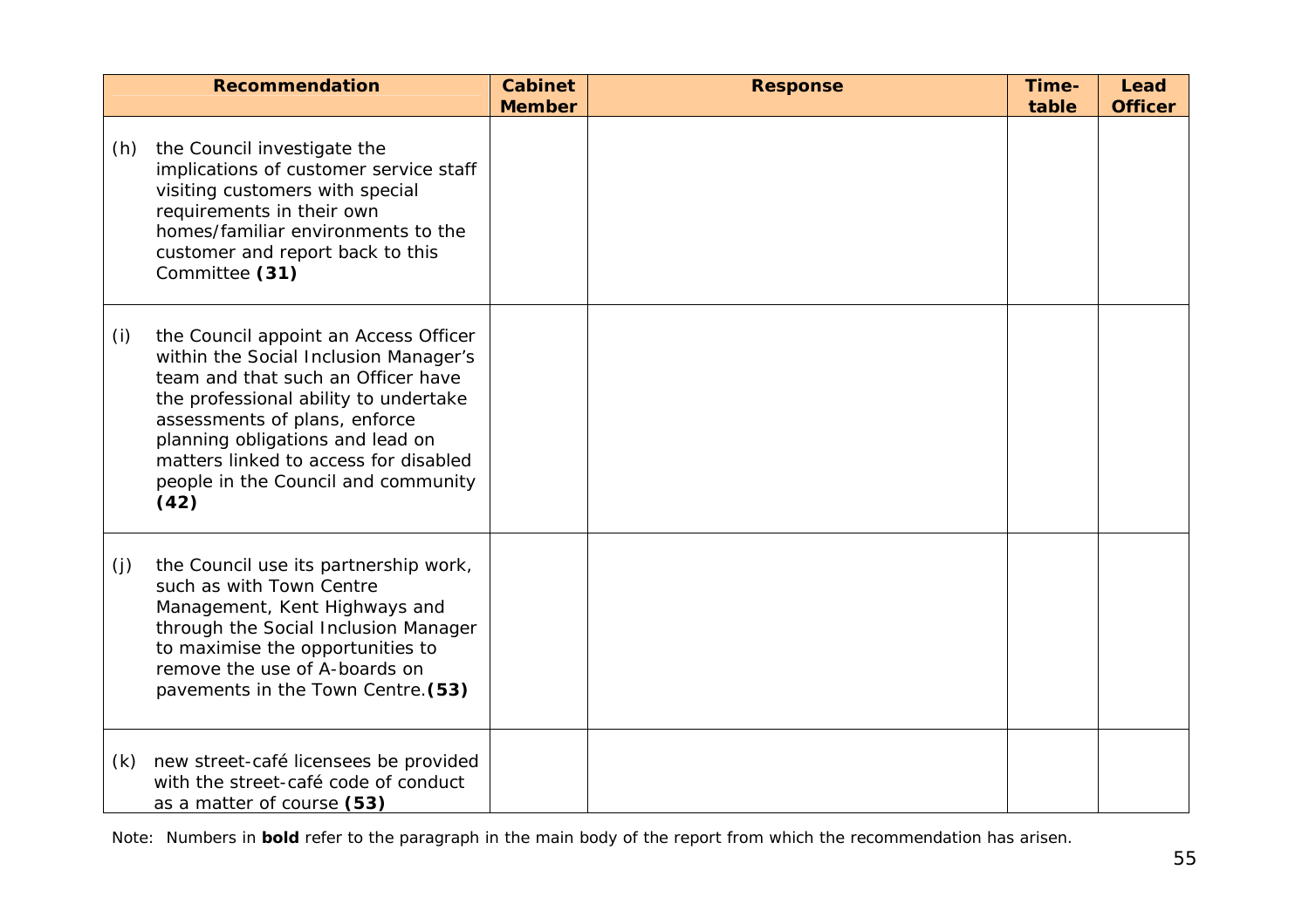| Recommendation | Cabinet Member | Response | Time-table | Lead Officer |
|---|---|---|---|---|
| (h) the Council investigate the implications of customer service staff visiting customers with special requirements in their own homes/familiar environments to the customer and report back to this Committee **(31)** | | | | |
| (i) the Council appoint an Access Officer within the Social Inclusion Manager's team and that such an Officer have the professional ability to undertake assessments of plans, enforce planning obligations and lead on matters linked to access for disabled people in the Council and community **(42)** | | | | |
| (j) the Council use its partnership work, such as with Town Centre Management, Kent Highways and through the Social Inclusion Manager to maximise the opportunities to remove the use of A-boards on pavements in the Town Centre. **(53)** | | | | |
| (k) new street-café licensees be provided with the street-café code of conduct as a matter of course **(53)** | | | | |

Note: Numbers in **bold** refer to the paragraph in the main body of the report from which the recommendation has arisen.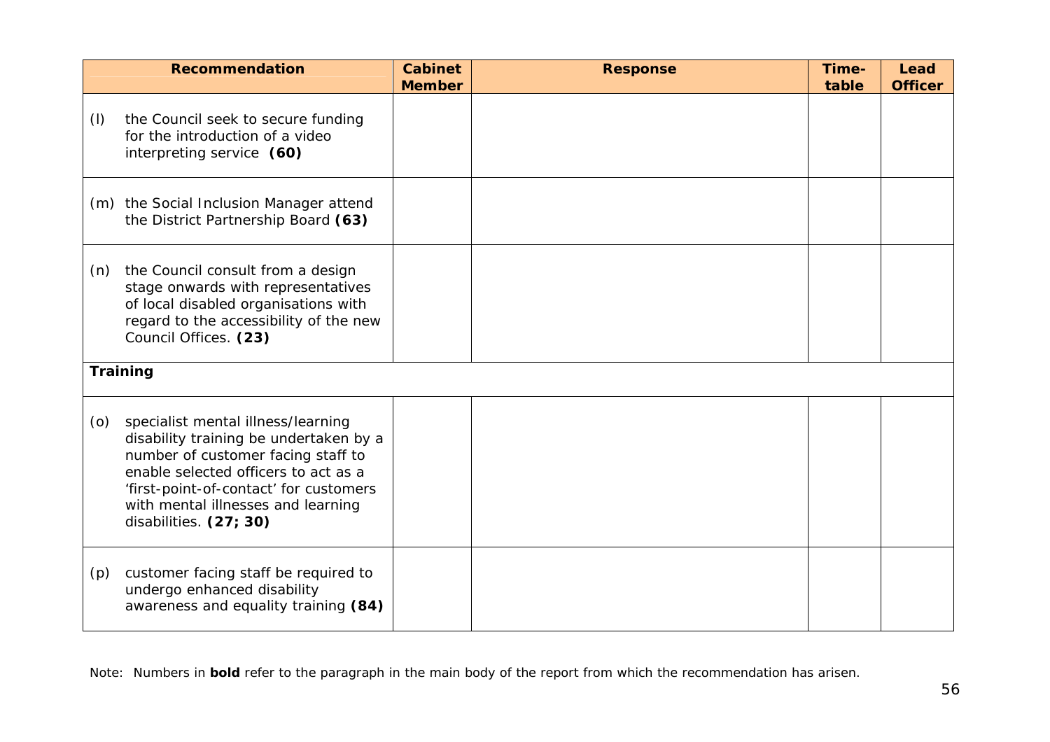| Recommendation | Cabinet Member | Response | Time-table | Lead Officer |
|---|---|---|---|---|
| (l) the Council seek to secure funding for the introduction of a video interpreting service **(60)** | | | | |
| (m) the Social Inclusion Manager attend the District Partnership Board **(63)** | | | | |
| (n) the Council consult from a design stage onwards with representatives of local disabled organisations with regard to the accessibility of the new Council Offices. **(23)** | | | | |
| **Training** | | | | |
| (o) specialist mental illness/learning disability training be undertaken by a number of customer facing staff to enable selected officers to act as a 'first-point-of-contact' for customers with mental illnesses and learning disabilities. **(27; 30)** | | | | |
| (p) customer facing staff be required to undergo enhanced disability awareness and equality training **(84)** | | | | |

Note: Numbers in **bold** refer to the paragraph in the main body of the report from which the recommendation has arisen.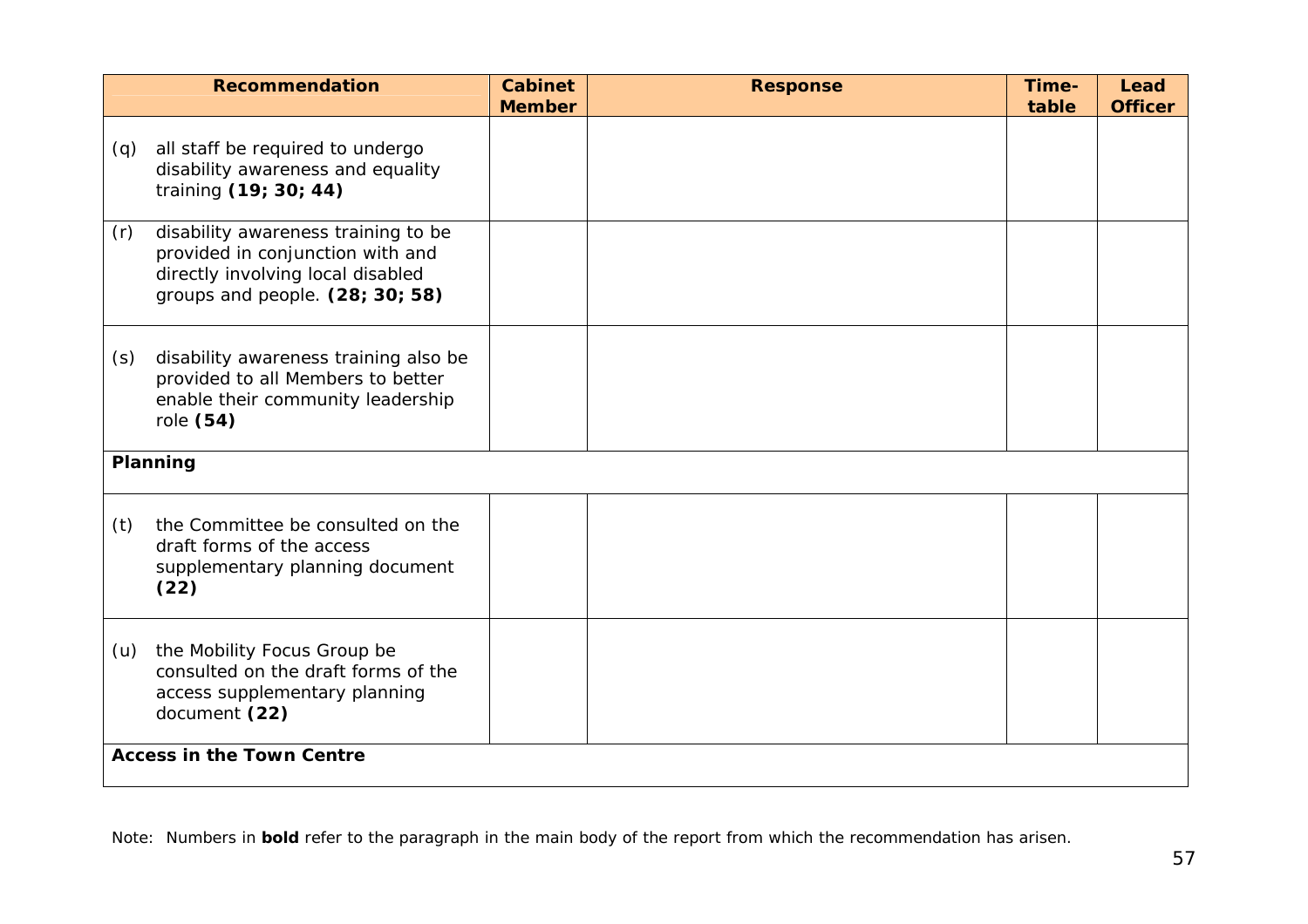| Recommendation | Cabinet Member | Response | Time-table | Lead Officer |
|---|---|---|---|---|
| (q) all staff be required to undergo disability awareness and equality training **(19; 30; 44)** | | | | |
| (r) disability awareness training to be provided in conjunction with and directly involving local disabled groups and people. **(28; 30; 58)** | | | | |
| (s) disability awareness training also be provided to all Members to better enable their community leadership role **(54)** | | | | |
| **Planning** | | | | |
| (t) the Committee be consulted on the draft forms of the access supplementary planning document **(22)** | | | | |
| (u) the Mobility Focus Group be consulted on the draft forms of the access supplementary planning document **(22)** | | | | |
| **Access in the Town Centre** | | | | |

Note: Numbers in **bold** refer to the paragraph in the main body of the report from which the recommendation has arisen.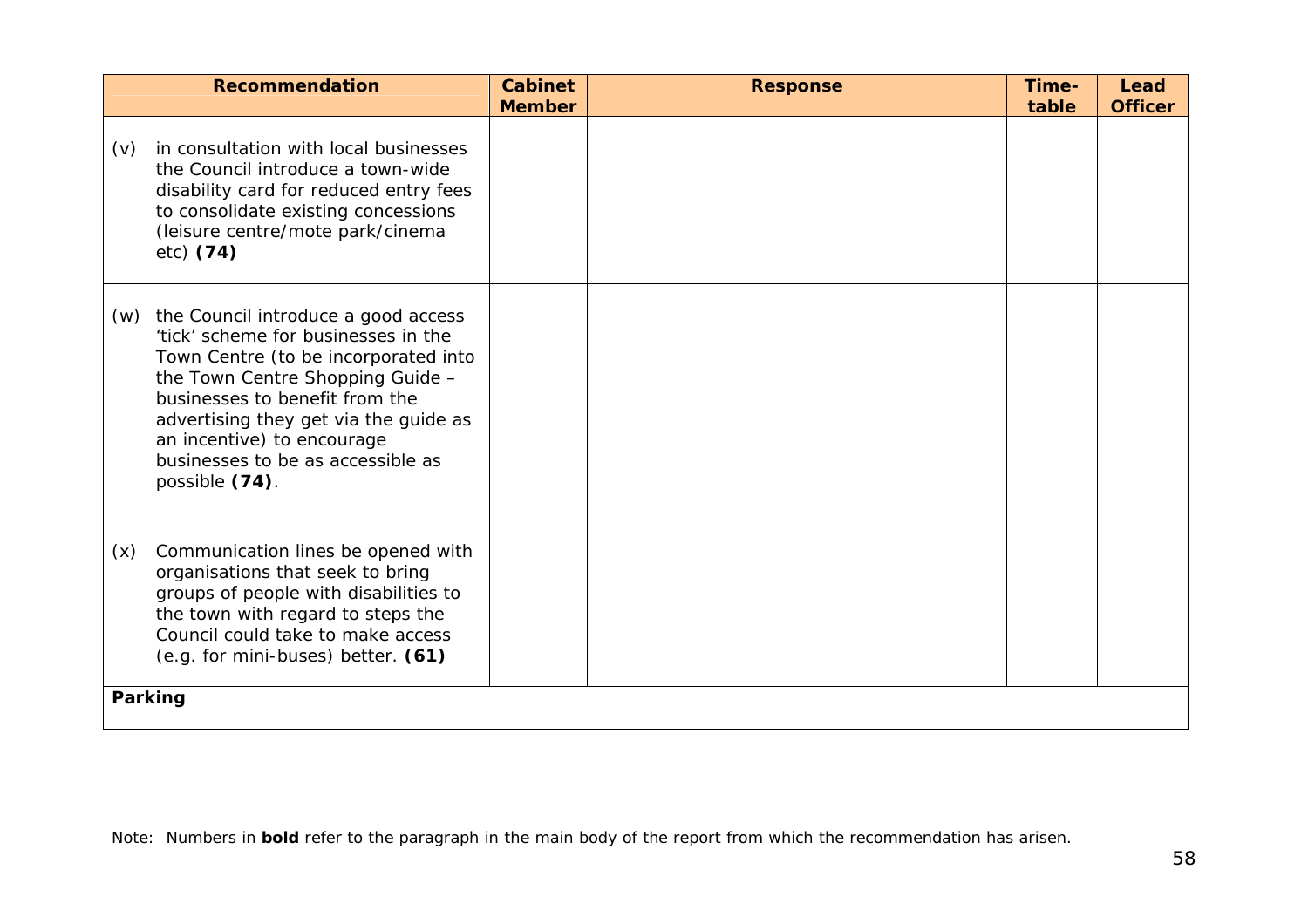| Recommendation | Cabinet Member | Response | Time-table | Lead Officer |
|---|---|---|---|---|
| (v) in consultation with local businesses the Council introduce a town-wide disability card for reduced entry fees to consolidate existing concessions (leisure centre/mote park/cinema etc) **(74)** | | | | |
| (w) the Council introduce a good access 'tick' scheme for businesses in the Town Centre (to be incorporated into the Town Centre Shopping Guide – businesses to benefit from the advertising they get via the guide as an incentive) to encourage businesses to be as accessible as possible **(74)**. | | | | |
| (x) Communication lines be opened with organisations that seek to bring groups of people with disabilities to the town with regard to steps the Council could take to make access (e.g. for mini-buses) better. **(61)** | | | | |
| **Parking** | | | | |

Note: Numbers in **bold** refer to the paragraph in the main body of the report from which the recommendation has arisen.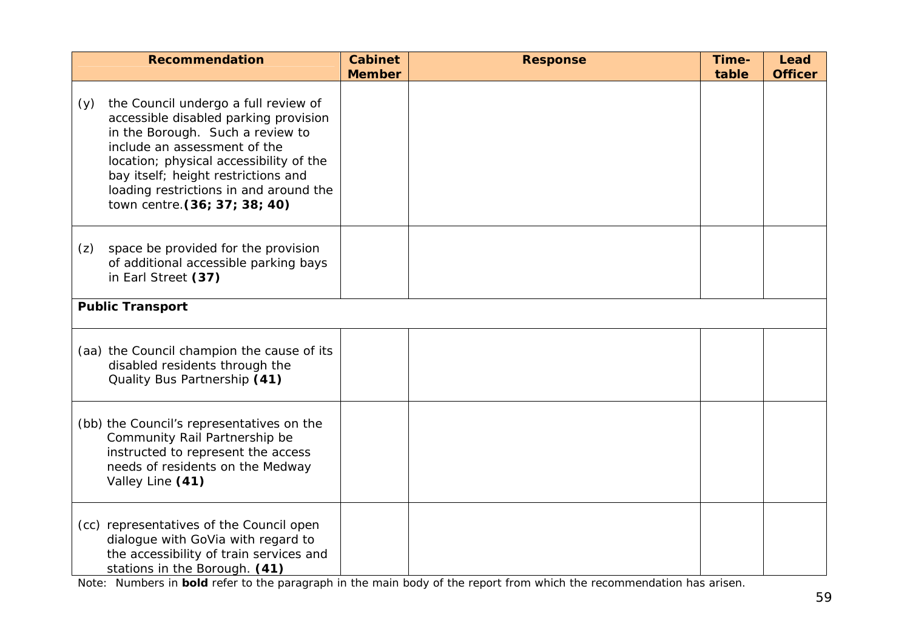| Recommendation | Cabinet Member | Response | Time-table | Lead Officer |
|---|---|---|---|---|
| (y) the Council undergo a full review of accessible disabled parking provision in the Borough. Such a review to include an assessment of the location; physical accessibility of the bay itself; height restrictions and loading restrictions in and around the town centre. **(36; 37; 38; 40)** | | | | |
| (z) space be provided for the provision of additional accessible parking bays in Earl Street **(37)** | | | | |
| **Public Transport** | | | | |
| (aa) the Council champion the cause of its disabled residents through the Quality Bus Partnership **(41)** | | | | |
| (bb) the Council's representatives on the Community Rail Partnership be instructed to represent the access needs of residents on the Medway Valley Line **(41)** | | | | |
| (cc) representatives of the Council open dialogue with GoVia with regard to the accessibility of train services and stations in the Borough. **(41)** | | | | |

Note: Numbers in **bold** refer to the paragraph in the main body of the report from which the recommendation has arisen.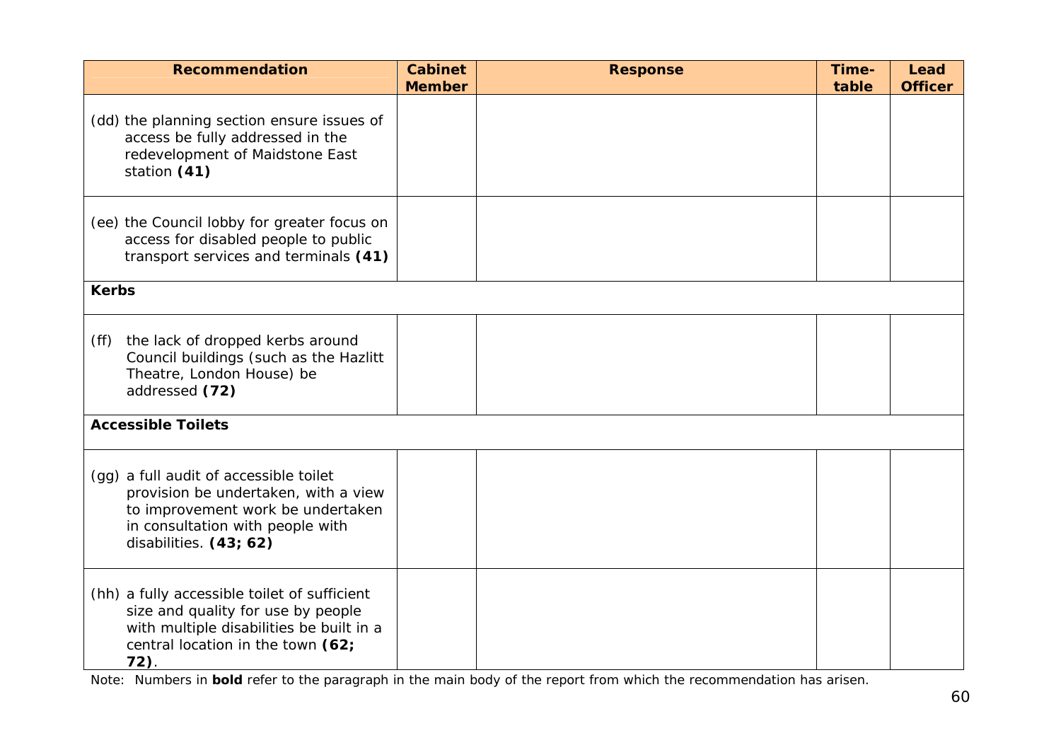| Recommendation | Cabinet Member | Response | Time-table | Lead Officer |
|---|---|---|---|---|
| (dd) the planning section ensure issues of access be fully addressed in the redevelopment of Maidstone East station **(41)** | | | | |
| (ee) the Council lobby for greater focus on access for disabled people to public transport services and terminals **(41)** | | | | |
| **Kerbs** | | | | |
| (ff) the lack of dropped kerbs around Council buildings (such as the Hazlitt Theatre, London House) be addressed **(72)** | | | | |
| **Accessible Toilets** | | | | |
| (gg) a full audit of accessible toilet provision be undertaken, with a view to improvement work be undertaken in consultation with people with disabilities. **(43; 62)** | | | | |
| (hh) a fully accessible toilet of sufficient size and quality for use by people with multiple disabilities be built in a central location in the town **(62; 72)**. | | | | |

Note: Numbers in **bold** refer to the paragraph in the main body of the report from which the recommendation has arisen.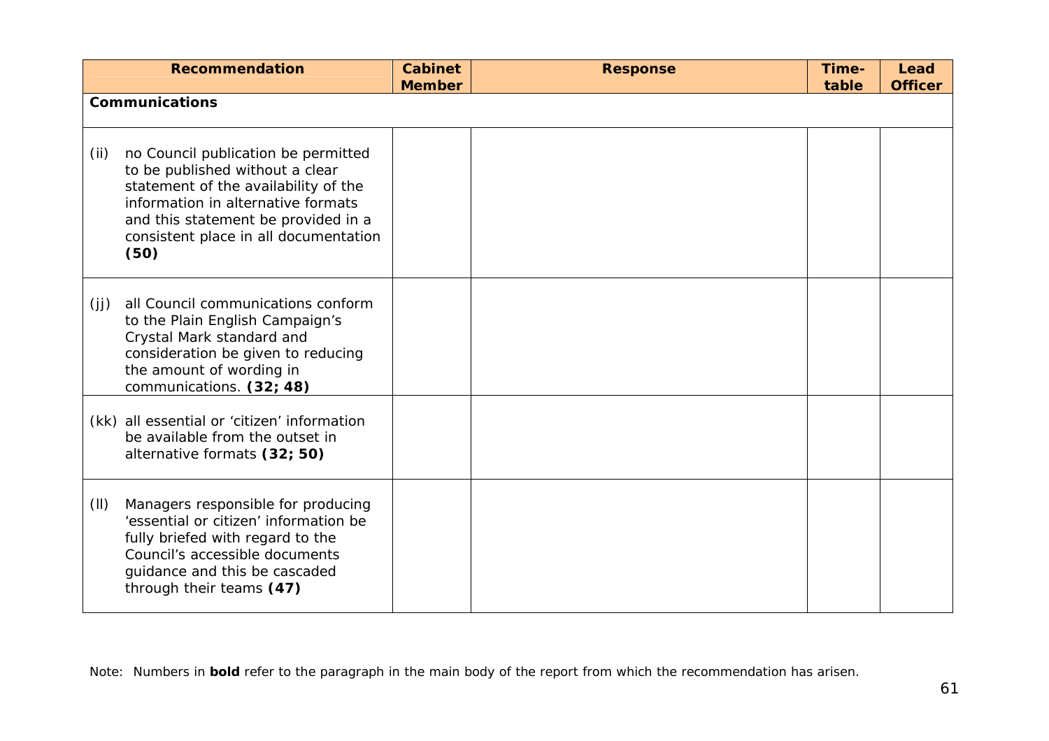| **Recommendation** | **Cabinet Member** | **Response** | **Time-table** | **Lead Officer** |
|---|---|---|---|---|
| **Communications** | | | | |
| (ii) no Council publication be permitted to be published without a clear statement of the availability of the information in alternative formats and this statement be provided in a consistent place in all documentation **(50)** | | | | |
| (jj) all Council communications conform to the Plain English Campaign's Crystal Mark standard and consideration be given to reducing the amount of wording in communications. **(32; 48)** | | | | |
| (kk) all essential or 'citizen' information be available from the outset in alternative formats **(32; 50)** | | | | |
| (ll) Managers responsible for producing 'essential or citizen' information be fully briefed with regard to the Council's accessible documents guidance and this be cascaded through their teams **(47)** | | | | |

Note: Numbers in **bold** refer to the paragraph in the main body of the report from which the recommendation has arisen.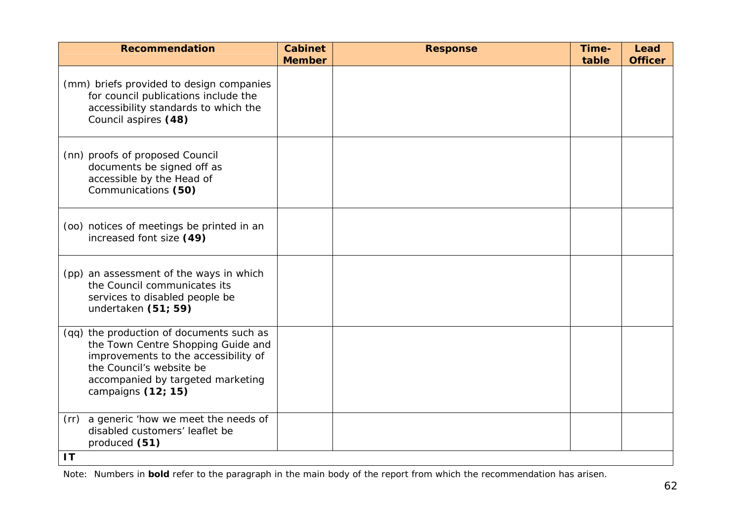| Recommendation | Cabinet Member | Response | Time-table | Lead Officer |
| --- | --- | --- | --- | --- |
| (mm) briefs provided to design companies for council publications include the accessibility standards to which the Council aspires **(48)** | | | | |
| (nn) proofs of proposed Council documents be signed off as accessible by the Head of Communications **(50)** | | | | |
| (oo) notices of meetings be printed in an increased font size **(49)** | | | | |
| (pp) an assessment of the ways in which the Council communicates its services to disabled people be undertaken **(51; 59)** | | | | |
| (qq) the production of documents such as the Town Centre Shopping Guide and improvements to the accessibility of the Council's website be accompanied by targeted marketing campaigns **(12; 15)** | | | | |
| (rr) a generic 'how we meet the needs of disabled customers' leaflet be produced **(51)** | | | | |
| **IT** | | | | |

Note: Numbers in **bold** refer to the paragraph in the main body of the report from which the recommendation has arisen.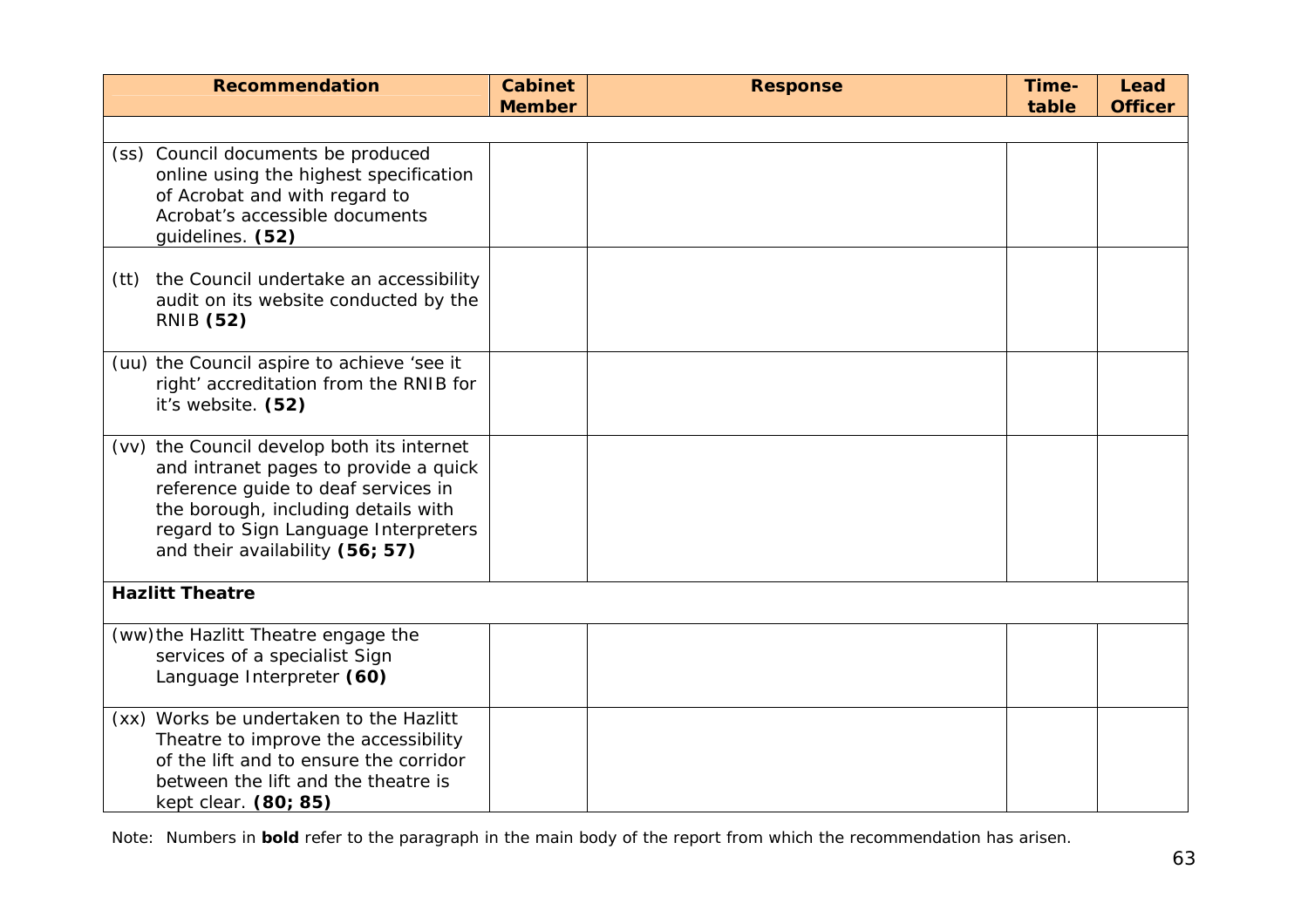| Recommendation | Cabinet Member | Response | Time-table | Lead Officer |
|---|---|---|---|---|
| | | | | |
| (ss) Council documents be produced online using the highest specification of Acrobat and with regard to Acrobat's accessible documents guidelines. **(52)** | | | | |
| (tt) the Council undertake an accessibility audit on its website conducted by the RNIB **(52)** | | | | |
| (uu) the Council aspire to achieve 'see it right' accreditation from the RNIB for it's website. **(52)** | | | | |
| (vv) the Council develop both its internet and intranet pages to provide a quick reference guide to deaf services in the borough, including details with regard to Sign Language Interpreters and their availability **(56; 57)** | | | | |
| **Hazlitt Theatre** | | | | |
| (ww) the Hazlitt Theatre engage the services of a specialist Sign Language Interpreter **(60)** | | | | |
| (xx) Works be undertaken to the Hazlitt Theatre to improve the accessibility of the lift and to ensure the corridor between the lift and the theatre is kept clear. **(80; 85)** | | | | |

Note: Numbers in **bold** refer to the paragraph in the main body of the report from which the recommendation has arisen.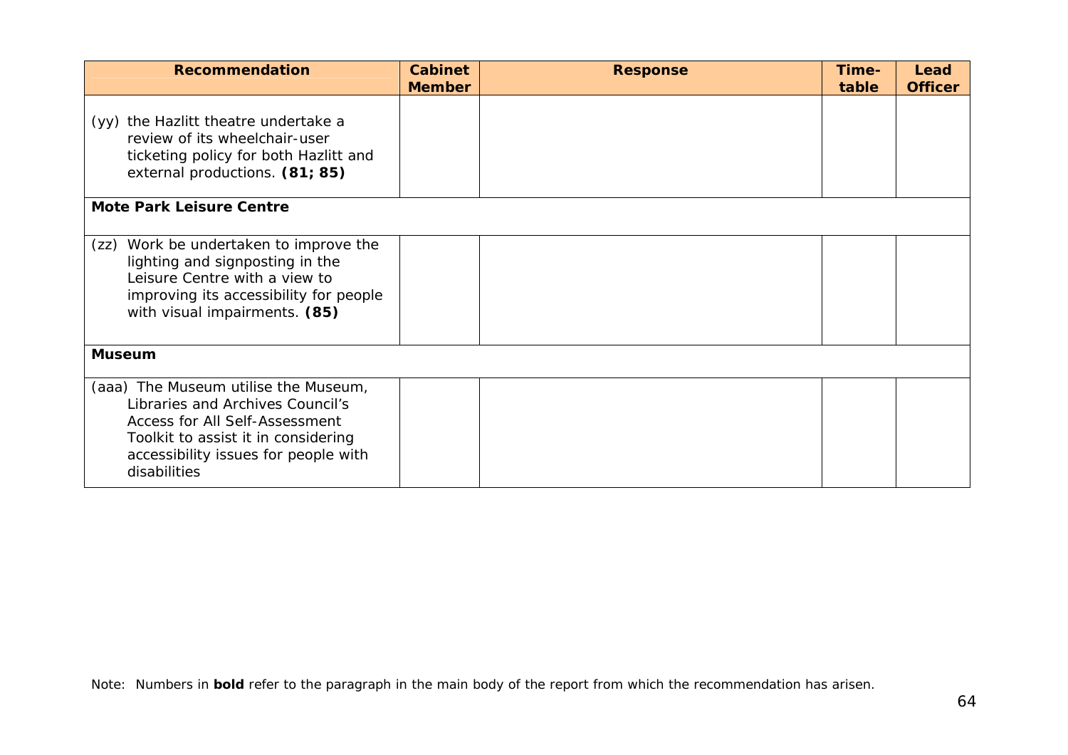| Recommendation | Cabinet Member | Response | Time-table | Lead Officer |
|---|---|---|---|---|
| (yy) the Hazlitt theatre undertake a review of its wheelchair-user ticketing policy for both Hazlitt and external productions. **(81; 85)** | | | | |
| **Mote Park Leisure Centre** | | | | |
| (zz) Work be undertaken to improve the lighting and signposting in the Leisure Centre with a view to improving its accessibility for people with visual impairments. **(85)** | | | | |
| **Museum** | | | | |
| (aaa) The Museum utilise the Museum, Libraries and Archives Council's Access for All Self-Assessment Toolkit to assist it in considering accessibility issues for people with disabilities | | | | |

Note: Numbers in **bold** refer to the paragraph in the main body of the report from which the recommendation has arisen.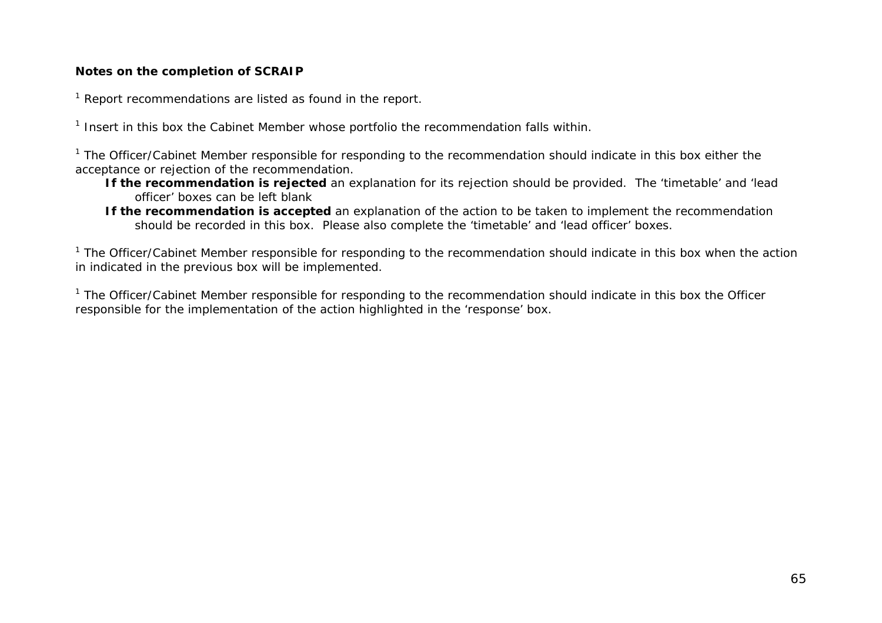**Notes on the completion of SCRAIP**

[1] Report recommendations are listed as found in the report.

[1] Insert in this box the Cabinet Member whose portfolio the recommendation falls within.

[1] The Officer/Cabinet Member responsible for responding to the recommendation should indicate in this box either the acceptance or rejection of the recommendation.

- **If the recommendation is rejected** an explanation for its rejection should be provided. The 'timetable' and 'lead officer' boxes can be left blank
- **If the recommendation is accepted** an explanation of the action to be taken to implement the recommendation should be recorded in this box. Please also complete the 'timetable' and 'lead officer' boxes.

[1] The Officer/Cabinet Member responsible for responding to the recommendation should indicate in this box when the action in indicated in the previous box will be implemented.

[1] The Officer/Cabinet Member responsible for responding to the recommendation should indicate in this box the Officer responsible for the implementation of the action highlighted in the 'response' box.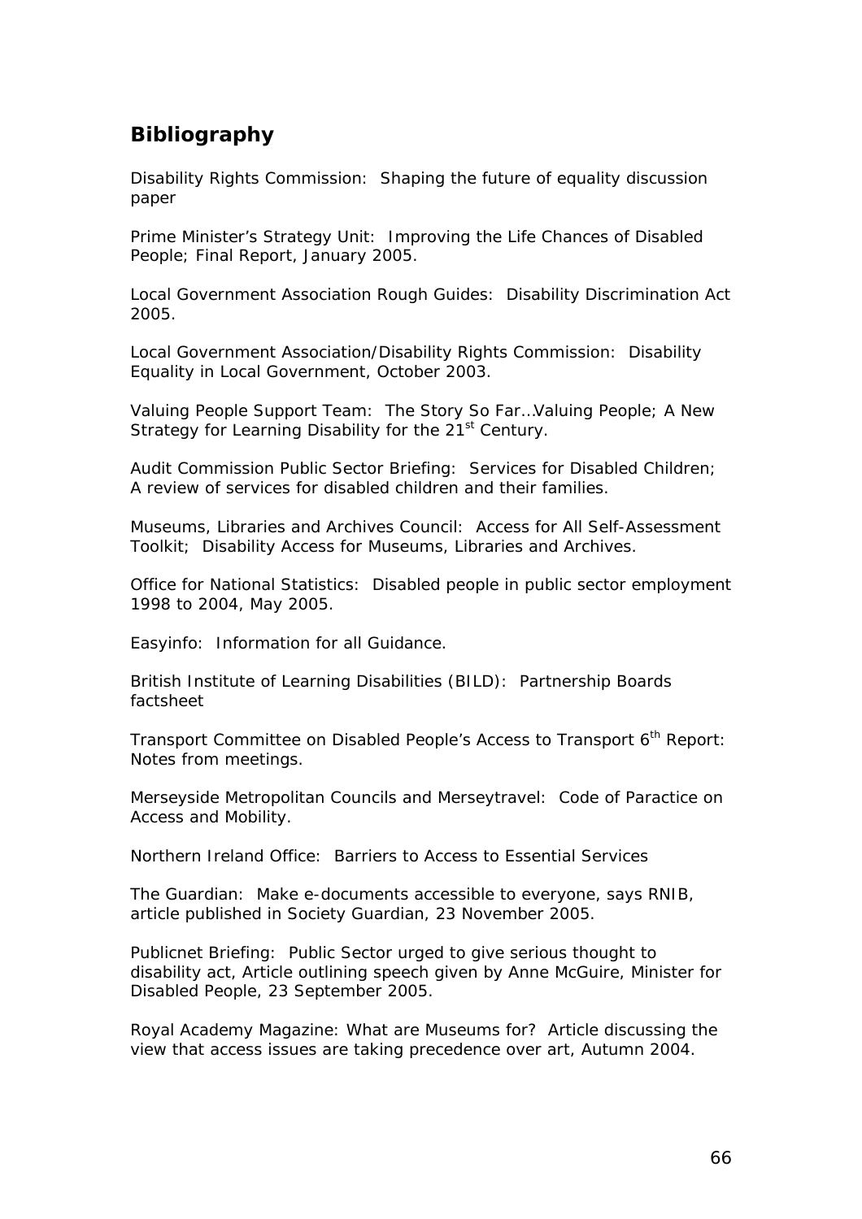## Bibliography

Disability Rights Commission: Shaping the future of equality discussion paper

Prime Minister's Strategy Unit: Improving the Life Chances of Disabled People; Final Report, January 2005.

Local Government Association Rough Guides: Disability Discrimination Act 2005.

Local Government Association/Disability Rights Commission: Disability Equality in Local Government, October 2003.

Valuing People Support Team: The Story So Far…Valuing People; A New Strategy for Learning Disability for the 21st Century.

Audit Commission Public Sector Briefing: Services for Disabled Children; A review of services for disabled children and their families.

Museums, Libraries and Archives Council: Access for All Self-Assessment Toolkit; Disability Access for Museums, Libraries and Archives.

Office for National Statistics: Disabled people in public sector employment 1998 to 2004, May 2005.

Easyinfo: Information for all Guidance.

British Institute of Learning Disabilities (BILD): Partnership Boards factsheet

Transport Committee on Disabled People's Access to Transport 6th Report: Notes from meetings.

Merseyside Metropolitan Councils and Merseytravel: Code of Paractice on Access and Mobility.

Northern Ireland Office: Barriers to Access to Essential Services

The Guardian: Make e-documents accessible to everyone, says RNIB, article published in Society Guardian, 23 November 2005.

Publicnet Briefing: Public Sector urged to give serious thought to disability act, Article outlining speech given by Anne McGuire, Minister for Disabled People, 23 September 2005.

Royal Academy Magazine: What are Museums for? Article discussing the view that access issues are taking precedence over art, Autumn 2004.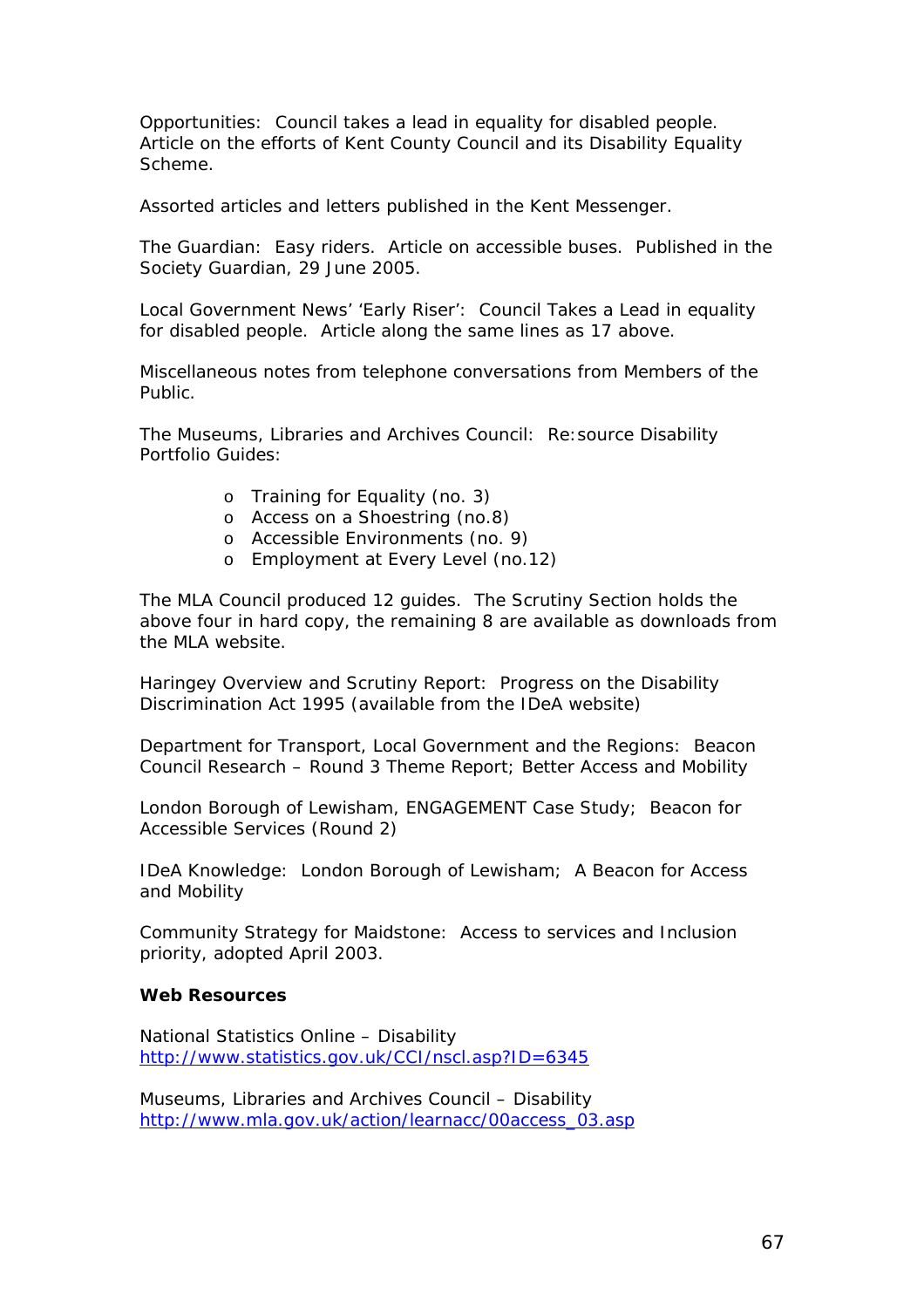Opportunities: Council takes a lead in equality for disabled people. Article on the efforts of Kent County Council and its Disability Equality Scheme.

Assorted articles and letters published in the Kent Messenger.

The Guardian: Easy riders. Article on accessible buses. Published in the Society Guardian, 29 June 2005.

Local Government News' 'Early Riser': Council Takes a Lead in equality for disabled people. Article along the same lines as 17 above.

Miscellaneous notes from telephone conversations from Members of the Public.

The Museums, Libraries and Archives Council: Re:source Disability Portfolio Guides:

- Training for Equality (no. 3)
- Access on a Shoestring (no.8)
- Accessible Environments (no. 9)
- Employment at Every Level (no.12)

The MLA Council produced 12 guides. The Scrutiny Section holds the above four in hard copy, the remaining 8 are available as downloads from the MLA website.

Haringey Overview and Scrutiny Report: Progress on the Disability Discrimination Act 1995 (available from the IDeA website)

Department for Transport, Local Government and the Regions: Beacon Council Research – Round 3 Theme Report; Better Access and Mobility

London Borough of Lewisham, ENGAGEMENT Case Study; Beacon for Accessible Services (Round 2)

IDeA Knowledge: London Borough of Lewisham; A Beacon for Access and Mobility

Community Strategy for Maidstone: Access to services and Inclusion priority, adopted April 2003.

**Web Resources**

National Statistics Online – Disability
http://www.statistics.gov.uk/CCI/nscl.asp?ID=6345

Museums, Libraries and Archives Council – Disability
http://www.mla.gov.uk/action/learnacc/00access_03.asp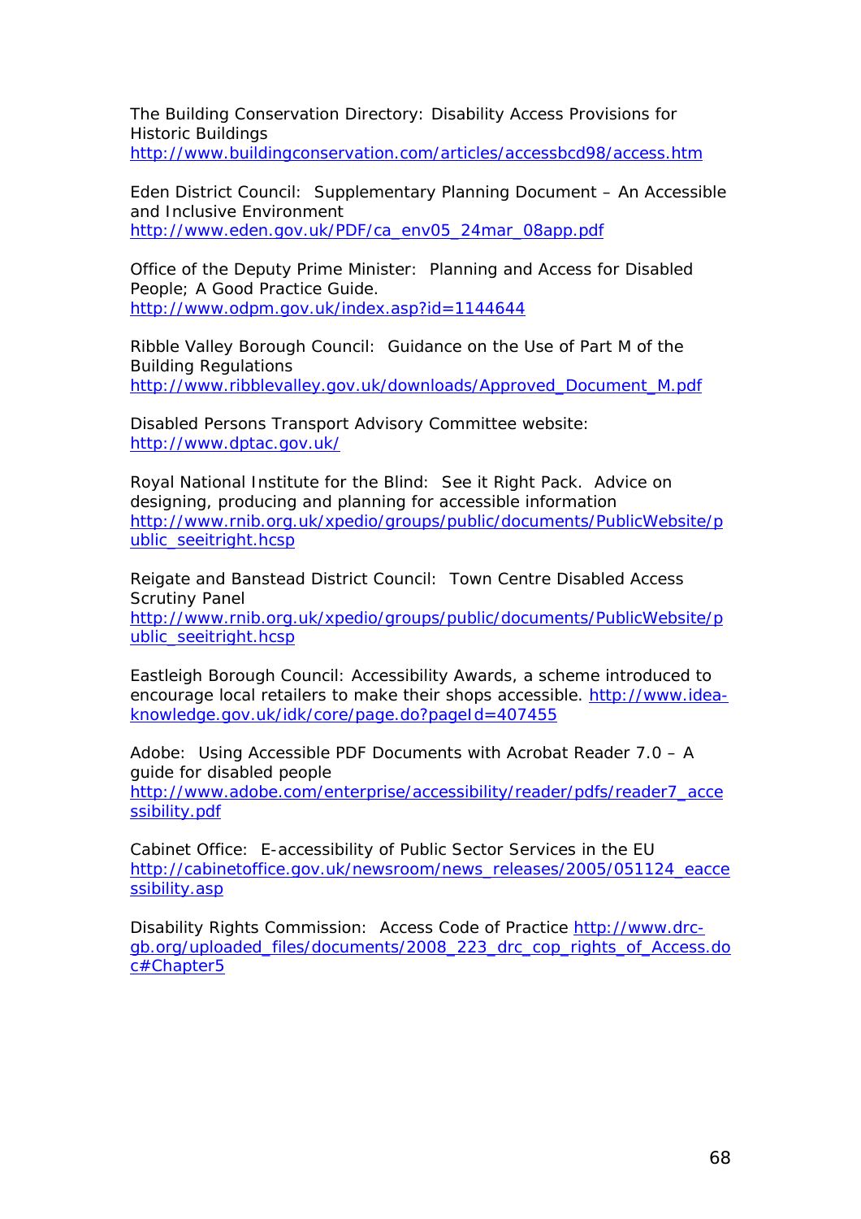The Building Conservation Directory: Disability Access Provisions for Historic Buildings
http://www.buildingconservation.com/articles/accessbcd98/access.htm

Eden District Council: Supplementary Planning Document – An Accessible and Inclusive Environment
http://www.eden.gov.uk/PDF/ca_env05_24mar_08app.pdf

Office of the Deputy Prime Minister: Planning and Access for Disabled People; A Good Practice Guide.
http://www.odpm.gov.uk/index.asp?id=1144644

Ribble Valley Borough Council: Guidance on the Use of Part M of the Building Regulations
http://www.ribblevalley.gov.uk/downloads/Approved_Document_M.pdf

Disabled Persons Transport Advisory Committee website:
http://www.dptac.gov.uk/

Royal National Institute for the Blind: See it Right Pack. Advice on designing, producing and planning for accessible information
http://www.rnib.org.uk/xpedio/groups/public/documents/PublicWebsite/public_seeitright.hcsp

Reigate and Banstead District Council: Town Centre Disabled Access Scrutiny Panel
http://www.rnib.org.uk/xpedio/groups/public/documents/PublicWebsite/public_seeitright.hcsp

Eastleigh Borough Council: Accessibility Awards, a scheme introduced to encourage local retailers to make their shops accessible. http://www.idea-knowledge.gov.uk/idk/core/page.do?pageId=407455

Adobe: Using Accessible PDF Documents with Acrobat Reader 7.0 – A guide for disabled people
http://www.adobe.com/enterprise/accessibility/reader/pdfs/reader7_accessibility.pdf

Cabinet Office: E-accessibility of Public Sector Services in the EU
http://cabinetoffice.gov.uk/newsroom/news_releases/2005/051124_eaccessibility.asp

Disability Rights Commission: Access Code of Practice http://www.drc-gb.org/uploaded_files/documents/2008_223_drc_cop_rights_of_Access.doc#Chapter5